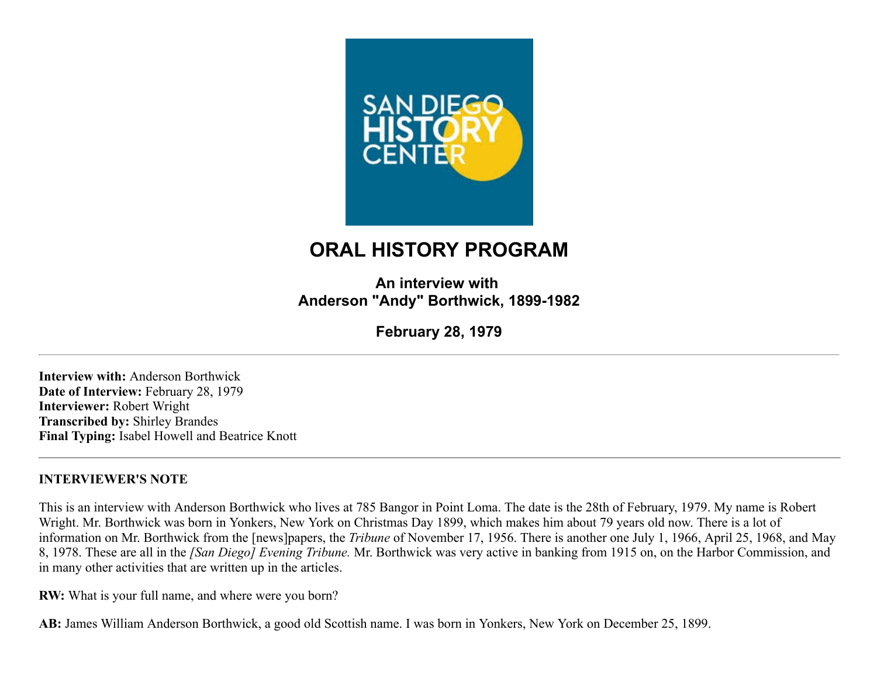# ORAL HISTORY PROGRAM

### An interview with
### Anderson "Andy" Borthwick, 1899-1982

### February 28, 1979

---

**Interview with:** Anderson Borthwick
**Date of Interview:** February 28, 1979
**Interviewer:** Robert Wright
**Transcribed by:** Shirley Brandes
**Final Typing:** Isabel Howell and Beatrice Knott

---

**INTERVIEWER'S NOTE**

This is an interview with Anderson Borthwick who lives at 785 Bangor in Point Loma. The date is the 28th of February, 1979. My name is Robert Wright. Mr. Borthwick was born in Yonkers, New York on Christmas Day 1899, which makes him about 79 years old now. There is a lot of information on Mr. Borthwick from the [news]papers, the *Tribune* of November 17, 1956. There is another one July 1, 1966, April 25, 1968, and May 8, 1978. These are all in the *[San Diego] Evening Tribune.* Mr. Borthwick was very active in banking from 1915 on, on the Harbor Commission, and in many other activities that are written up in the articles.

**RW:** What is your full name, and where were you born?

**AB:** James William Anderson Borthwick, a good old Scottish name. I was born in Yonkers, New York on December 25, 1899.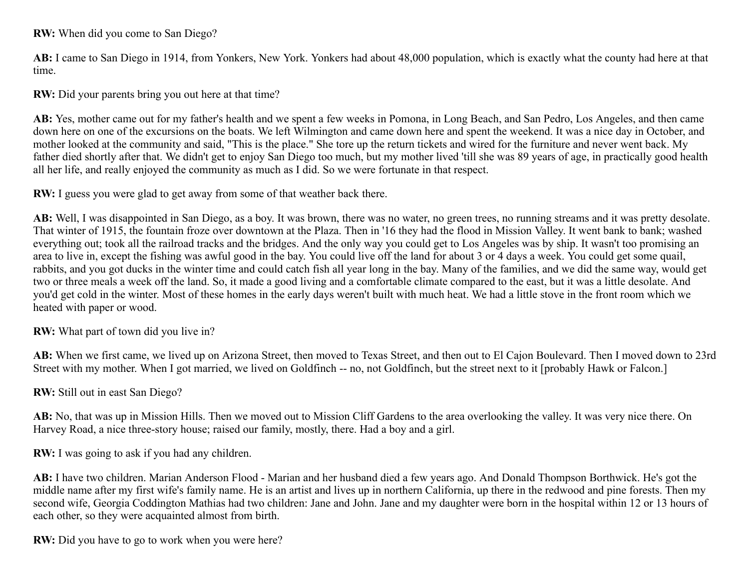**RW:** When did you come to San Diego?

**AB:** I came to San Diego in 1914, from Yonkers, New York. Yonkers had about 48,000 population, which is exactly what the county had here at that time.

**RW:** Did your parents bring you out here at that time?

**AB:** Yes, mother came out for my father's health and we spent a few weeks in Pomona, in Long Beach, and San Pedro, Los Angeles, and then came down here on one of the excursions on the boats. We left Wilmington and came down here and spent the weekend. It was a nice day in October, and mother looked at the community and said, "This is the place." She tore up the return tickets and wired for the furniture and never went back. My father died shortly after that. We didn't get to enjoy San Diego too much, but my mother lived 'till she was 89 years of age, in practically good health all her life, and really enjoyed the community as much as I did. So we were fortunate in that respect.

**RW:** I guess you were glad to get away from some of that weather back there.

**AB:** Well, I was disappointed in San Diego, as a boy. It was brown, there was no water, no green trees, no running streams and it was pretty desolate. That winter of 1915, the fountain froze over downtown at the Plaza. Then in '16 they had the flood in Mission Valley. It went bank to bank; washed everything out; took all the railroad tracks and the bridges. And the only way you could get to Los Angeles was by ship. It wasn't too promising an area to live in, except the fishing was awful good in the bay. You could live off the land for about 3 or 4 days a week. You could get some quail, rabbits, and you got ducks in the winter time and could catch fish all year long in the bay. Many of the families, and we did the same way, would get two or three meals a week off the land. So, it made a good living and a comfortable climate compared to the east, but it was a little desolate. And you'd get cold in the winter. Most of these homes in the early days weren't built with much heat. We had a little stove in the front room which we heated with paper or wood.

**RW:** What part of town did you live in?

**AB:** When we first came, we lived up on Arizona Street, then moved to Texas Street, and then out to El Cajon Boulevard. Then I moved down to 23rd Street with my mother. When I got married, we lived on Goldfinch -- no, not Goldfinch, but the street next to it [probably Hawk or Falcon.]

**RW:** Still out in east San Diego?

**AB:** No, that was up in Mission Hills. Then we moved out to Mission Cliff Gardens to the area overlooking the valley. It was very nice there. On Harvey Road, a nice three-story house; raised our family, mostly, there. Had a boy and a girl.

**RW:** I was going to ask if you had any children.

**AB:** I have two children. Marian Anderson Flood - Marian and her husband died a few years ago. And Donald Thompson Borthwick. He's got the middle name after my first wife's family name. He is an artist and lives up in northern California, up there in the redwood and pine forests. Then my second wife, Georgia Coddington Mathias had two children: Jane and John. Jane and my daughter were born in the hospital within 12 or 13 hours of each other, so they were acquainted almost from birth.

**RW:** Did you have to go to work when you were here?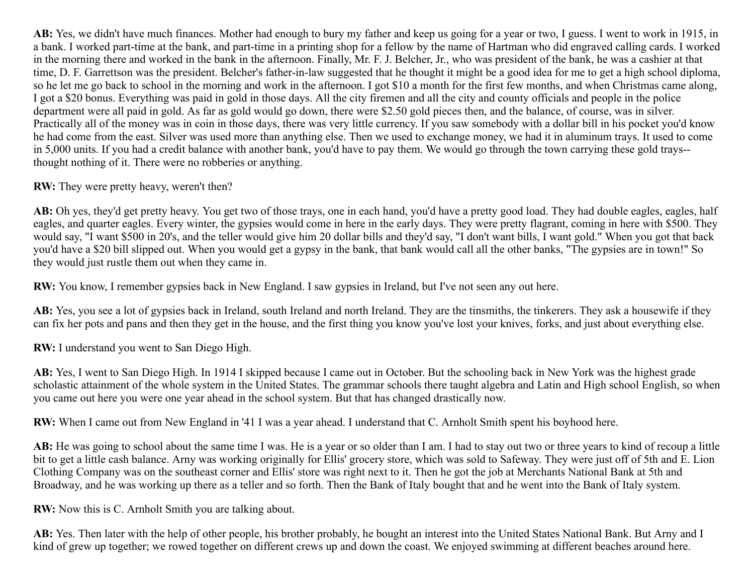**AB:** Yes, we didn't have much finances. Mother had enough to bury my father and keep us going for a year or two, I guess. I went to work in 1915, in a bank. I worked part-time at the bank, and part-time in a printing shop for a fellow by the name of Hartman who did engraved calling cards. I worked in the morning there and worked in the bank in the afternoon. Finally, Mr. F. J. Belcher, Jr., who was president of the bank, he was a cashier at that time, D. F. Garrettson was the president. Belcher's father-in-law suggested that he thought it might be a good idea for me to get a high school diploma, so he let me go back to school in the morning and work in the afternoon. I got $10 a month for the first few months, and when Christmas came along, I got a $20 bonus. Everything was paid in gold in those days. All the city firemen and all the city and county officials and people in the police department were all paid in gold. As far as gold would go down, there were $2.50 gold pieces then, and the balance, of course, was in silver. Practically all of the money was in coin in those days, there was very little currency. If you saw somebody with a dollar bill in his pocket you'd know he had come from the east. Silver was used more than anything else. Then we used to exchange money, we had it in aluminum trays. It used to come in 5,000 units. If you had a credit balance with another bank, you'd have to pay them. We would go through the town carrying these gold trays--thought nothing of it. There were no robberies or anything.

**RW:** They were pretty heavy, weren't then?

**AB:** Oh yes, they'd get pretty heavy. You get two of those trays, one in each hand, you'd have a pretty good load. They had double eagles, eagles, half eagles, and quarter eagles. Every winter, the gypsies would come in here in the early days. They were pretty flagrant, coming in here with $500. They would say, "I want $500 in 20's, and the teller would give him 20 dollar bills and they'd say, "I don't want bills, I want gold." When you got that back you'd have a $20 bill slipped out. When you would get a gypsy in the bank, that bank would call all the other banks, "The gypsies are in town!" So they would just rustle them out when they came in.

**RW:** You know, I remember gypsies back in New England. I saw gypsies in Ireland, but I've not seen any out here.

**AB:** Yes, you see a lot of gypsies back in Ireland, south Ireland and north Ireland. They are the tinsmiths, the tinkerers. They ask a housewife if they can fix her pots and pans and then they get in the house, and the first thing you know you've lost your knives, forks, and just about everything else.

**RW:** I understand you went to San Diego High.

**AB:** Yes, I went to San Diego High. In 1914 I skipped because I came out in October. But the schooling back in New York was the highest grade scholastic attainment of the whole system in the United States. The grammar schools there taught algebra and Latin and High school English, so when you came out here you were one year ahead in the school system. But that has changed drastically now.

**RW:** When I came out from New England in '41 I was a year ahead. I understand that C. Arnholt Smith spent his boyhood here.

**AB:** He was going to school about the same time I was. He is a year or so older than I am. I had to stay out two or three years to kind of recoup a little bit to get a little cash balance. Arny was working originally for Ellis' grocery store, which was sold to Safeway. They were just off of 5th and E. Lion Clothing Company was on the southeast corner and Ellis' store was right next to it. Then he got the job at Merchants National Bank at 5th and Broadway, and he was working up there as a teller and so forth. Then the Bank of Italy bought that and he went into the Bank of Italy system.

**RW:** Now this is C. Arnholt Smith you are talking about.

**AB:** Yes. Then later with the help of other people, his brother probably, he bought an interest into the United States National Bank. But Arny and I kind of grew up together; we rowed together on different crews up and down the coast. We enjoyed swimming at different beaches around here.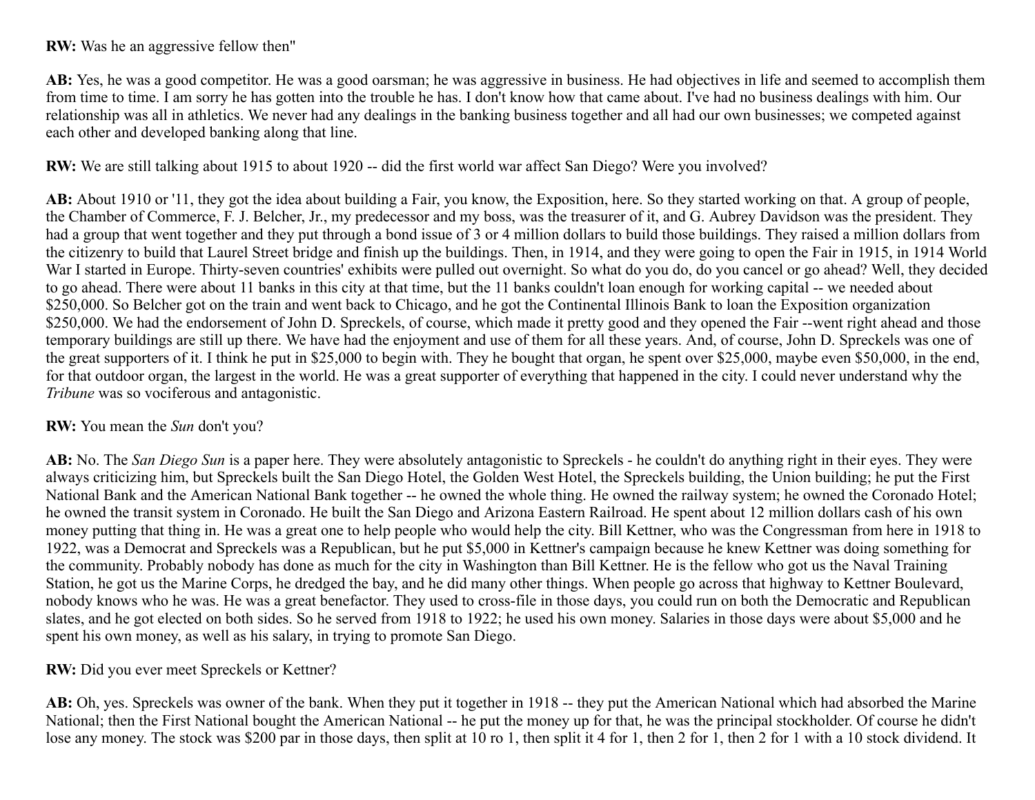**RW:** Was he an aggressive fellow then"

**AB:** Yes, he was a good competitor. He was a good oarsman; he was aggressive in business. He had objectives in life and seemed to accomplish them from time to time. I am sorry he has gotten into the trouble he has. I don't know how that came about. I've had no business dealings with him. Our relationship was all in athletics. We never had any dealings in the banking business together and all had our own businesses; we competed against each other and developed banking along that line.

**RW:** We are still talking about 1915 to about 1920 -- did the first world war affect San Diego? Were you involved?

**AB:** About 1910 or '11, they got the idea about building a Fair, you know, the Exposition, here. So they started working on that. A group of people, the Chamber of Commerce, F. J. Belcher, Jr., my predecessor and my boss, was the treasurer of it, and G. Aubrey Davidson was the president. They had a group that went together and they put through a bond issue of 3 or 4 million dollars to build those buildings. They raised a million dollars from the citizenry to build that Laurel Street bridge and finish up the buildings. Then, in 1914, and they were going to open the Fair in 1915, in 1914 World War I started in Europe. Thirty-seven countries' exhibits were pulled out overnight. So what do you do, do you cancel or go ahead? Well, they decided to go ahead. There were about 11 banks in this city at that time, but the 11 banks couldn't loan enough for working capital -- we needed about $250,000. So Belcher got on the train and went back to Chicago, and he got the Continental Illinois Bank to loan the Exposition organization $250,000. We had the endorsement of John D. Spreckels, of course, which made it pretty good and they opened the Fair --went right ahead and those temporary buildings are still up there. We have had the enjoyment and use of them for all these years. And, of course, John D. Spreckels was one of the great supporters of it. I think he put in $25,000 to begin with. They he bought that organ, he spent over $25,000, maybe even $50,000, in the end, for that outdoor organ, the largest in the world. He was a great supporter of everything that happened in the city. I could never understand why the *Tribune* was so vociferous and antagonistic.

**RW:** You mean the *Sun* don't you?

**AB:** No. The *San Diego Sun* is a paper here. They were absolutely antagonistic to Spreckels - he couldn't do anything right in their eyes. They were always criticizing him, but Spreckels built the San Diego Hotel, the Golden West Hotel, the Spreckels building, the Union building; he put the First National Bank and the American National Bank together -- he owned the whole thing. He owned the railway system; he owned the Coronado Hotel; he owned the transit system in Coronado. He built the San Diego and Arizona Eastern Railroad. He spent about 12 million dollars cash of his own money putting that thing in. He was a great one to help people who would help the city. Bill Kettner, who was the Congressman from here in 1918 to 1922, was a Democrat and Spreckels was a Republican, but he put $5,000 in Kettner's campaign because he knew Kettner was doing something for the community. Probably nobody has done as much for the city in Washington than Bill Kettner. He is the fellow who got us the Naval Training Station, he got us the Marine Corps, he dredged the bay, and he did many other things. When people go across that highway to Kettner Boulevard, nobody knows who he was. He was a great benefactor. They used to cross-file in those days, you could run on both the Democratic and Republican slates, and he got elected on both sides. So he served from 1918 to 1922; he used his own money. Salaries in those days were about $5,000 and he spent his own money, as well as his salary, in trying to promote San Diego.

**RW:** Did you ever meet Spreckels or Kettner?

**AB:** Oh, yes. Spreckels was owner of the bank. When they put it together in 1918 -- they put the American National which had absorbed the Marine National; then the First National bought the American National -- he put the money up for that, he was the principal stockholder. Of course he didn't lose any money. The stock was $200 par in those days, then split at 10 ro 1, then split it 4 for 1, then 2 for 1, then 2 for 1 with a 10 stock dividend. It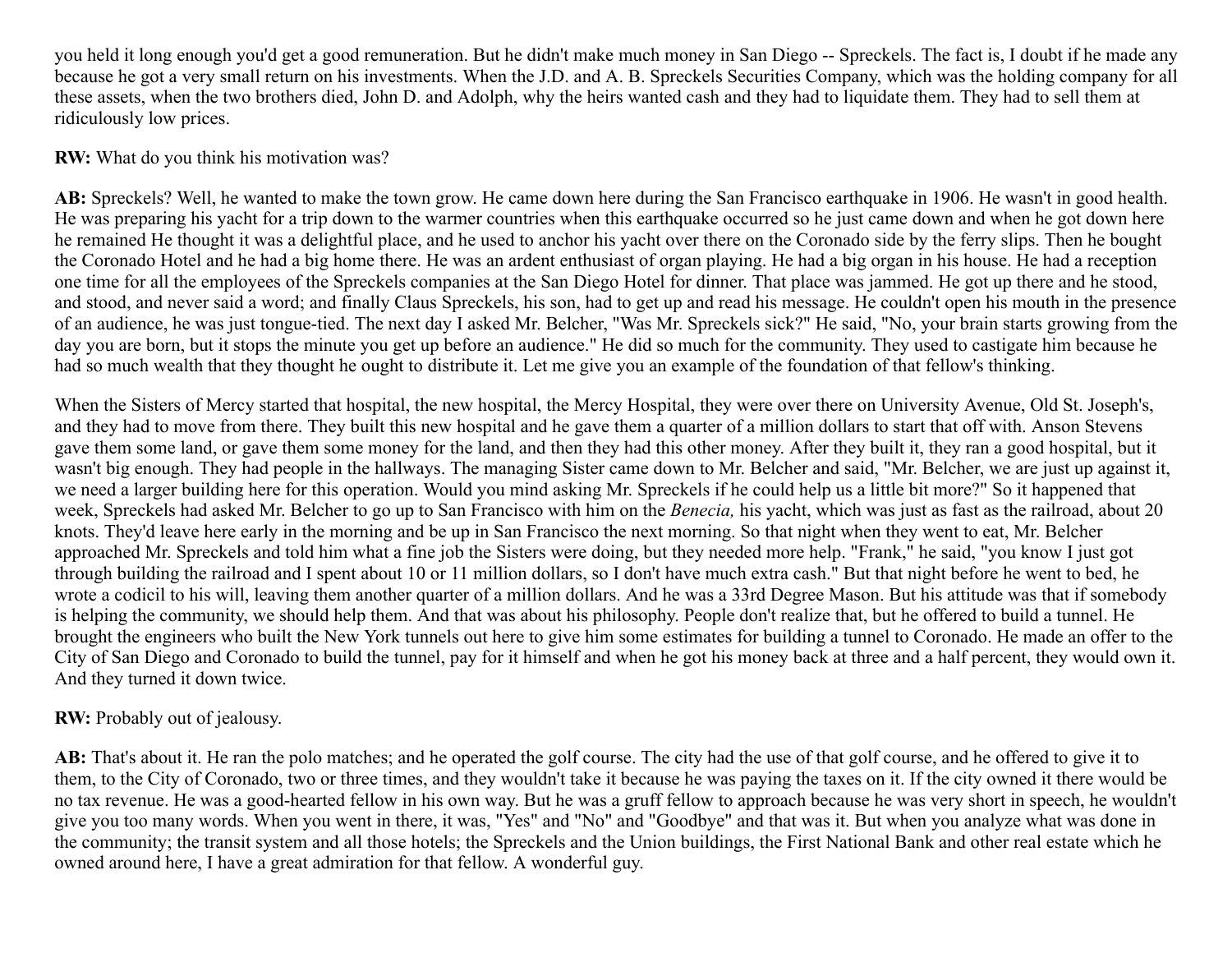you held it long enough you'd get a good remuneration. But he didn't make much money in San Diego -- Spreckels. The fact is, I doubt if he made any because he got a very small return on his investments. When the J.D. and A. B. Spreckels Securities Company, which was the holding company for all these assets, when the two brothers died, John D. and Adolph, why the heirs wanted cash and they had to liquidate them. They had to sell them at ridiculously low prices.

**RW:** What do you think his motivation was?

**AB:** Spreckels? Well, he wanted to make the town grow. He came down here during the San Francisco earthquake in 1906. He wasn't in good health. He was preparing his yacht for a trip down to the warmer countries when this earthquake occurred so he just came down and when he got down here he remained He thought it was a delightful place, and he used to anchor his yacht over there on the Coronado side by the ferry slips. Then he bought the Coronado Hotel and he had a big home there. He was an ardent enthusiast of organ playing. He had a big organ in his house. He had a reception one time for all the employees of the Spreckels companies at the San Diego Hotel for dinner. That place was jammed. He got up there and he stood, and stood, and never said a word; and finally Claus Spreckels, his son, had to get up and read his message. He couldn't open his mouth in the presence of an audience, he was just tongue-tied. The next day I asked Mr. Belcher, "Was Mr. Spreckels sick?" He said, "No, your brain starts growing from the day you are born, but it stops the minute you get up before an audience." He did so much for the community. They used to castigate him because he had so much wealth that they thought he ought to distribute it. Let me give you an example of the foundation of that fellow's thinking.

When the Sisters of Mercy started that hospital, the new hospital, the Mercy Hospital, they were over there on University Avenue, Old St. Joseph's, and they had to move from there. They built this new hospital and he gave them a quarter of a million dollars to start that off with. Anson Stevens gave them some land, or gave them some money for the land, and then they had this other money. After they built it, they ran a good hospital, but it wasn't big enough. They had people in the hallways. The managing Sister came down to Mr. Belcher and said, "Mr. Belcher, we are just up against it, we need a larger building here for this operation. Would you mind asking Mr. Spreckels if he could help us a little bit more?" So it happened that week, Spreckels had asked Mr. Belcher to go up to San Francisco with him on the *Benecia,* his yacht, which was just as fast as the railroad, about 20 knots. They'd leave here early in the morning and be up in San Francisco the next morning. So that night when they went to eat, Mr. Belcher approached Mr. Spreckels and told him what a fine job the Sisters were doing, but they needed more help. "Frank," he said, "you know I just got through building the railroad and I spent about 10 or 11 million dollars, so I don't have much extra cash." But that night before he went to bed, he wrote a codicil to his will, leaving them another quarter of a million dollars. And he was a 33rd Degree Mason. But his attitude was that if somebody is helping the community, we should help them. And that was about his philosophy. People don't realize that, but he offered to build a tunnel. He brought the engineers who built the New York tunnels out here to give him some estimates for building a tunnel to Coronado. He made an offer to the City of San Diego and Coronado to build the tunnel, pay for it himself and when he got his money back at three and a half percent, they would own it. And they turned it down twice.

**RW:** Probably out of jealousy.

**AB:** That's about it. He ran the polo matches; and he operated the golf course. The city had the use of that golf course, and he offered to give it to them, to the City of Coronado, two or three times, and they wouldn't take it because he was paying the taxes on it. If the city owned it there would be no tax revenue. He was a good-hearted fellow in his own way. But he was a gruff fellow to approach because he was very short in speech, he wouldn't give you too many words. When you went in there, it was, "Yes" and "No" and "Goodbye" and that was it. But when you analyze what was done in the community; the transit system and all those hotels; the Spreckels and the Union buildings, the First National Bank and other real estate which he owned around here, I have a great admiration for that fellow. A wonderful guy.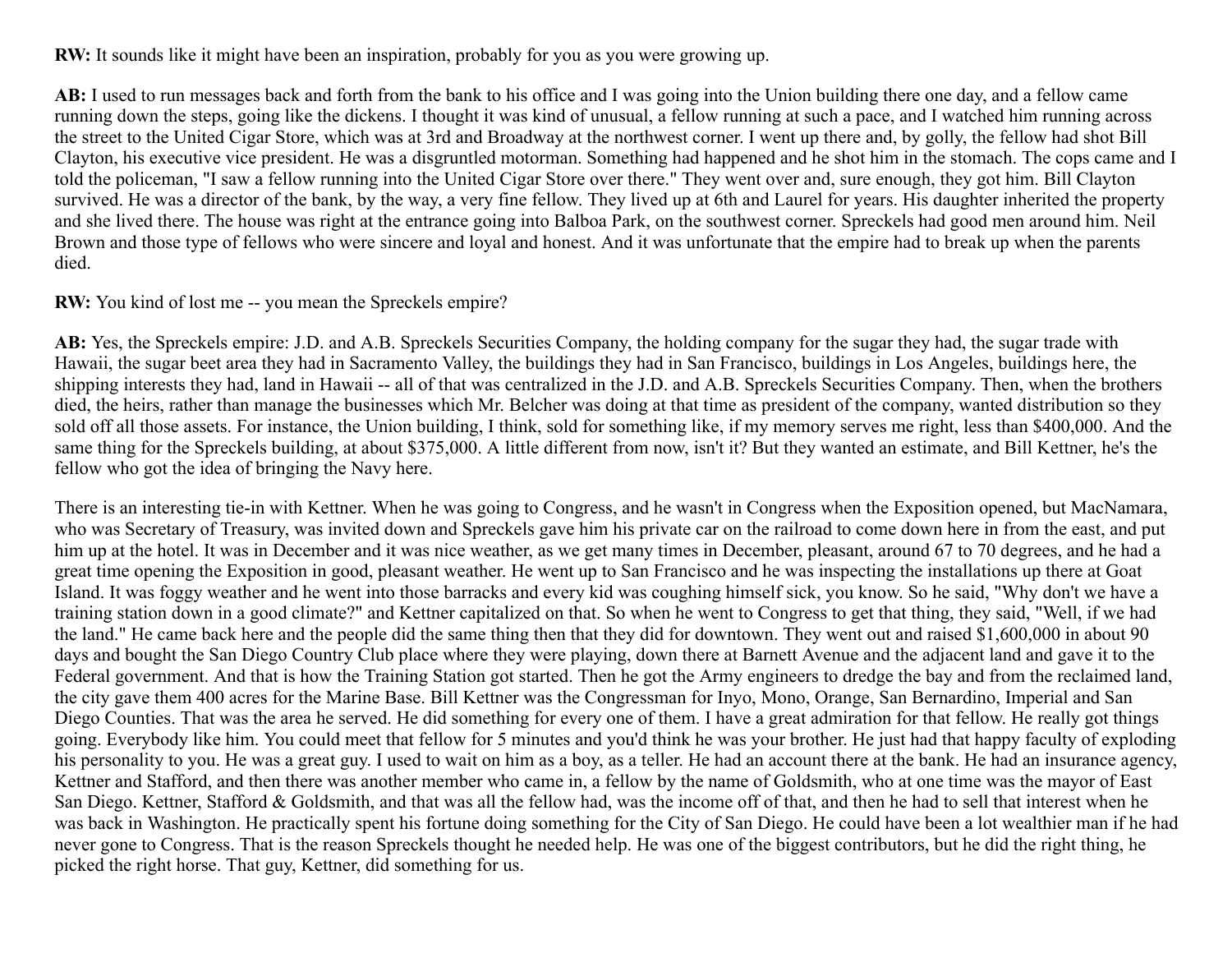**RW:** It sounds like it might have been an inspiration, probably for you as you were growing up.

**AB:** I used to run messages back and forth from the bank to his office and I was going into the Union building there one day, and a fellow came running down the steps, going like the dickens. I thought it was kind of unusual, a fellow running at such a pace, and I watched him running across the street to the United Cigar Store, which was at 3rd and Broadway at the northwest corner. I went up there and, by golly, the fellow had shot Bill Clayton, his executive vice president. He was a disgruntled motorman. Something had happened and he shot him in the stomach. The cops came and I told the policeman, "I saw a fellow running into the United Cigar Store over there." They went over and, sure enough, they got him. Bill Clayton survived. He was a director of the bank, by the way, a very fine fellow. They lived up at 6th and Laurel for years. His daughter inherited the property and she lived there. The house was right at the entrance going into Balboa Park, on the southwest corner. Spreckels had good men around him. Neil Brown and those type of fellows who were sincere and loyal and honest. And it was unfortunate that the empire had to break up when the parents died.

**RW:** You kind of lost me -- you mean the Spreckels empire?

**AB:** Yes, the Spreckels empire: J.D. and A.B. Spreckels Securities Company, the holding company for the sugar they had, the sugar trade with Hawaii, the sugar beet area they had in Sacramento Valley, the buildings they had in San Francisco, buildings in Los Angeles, buildings here, the shipping interests they had, land in Hawaii -- all of that was centralized in the J.D. and A.B. Spreckels Securities Company. Then, when the brothers died, the heirs, rather than manage the businesses which Mr. Belcher was doing at that time as president of the company, wanted distribution so they sold off all those assets. For instance, the Union building, I think, sold for something like, if my memory serves me right, less than $400,000. And the same thing for the Spreckels building, at about $375,000. A little different from now, isn't it? But they wanted an estimate, and Bill Kettner, he's the fellow who got the idea of bringing the Navy here.

There is an interesting tie-in with Kettner. When he was going to Congress, and he wasn't in Congress when the Exposition opened, but MacNamara, who was Secretary of Treasury, was invited down and Spreckels gave him his private car on the railroad to come down here in from the east, and put him up at the hotel. It was in December and it was nice weather, as we get many times in December, pleasant, around 67 to 70 degrees, and he had a great time opening the Exposition in good, pleasant weather. He went up to San Francisco and he was inspecting the installations up there at Goat Island. It was foggy weather and he went into those barracks and every kid was coughing himself sick, you know. So he said, "Why don't we have a training station down in a good climate?" and Kettner capitalized on that. So when he went to Congress to get that thing, they said, "Well, if we had the land." He came back here and the people did the same thing then that they did for downtown. They went out and raised $1,600,000 in about 90 days and bought the San Diego Country Club place where they were playing, down there at Barnett Avenue and the adjacent land and gave it to the Federal government. And that is how the Training Station got started. Then he got the Army engineers to dredge the bay and from the reclaimed land, the city gave them 400 acres for the Marine Base. Bill Kettner was the Congressman for Inyo, Mono, Orange, San Bernardino, Imperial and San Diego Counties. That was the area he served. He did something for every one of them. I have a great admiration for that fellow. He really got things going. Everybody like him. You could meet that fellow for 5 minutes and you'd think he was your brother. He just had that happy faculty of exploding his personality to you. He was a great guy. I used to wait on him as a boy, as a teller. He had an account there at the bank. He had an insurance agency, Kettner and Stafford, and then there was another member who came in, a fellow by the name of Goldsmith, who at one time was the mayor of East San Diego. Kettner, Stafford & Goldsmith, and that was all the fellow had, was the income off of that, and then he had to sell that interest when he was back in Washington. He practically spent his fortune doing something for the City of San Diego. He could have been a lot wealthier man if he had never gone to Congress. That is the reason Spreckels thought he needed help. He was one of the biggest contributors, but he did the right thing, he picked the right horse. That guy, Kettner, did something for us.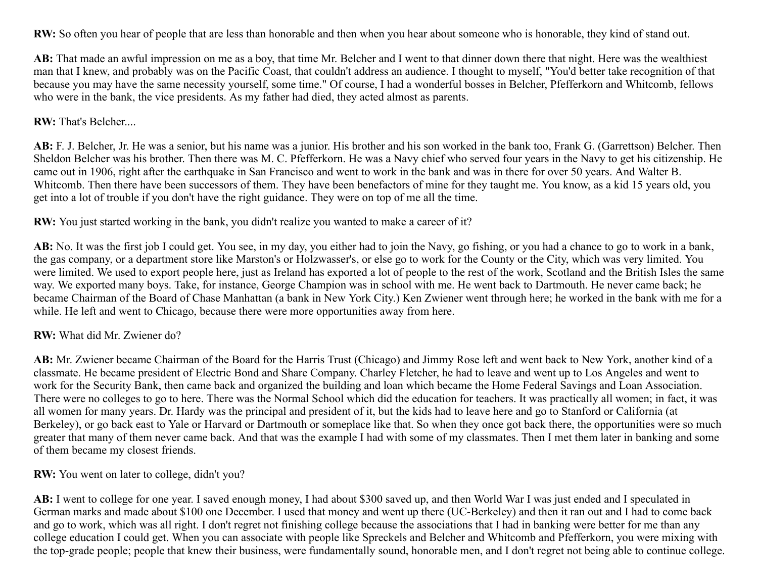**RW:** So often you hear of people that are less than honorable and then when you hear about someone who is honorable, they kind of stand out.

**AB:** That made an awful impression on me as a boy, that time Mr. Belcher and I went to that dinner down there that night. Here was the wealthiest man that I knew, and probably was on the Pacific Coast, that couldn't address an audience. I thought to myself, "You'd better take recognition of that because you may have the same necessity yourself, some time." Of course, I had a wonderful bosses in Belcher, Pfefferkorn and Whitcomb, fellows who were in the bank, the vice presidents. As my father had died, they acted almost as parents.

**RW:** That's Belcher....

**AB:** F. J. Belcher, Jr. He was a senior, but his name was a junior. His brother and his son worked in the bank too, Frank G. (Garrettson) Belcher. Then Sheldon Belcher was his brother. Then there was M. C. Pfefferkorn. He was a Navy chief who served four years in the Navy to get his citizenship. He came out in 1906, right after the earthquake in San Francisco and went to work in the bank and was in there for over 50 years. And Walter B. Whitcomb. Then there have been successors of them. They have been benefactors of mine for they taught me. You know, as a kid 15 years old, you get into a lot of trouble if you don't have the right guidance. They were on top of me all the time.

**RW:** You just started working in the bank, you didn't realize you wanted to make a career of it?

**AB:** No. It was the first job I could get. You see, in my day, you either had to join the Navy, go fishing, or you had a chance to go to work in a bank, the gas company, or a department store like Marston's or Holzwasser's, or else go to work for the County or the City, which was very limited. You were limited. We used to export people here, just as Ireland has exported a lot of people to the rest of the work, Scotland and the British Isles the same way. We exported many boys. Take, for instance, George Champion was in school with me. He went back to Dartmouth. He never came back; he became Chairman of the Board of Chase Manhattan (a bank in New York City.) Ken Zwiener went through here; he worked in the bank with me for a while. He left and went to Chicago, because there were more opportunities away from here.

**RW:** What did Mr. Zwiener do?

**AB:** Mr. Zwiener became Chairman of the Board for the Harris Trust (Chicago) and Jimmy Rose left and went back to New York, another kind of a classmate. He became president of Electric Bond and Share Company. Charley Fletcher, he had to leave and went up to Los Angeles and went to work for the Security Bank, then came back and organized the building and loan which became the Home Federal Savings and Loan Association. There were no colleges to go to here. There was the Normal School which did the education for teachers. It was practically all women; in fact, it was all women for many years. Dr. Hardy was the principal and president of it, but the kids had to leave here and go to Stanford or California (at Berkeley), or go back east to Yale or Harvard or Dartmouth or someplace like that. So when they once got back there, the opportunities were so much greater that many of them never came back. And that was the example I had with some of my classmates. Then I met them later in banking and some of them became my closest friends.

**RW:** You went on later to college, didn't you?

**AB:** I went to college for one year. I saved enough money, I had about $300 saved up, and then World War I was just ended and I speculated in German marks and made about $100 one December. I used that money and went up there (UC-Berkeley) and then it ran out and I had to come back and go to work, which was all right. I don't regret not finishing college because the associations that I had in banking were better for me than any college education I could get. When you can associate with people like Spreckels and Belcher and Whitcomb and Pfefferkorn, you were mixing with the top-grade people; people that knew their business, were fundamentally sound, honorable men, and I don't regret not being able to continue college.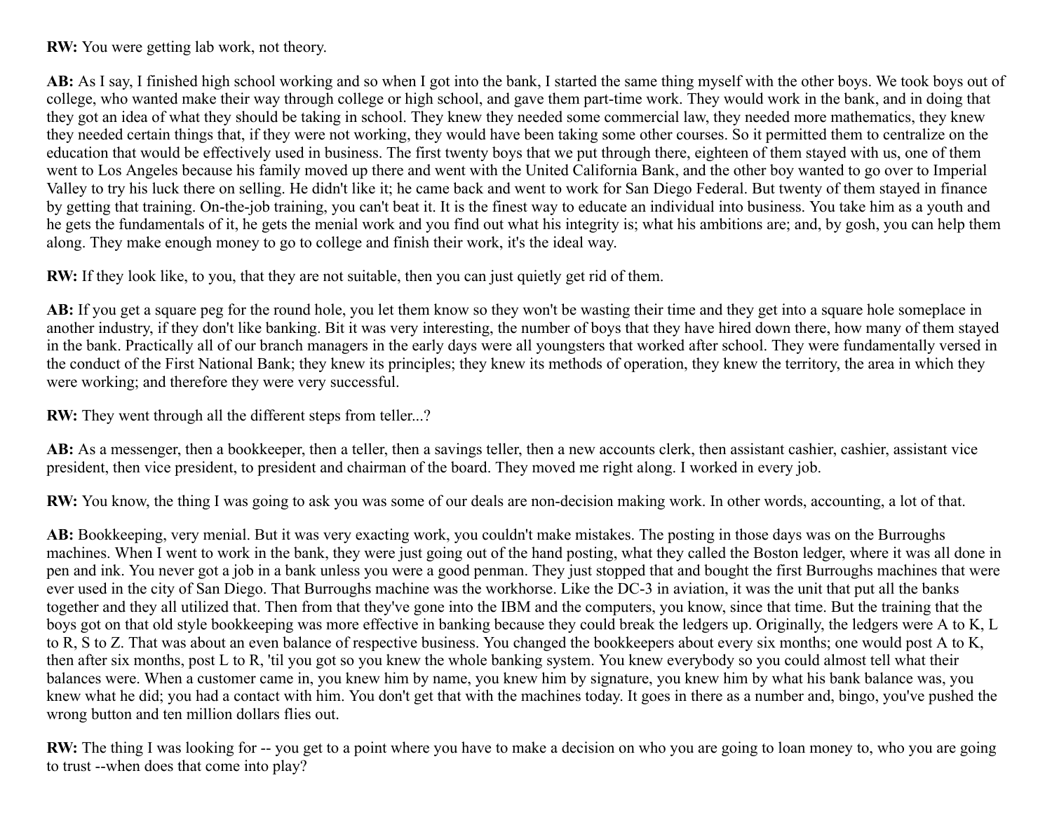**RW:** You were getting lab work, not theory.

**AB:** As I say, I finished high school working and so when I got into the bank, I started the same thing myself with the other boys. We took boys out of college, who wanted make their way through college or high school, and gave them part-time work. They would work in the bank, and in doing that they got an idea of what they should be taking in school. They knew they needed some commercial law, they needed more mathematics, they knew they needed certain things that, if they were not working, they would have been taking some other courses. So it permitted them to centralize on the education that would be effectively used in business. The first twenty boys that we put through there, eighteen of them stayed with us, one of them went to Los Angeles because his family moved up there and went with the United California Bank, and the other boy wanted to go over to Imperial Valley to try his luck there on selling. He didn't like it; he came back and went to work for San Diego Federal. But twenty of them stayed in finance by getting that training. On-the-job training, you can't beat it. It is the finest way to educate an individual into business. You take him as a youth and he gets the fundamentals of it, he gets the menial work and you find out what his integrity is; what his ambitions are; and, by gosh, you can help them along. They make enough money to go to college and finish their work, it's the ideal way.

**RW:** If they look like, to you, that they are not suitable, then you can just quietly get rid of them.

**AB:** If you get a square peg for the round hole, you let them know so they won't be wasting their time and they get into a square hole someplace in another industry, if they don't like banking. Bit it was very interesting, the number of boys that they have hired down there, how many of them stayed in the bank. Practically all of our branch managers in the early days were all youngsters that worked after school. They were fundamentally versed in the conduct of the First National Bank; they knew its principles; they knew its methods of operation, they knew the territory, the area in which they were working; and therefore they were very successful.

**RW:** They went through all the different steps from teller...?

**AB:** As a messenger, then a bookkeeper, then a teller, then a savings teller, then a new accounts clerk, then assistant cashier, cashier, assistant vice president, then vice president, to president and chairman of the board. They moved me right along. I worked in every job.

**RW:** You know, the thing I was going to ask you was some of our deals are non-decision making work. In other words, accounting, a lot of that.

**AB:** Bookkeeping, very menial. But it was very exacting work, you couldn't make mistakes. The posting in those days was on the Burroughs machines. When I went to work in the bank, they were just going out of the hand posting, what they called the Boston ledger, where it was all done in pen and ink. You never got a job in a bank unless you were a good penman. They just stopped that and bought the first Burroughs machines that were ever used in the city of San Diego. That Burroughs machine was the workhorse. Like the DC-3 in aviation, it was the unit that put all the banks together and they all utilized that. Then from that they've gone into the IBM and the computers, you know, since that time. But the training that the boys got on that old style bookkeeping was more effective in banking because they could break the ledgers up. Originally, the ledgers were A to K, L to R, S to Z. That was about an even balance of respective business. You changed the bookkeepers about every six months; one would post A to K, then after six months, post L to R, 'til you got so you knew the whole banking system. You knew everybody so you could almost tell what their balances were. When a customer came in, you knew him by name, you knew him by signature, you knew him by what his bank balance was, you knew what he did; you had a contact with him. You don't get that with the machines today. It goes in there as a number and, bingo, you've pushed the wrong button and ten million dollars flies out.

**RW:** The thing I was looking for -- you get to a point where you have to make a decision on who you are going to loan money to, who you are going to trust --when does that come into play?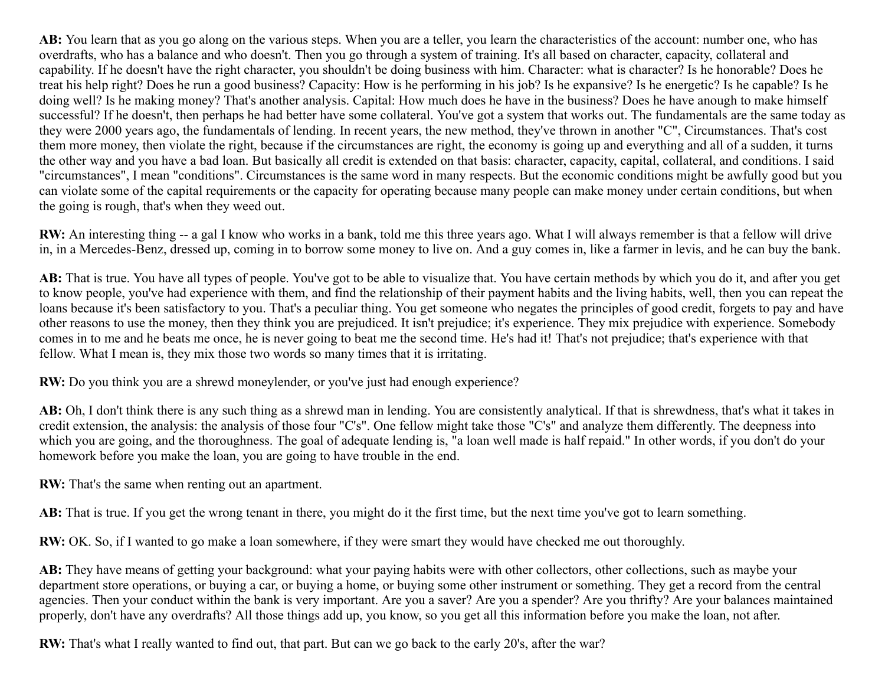**AB:** You learn that as you go along on the various steps. When you are a teller, you learn the characteristics of the account: number one, who has overdrafts, who has a balance and who doesn't. Then you go through a system of training. It's all based on character, capacity, collateral and capability. If he doesn't have the right character, you shouldn't be doing business with him. Character: what is character? Is he honorable? Does he treat his help right? Does he run a good business? Capacity: How is he performing in his job? Is he expansive? Is he energetic? Is he capable? Is he doing well? Is he making money? That's another analysis. Capital: How much does he have in the business? Does he have anough to make himself successful? If he doesn't, then perhaps he had better have some collateral. You've got a system that works out. The fundamentals are the same today as they were 2000 years ago, the fundamentals of lending. In recent years, the new method, they've thrown in another "C", Circumstances. That's cost them more money, then violate the right, because if the circumstances are right, the economy is going up and everything and all of a sudden, it turns the other way and you have a bad loan. But basically all credit is extended on that basis: character, capacity, capital, collateral, and conditions. I said "circumstances", I mean "conditions". Circumstances is the same word in many respects. But the economic conditions might be awfully good but you can violate some of the capital requirements or the capacity for operating because many people can make money under certain conditions, but when the going is rough, that's when they weed out.

**RW:** An interesting thing -- a gal I know who works in a bank, told me this three years ago. What I will always remember is that a fellow will drive in, in a Mercedes-Benz, dressed up, coming in to borrow some money to live on. And a guy comes in, like a farmer in levis, and he can buy the bank.

**AB:** That is true. You have all types of people. You've got to be able to visualize that. You have certain methods by which you do it, and after you get to know people, you've had experience with them, and find the relationship of their payment habits and the living habits, well, then you can repeat the loans because it's been satisfactory to you. That's a peculiar thing. You get someone who negates the principles of good credit, forgets to pay and have other reasons to use the money, then they think you are prejudiced. It isn't prejudice; it's experience. They mix prejudice with experience. Somebody comes in to me and he beats me once, he is never going to beat me the second time. He's had it! That's not prejudice; that's experience with that fellow. What I mean is, they mix those two words so many times that it is irritating.

**RW:** Do you think you are a shrewd moneylender, or you've just had enough experience?

**AB:** Oh, I don't think there is any such thing as a shrewd man in lending. You are consistently analytical. If that is shrewdness, that's what it takes in credit extension, the analysis: the analysis of those four "C's". One fellow might take those "C's" and analyze them differently. The deepness into which you are going, and the thoroughness. The goal of adequate lending is, "a loan well made is half repaid." In other words, if you don't do your homework before you make the loan, you are going to have trouble in the end.

**RW:** That's the same when renting out an apartment.

**AB:** That is true. If you get the wrong tenant in there, you might do it the first time, but the next time you've got to learn something.

**RW:** OK. So, if I wanted to go make a loan somewhere, if they were smart they would have checked me out thoroughly.

**AB:** They have means of getting your background: what your paying habits were with other collectors, other collections, such as maybe your department store operations, or buying a car, or buying a home, or buying some other instrument or something. They get a record from the central agencies. Then your conduct within the bank is very important. Are you a saver? Are you a spender? Are you thrifty? Are your balances maintained properly, don't have any overdrafts? All those things add up, you know, so you get all this information before you make the loan, not after.

**RW:** That's what I really wanted to find out, that part. But can we go back to the early 20's, after the war?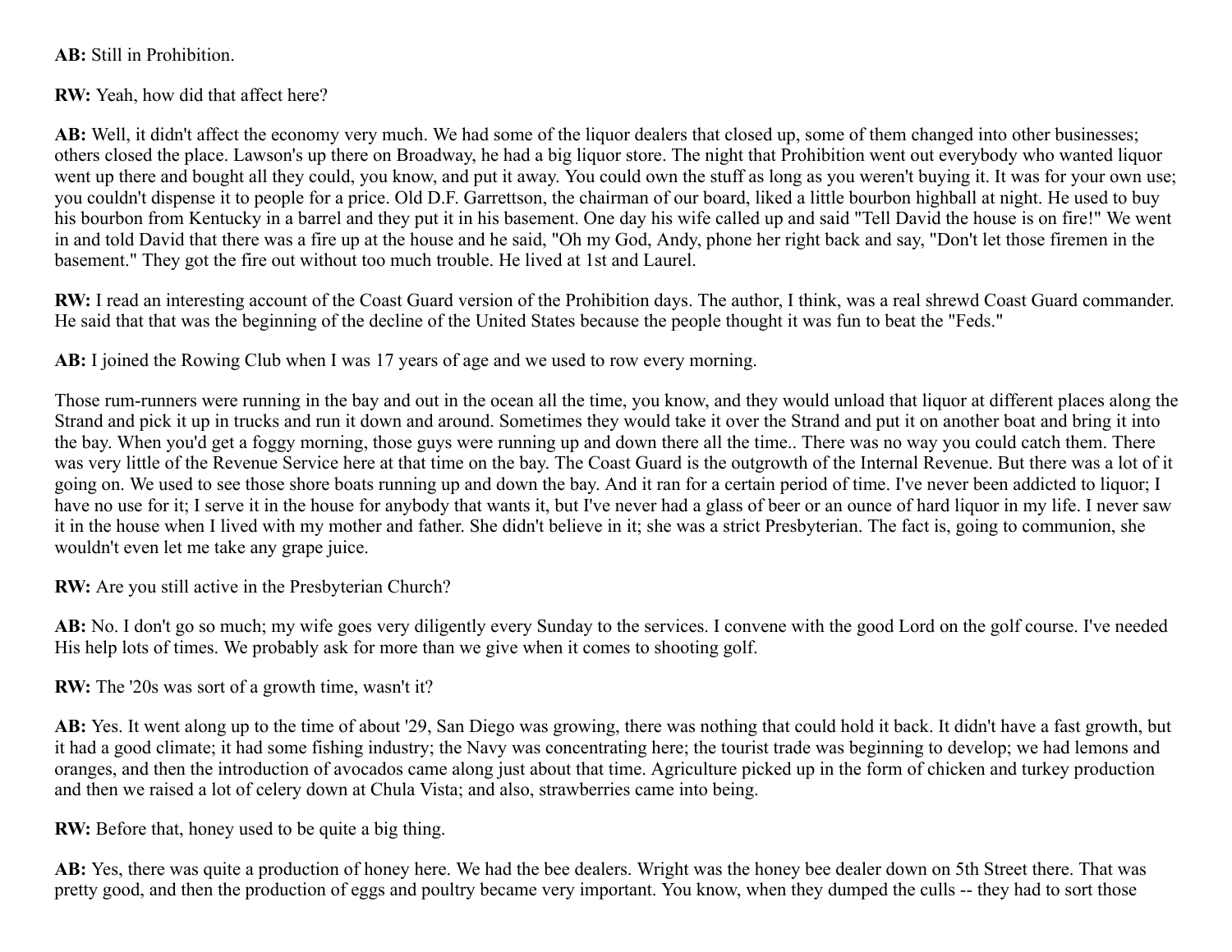**AB:** Still in Prohibition.

**RW:** Yeah, how did that affect here?

**AB:** Well, it didn't affect the economy very much. We had some of the liquor dealers that closed up, some of them changed into other businesses; others closed the place. Lawson's up there on Broadway, he had a big liquor store. The night that Prohibition went out everybody who wanted liquor went up there and bought all they could, you know, and put it away. You could own the stuff as long as you weren't buying it. It was for your own use; you couldn't dispense it to people for a price. Old D.F. Garrettson, the chairman of our board, liked a little bourbon highball at night. He used to buy his bourbon from Kentucky in a barrel and they put it in his basement. One day his wife called up and said "Tell David the house is on fire!" We went in and told David that there was a fire up at the house and he said, "Oh my God, Andy, phone her right back and say, "Don't let those firemen in the basement." They got the fire out without too much trouble. He lived at 1st and Laurel.

**RW:** I read an interesting account of the Coast Guard version of the Prohibition days. The author, I think, was a real shrewd Coast Guard commander. He said that that was the beginning of the decline of the United States because the people thought it was fun to beat the "Feds."

**AB:** I joined the Rowing Club when I was 17 years of age and we used to row every morning.

Those rum-runners were running in the bay and out in the ocean all the time, you know, and they would unload that liquor at different places along the Strand and pick it up in trucks and run it down and around. Sometimes they would take it over the Strand and put it on another boat and bring it into the bay. When you'd get a foggy morning, those guys were running up and down there all the time.. There was no way you could catch them. There was very little of the Revenue Service here at that time on the bay. The Coast Guard is the outgrowth of the Internal Revenue. But there was a lot of it going on. We used to see those shore boats running up and down the bay. And it ran for a certain period of time. I've never been addicted to liquor; I have no use for it; I serve it in the house for anybody that wants it, but I've never had a glass of beer or an ounce of hard liquor in my life. I never saw it in the house when I lived with my mother and father. She didn't believe in it; she was a strict Presbyterian. The fact is, going to communion, she wouldn't even let me take any grape juice.

**RW:** Are you still active in the Presbyterian Church?

**AB:** No. I don't go so much; my wife goes very diligently every Sunday to the services. I convene with the good Lord on the golf course. I've needed His help lots of times. We probably ask for more than we give when it comes to shooting golf.

**RW:** The '20s was sort of a growth time, wasn't it?

**AB:** Yes. It went along up to the time of about '29, San Diego was growing, there was nothing that could hold it back. It didn't have a fast growth, but it had a good climate; it had some fishing industry; the Navy was concentrating here; the tourist trade was beginning to develop; we had lemons and oranges, and then the introduction of avocados came along just about that time. Agriculture picked up in the form of chicken and turkey production and then we raised a lot of celery down at Chula Vista; and also, strawberries came into being.

**RW:** Before that, honey used to be quite a big thing.

**AB:** Yes, there was quite a production of honey here. We had the bee dealers. Wright was the honey bee dealer down on 5th Street there. That was pretty good, and then the production of eggs and poultry became very important. You know, when they dumped the culls -- they had to sort those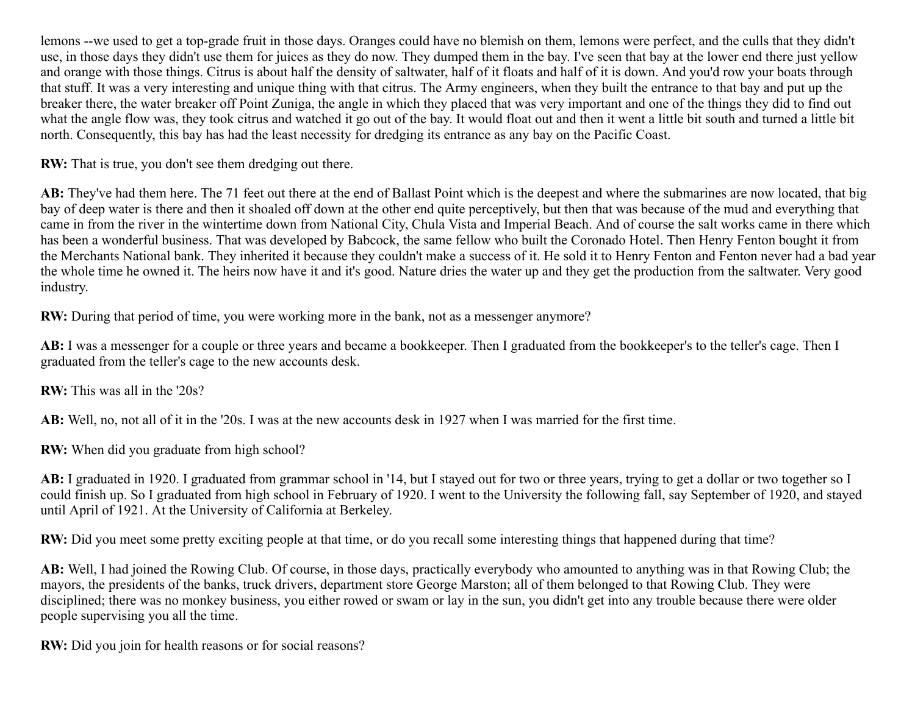lemons --we used to get a top-grade fruit in those days. Oranges could have no blemish on them, lemons were perfect, and the culls that they didn't use, in those days they didn't use them for juices as they do now. They dumped them in the bay. I've seen that bay at the lower end there just yellow and orange with those things. Citrus is about half the density of saltwater, half of it floats and half of it is down. And you'd row your boats through that stuff. It was a very interesting and unique thing with that citrus. The Army engineers, when they built the entrance to that bay and put up the breaker there, the water breaker off Point Zuniga, the angle in which they placed that was very important and one of the things they did to find out what the angle flow was, they took citrus and watched it go out of the bay. It would float out and then it went a little bit south and turned a little bit north. Consequently, this bay has had the least necessity for dredging its entrance as any bay on the Pacific Coast.

**RW:** That is true, you don't see them dredging out there.

**AB:** They've had them here. The 71 feet out there at the end of Ballast Point which is the deepest and where the submarines are now located, that big bay of deep water is there and then it shoaled off down at the other end quite perceptively, but then that was because of the mud and everything that came in from the river in the wintertime down from National City, Chula Vista and Imperial Beach. And of course the salt works came in there which has been a wonderful business. That was developed by Babcock, the same fellow who built the Coronado Hotel. Then Henry Fenton bought it from the Merchants National bank. They inherited it because they couldn't make a success of it. He sold it to Henry Fenton and Fenton never had a bad year the whole time he owned it. The heirs now have it and it's good. Nature dries the water up and they get the production from the saltwater. Very good industry.

**RW:** During that period of time, you were working more in the bank, not as a messenger anymore?

**AB:** I was a messenger for a couple or three years and became a bookkeeper. Then I graduated from the bookkeeper's to the teller's cage. Then I graduated from the teller's cage to the new accounts desk.

**RW:** This was all in the '20s?

**AB:** Well, no, not all of it in the '20s. I was at the new accounts desk in 1927 when I was married for the first time.

**RW:** When did you graduate from high school?

**AB:** I graduated in 1920. I graduated from grammar school in '14, but I stayed out for two or three years, trying to get a dollar or two together so I could finish up. So I graduated from high school in February of 1920. I went to the University the following fall, say September of 1920, and stayed until April of 1921. At the University of California at Berkeley.

**RW:** Did you meet some pretty exciting people at that time, or do you recall some interesting things that happened during that time?

**AB:** Well, I had joined the Rowing Club. Of course, in those days, practically everybody who amounted to anything was in that Rowing Club; the mayors, the presidents of the banks, truck drivers, department store George Marston; all of them belonged to that Rowing Club. They were disciplined; there was no monkey business, you either rowed or swam or lay in the sun, you didn't get into any trouble because there were older people supervising you all the time.

**RW:** Did you join for health reasons or for social reasons?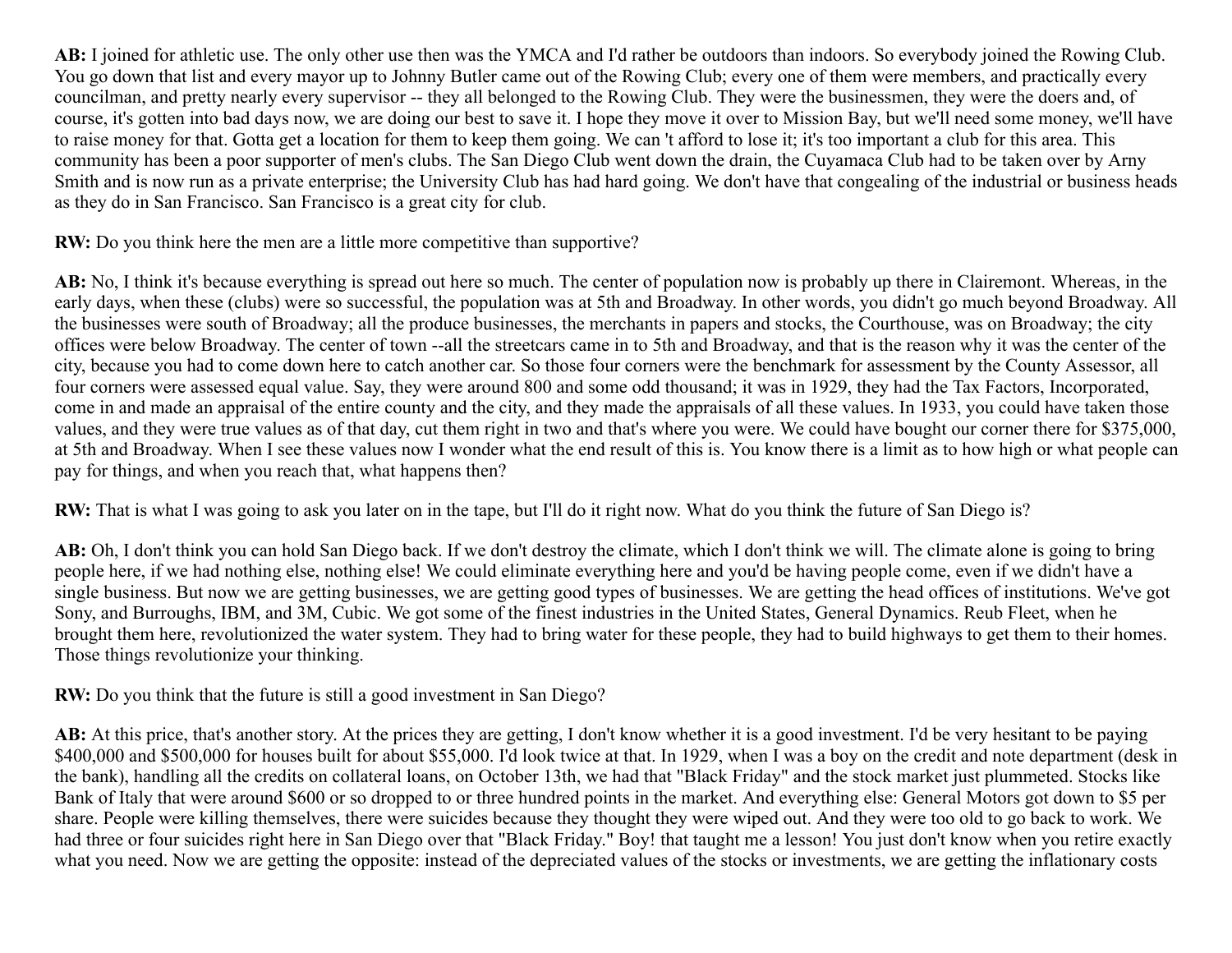**AB:** I joined for athletic use. The only other use then was the YMCA and I'd rather be outdoors than indoors. So everybody joined the Rowing Club. You go down that list and every mayor up to Johnny Butler came out of the Rowing Club; every one of them were members, and practically every councilman, and pretty nearly every supervisor -- they all belonged to the Rowing Club. They were the businessmen, they were the doers and, of course, it's gotten into bad days now, we are doing our best to save it. I hope they move it over to Mission Bay, but we'll need some money, we'll have to raise money for that. Gotta get a location for them to keep them going. We can 't afford to lose it; it's too important a club for this area. This community has been a poor supporter of men's clubs. The San Diego Club went down the drain, the Cuyamaca Club had to be taken over by Arny Smith and is now run as a private enterprise; the University Club has had hard going. We don't have that congealing of the industrial or business heads as they do in San Francisco. San Francisco is a great city for club.

**RW:** Do you think here the men are a little more competitive than supportive?

**AB:** No, I think it's because everything is spread out here so much. The center of population now is probably up there in Clairemont. Whereas, in the early days, when these (clubs) were so successful, the population was at 5th and Broadway. In other words, you didn't go much beyond Broadway. All the businesses were south of Broadway; all the produce businesses, the merchants in papers and stocks, the Courthouse, was on Broadway; the city offices were below Broadway. The center of town --all the streetcars came in to 5th and Broadway, and that is the reason why it was the center of the city, because you had to come down here to catch another car. So those four corners were the benchmark for assessment by the County Assessor, all four corners were assessed equal value. Say, they were around 800 and some odd thousand; it was in 1929, they had the Tax Factors, Incorporated, come in and made an appraisal of the entire county and the city, and they made the appraisals of all these values. In 1933, you could have taken those values, and they were true values as of that day, cut them right in two and that's where you were. We could have bought our corner there for $375,000, at 5th and Broadway. When I see these values now I wonder what the end result of this is. You know there is a limit as to how high or what people can pay for things, and when you reach that, what happens then?

**RW:** That is what I was going to ask you later on in the tape, but I'll do it right now. What do you think the future of San Diego is?

**AB:** Oh, I don't think you can hold San Diego back. If we don't destroy the climate, which I don't think we will. The climate alone is going to bring people here, if we had nothing else, nothing else! We could eliminate everything here and you'd be having people come, even if we didn't have a single business. But now we are getting businesses, we are getting good types of businesses. We are getting the head offices of institutions. We've got Sony, and Burroughs, IBM, and 3M, Cubic. We got some of the finest industries in the United States, General Dynamics. Reub Fleet, when he brought them here, revolutionized the water system. They had to bring water for these people, they had to build highways to get them to their homes. Those things revolutionize your thinking.

**RW:** Do you think that the future is still a good investment in San Diego?

**AB:** At this price, that's another story. At the prices they are getting, I don't know whether it is a good investment. I'd be very hesitant to be paying $400,000 and $500,000 for houses built for about $55,000. I'd look twice at that. In 1929, when I was a boy on the credit and note department (desk in the bank), handling all the credits on collateral loans, on October 13th, we had that "Black Friday" and the stock market just plummeted. Stocks like Bank of Italy that were around $600 or so dropped to or three hundred points in the market. And everything else: General Motors got down to $5 per share. People were killing themselves, there were suicides because they thought they were wiped out. And they were too old to go back to work. We had three or four suicides right here in San Diego over that "Black Friday." Boy! that taught me a lesson! You just don't know when you retire exactly what you need. Now we are getting the opposite: instead of the depreciated values of the stocks or investments, we are getting the inflationary costs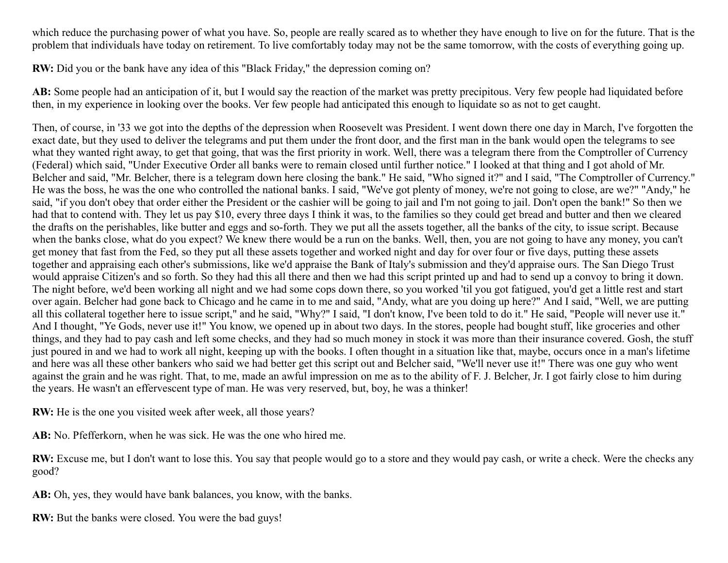which reduce the purchasing power of what you have. So, people are really scared as to whether they have enough to live on for the future. That is the problem that individuals have today on retirement. To live comfortably today may not be the same tomorrow, with the costs of everything going up.

**RW:** Did you or the bank have any idea of this "Black Friday," the depression coming on?

**AB:** Some people had an anticipation of it, but I would say the reaction of the market was pretty precipitous. Very few people had liquidated before then, in my experience in looking over the books. Ver few people had anticipated this enough to liquidate so as not to get caught.

Then, of course, in '33 we got into the depths of the depression when Roosevelt was President. I went down there one day in March, I've forgotten the exact date, but they used to deliver the telegrams and put them under the front door, and the first man in the bank would open the telegrams to see what they wanted right away, to get that going, that was the first priority in work. Well, there was a telegram there from the Comptroller of Currency (Federal) which said, "Under Executive Order all banks were to remain closed until further notice." I looked at that thing and I got ahold of Mr. Belcher and said, "Mr. Belcher, there is a telegram down here closing the bank." He said, "Who signed it?" and I said, "The Comptroller of Currency." He was the boss, he was the one who controlled the national banks. I said, "We've got plenty of money, we're not going to close, are we?" "Andy," he said, "if you don't obey that order either the President or the cashier will be going to jail and I'm not going to jail. Don't open the bank!" So then we had that to contend with. They let us pay $10, every three days I think it was, to the families so they could get bread and butter and then we cleared the drafts on the perishables, like butter and eggs and so-forth. They we put all the assets together, all the banks of the city, to issue script. Because when the banks close, what do you expect? We knew there would be a run on the banks. Well, then, you are not going to have any money, you can't get money that fast from the Fed, so they put all these assets together and worked night and day for over four or five days, putting these assets together and appraising each other's submissions, like we'd appraise the Bank of Italy's submission and they'd appraise ours. The San Diego Trust would appraise Citizen's and so forth. So they had this all there and then we had this script printed up and had to send up a convoy to bring it down. The night before, we'd been working all night and we had some cops down there, so you worked 'til you got fatigued, you'd get a little rest and start over again. Belcher had gone back to Chicago and he came in to me and said, "Andy, what are you doing up here?" And I said, "Well, we are putting all this collateral together here to issue script," and he said, "Why?" I said, "I don't know, I've been told to do it." He said, "People will never use it." And I thought, "Ye Gods, never use it!" You know, we opened up in about two days. In the stores, people had bought stuff, like groceries and other things, and they had to pay cash and left some checks, and they had so much money in stock it was more than their insurance covered. Gosh, the stuff just poured in and we had to work all night, keeping up with the books. I often thought in a situation like that, maybe, occurs once in a man's lifetime and here was all these other bankers who said we had better get this script out and Belcher said, "We'll never use it!" There was one guy who went against the grain and he was right. That, to me, made an awful impression on me as to the ability of F. J. Belcher, Jr. I got fairly close to him during the years. He wasn't an effervescent type of man. He was very reserved, but, boy, he was a thinker!

**RW:** He is the one you visited week after week, all those years?

**AB:** No. Pfefferkorn, when he was sick. He was the one who hired me.

**RW:** Excuse me, but I don't want to lose this. You say that people would go to a store and they would pay cash, or write a check. Were the checks any good?

**AB:** Oh, yes, they would have bank balances, you know, with the banks.

**RW:** But the banks were closed. You were the bad guys!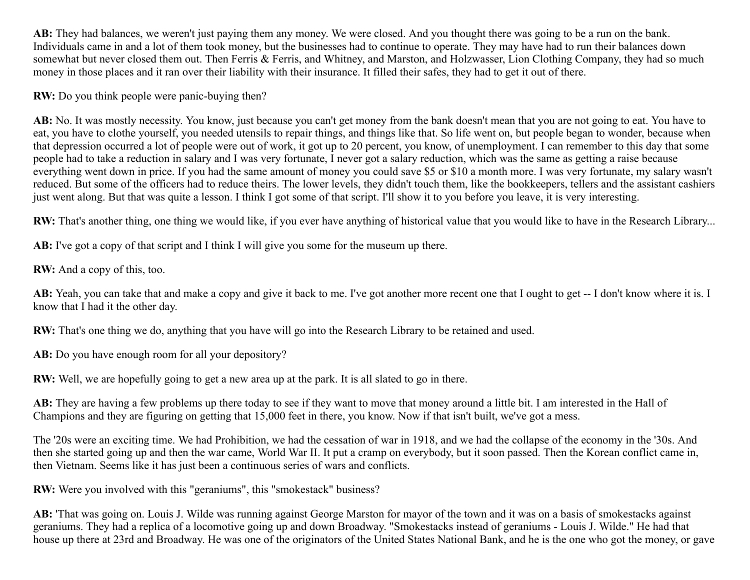**AB:** They had balances, we weren't just paying them any money. We were closed. And you thought there was going to be a run on the bank. Individuals came in and a lot of them took money, but the businesses had to continue to operate. They may have had to run their balances down somewhat but never closed them out. Then Ferris & Ferris, and Whitney, and Marston, and Holzwasser, Lion Clothing Company, they had so much money in those places and it ran over their liability with their insurance. It filled their safes, they had to get it out of there.

**RW:** Do you think people were panic-buying then?

**AB:** No. It was mostly necessity. You know, just because you can't get money from the bank doesn't mean that you are not going to eat. You have to eat, you have to clothe yourself, you needed utensils to repair things, and things like that. So life went on, but people began to wonder, because when that depression occurred a lot of people were out of work, it got up to 20 percent, you know, of unemployment. I can remember to this day that some people had to take a reduction in salary and I was very fortunate, I never got a salary reduction, which was the same as getting a raise because everything went down in price. If you had the same amount of money you could save $5 or $10 a month more. I was very fortunate, my salary wasn't reduced. But some of the officers had to reduce theirs. The lower levels, they didn't touch them, like the bookkeepers, tellers and the assistant cashiers just went along. But that was quite a lesson. I think I got some of that script. I'll show it to you before you leave, it is very interesting.

**RW:** That's another thing, one thing we would like, if you ever have anything of historical value that you would like to have in the Research Library...

**AB:** I've got a copy of that script and I think I will give you some for the museum up there.

**RW:** And a copy of this, too.

**AB:** Yeah, you can take that and make a copy and give it back to me. I've got another more recent one that I ought to get -- I don't know where it is. I know that I had it the other day.

**RW:** That's one thing we do, anything that you have will go into the Research Library to be retained and used.

**AB:** Do you have enough room for all your depository?

**RW:** Well, we are hopefully going to get a new area up at the park. It is all slated to go in there.

**AB:** They are having a few problems up there today to see if they want to move that money around a little bit. I am interested in the Hall of Champions and they are figuring on getting that 15,000 feet in there, you know. Now if that isn't built, we've got a mess.

The '20s were an exciting time. We had Prohibition, we had the cessation of war in 1918, and we had the collapse of the economy in the '30s. And then she started going up and then the war came, World War II. It put a cramp on everybody, but it soon passed. Then the Korean conflict came in, then Vietnam. Seems like it has just been a continuous series of wars and conflicts.

**RW:** Were you involved with this "geraniums", this "smokestack" business?

**AB:** 'That was going on. Louis J. Wilde was running against George Marston for mayor of the town and it was on a basis of smokestacks against geraniums. They had a replica of a locomotive going up and down Broadway. "Smokestacks instead of geraniums - Louis J. Wilde." He had that house up there at 23rd and Broadway. He was one of the originators of the United States National Bank, and he is the one who got the money, or gave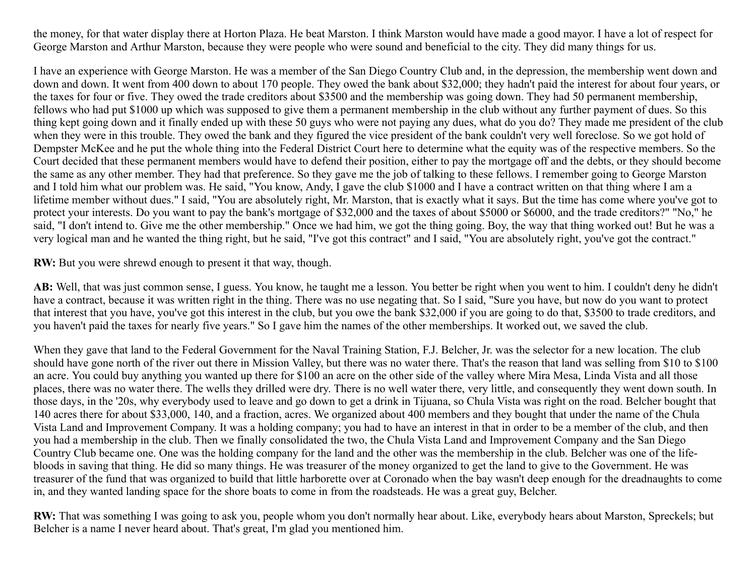the money, for that water display there at Horton Plaza. He beat Marston. I think Marston would have made a good mayor. I have a lot of respect for George Marston and Arthur Marston, because they were people who were sound and beneficial to the city. They did many things for us.

I have an experience with George Marston. He was a member of the San Diego Country Club and, in the depression, the membership went down and down and down. It went from 400 down to about 170 people. They owed the bank about $32,000; they hadn't paid the interest for about four years, or the taxes for four or five. They owed the trade creditors about $3500 and the membership was going down. They had 50 permanent membership, fellows who had put $1000 up which was supposed to give them a permanent membership in the club without any further payment of dues. So this thing kept going down and it finally ended up with these 50 guys who were not paying any dues, what do you do? They made me president of the club when they were in this trouble. They owed the bank and they figured the vice president of the bank couldn't very well foreclose. So we got hold of Dempster McKee and he put the whole thing into the Federal District Court here to determine what the equity was of the respective members. So the Court decided that these permanent members would have to defend their position, either to pay the mortgage off and the debts, or they should become the same as any other member. They had that preference. So they gave me the job of talking to these fellows. I remember going to George Marston and I told him what our problem was. He said, "You know, Andy, I gave the club $1000 and I have a contract written on that thing where I am a lifetime member without dues." I said, "You are absolutely right, Mr. Marston, that is exactly what it says. But the time has come where you've got to protect your interests. Do you want to pay the bank's mortgage of $32,000 and the taxes of about $5000 or $6000, and the trade creditors?" "No," he said, "I don't intend to. Give me the other membership." Once we had him, we got the thing going. Boy, the way that thing worked out! But he was a very logical man and he wanted the thing right, but he said, "I've got this contract" and I said, "You are absolutely right, you've got the contract."

**RW:** But you were shrewd enough to present it that way, though.

**AB:** Well, that was just common sense, I guess. You know, he taught me a lesson. You better be right when you went to him. I couldn't deny he didn't have a contract, because it was written right in the thing. There was no use negating that. So I said, "Sure you have, but now do you want to protect that interest that you have, you've got this interest in the club, but you owe the bank $32,000 if you are going to do that, $3500 to trade creditors, and you haven't paid the taxes for nearly five years." So I gave him the names of the other memberships. It worked out, we saved the club.

When they gave that land to the Federal Government for the Naval Training Station, F.J. Belcher, Jr. was the selector for a new location. The club should have gone north of the river out there in Mission Valley, but there was no water there. That's the reason that land was selling from $10 to $100 an acre. You could buy anything you wanted up there for $100 an acre on the other side of the valley where Mira Mesa, Linda Vista and all those places, there was no water there. The wells they drilled were dry. There is no well water there, very little, and consequently they went down south. In those days, in the '20s, why everybody used to leave and go down to get a drink in Tijuana, so Chula Vista was right on the road. Belcher bought that 140 acres there for about $33,000, 140, and a fraction, acres. We organized about 400 members and they bought that under the name of the Chula Vista Land and Improvement Company. It was a holding company; you had to have an interest in that in order to be a member of the club, and then you had a membership in the club. Then we finally consolidated the two, the Chula Vista Land and Improvement Company and the San Diego Country Club became one. One was the holding company for the land and the other was the membership in the club. Belcher was one of the life-bloods in saving that thing. He did so many things. He was treasurer of the money organized to get the land to give to the Government. He was treasurer of the fund that was organized to build that little harborette over at Coronado when the bay wasn't deep enough for the dreadnaughts to come in, and they wanted landing space for the shore boats to come in from the roadsteads. He was a great guy, Belcher.

**RW:** That was something I was going to ask you, people whom you don't normally hear about. Like, everybody hears about Marston, Spreckels; but Belcher is a name I never heard about. That's great, I'm glad you mentioned him.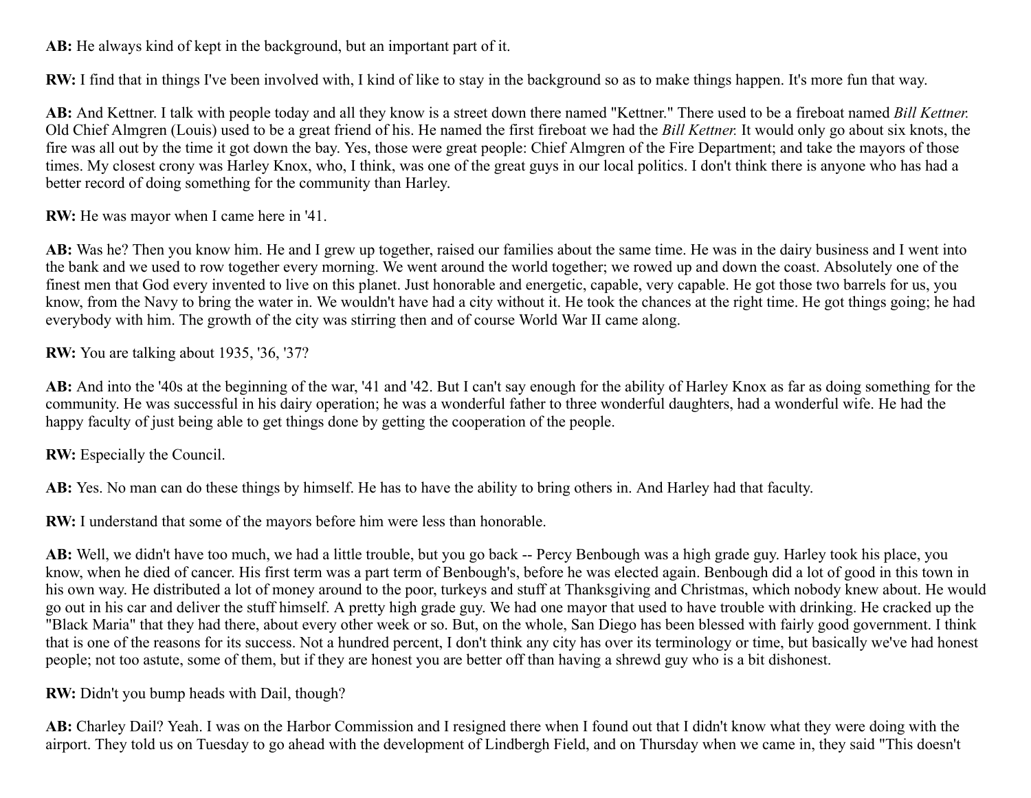**AB:** He always kind of kept in the background, but an important part of it.

**RW:** I find that in things I've been involved with, I kind of like to stay in the background so as to make things happen. It's more fun that way.

**AB:** And Kettner. I talk with people today and all they know is a street down there named "Kettner." There used to be a fireboat named *Bill Kettner.* Old Chief Almgren (Louis) used to be a great friend of his. He named the first fireboat we had the *Bill Kettner.* It would only go about six knots, the fire was all out by the time it got down the bay. Yes, those were great people: Chief Almgren of the Fire Department; and take the mayors of those times. My closest crony was Harley Knox, who, I think, was one of the great guys in our local politics. I don't think there is anyone who has had a better record of doing something for the community than Harley.

**RW:** He was mayor when I came here in '41.

**AB:** Was he? Then you know him. He and I grew up together, raised our families about the same time. He was in the dairy business and I went into the bank and we used to row together every morning. We went around the world together; we rowed up and down the coast. Absolutely one of the finest men that God every invented to live on this planet. Just honorable and energetic, capable, very capable. He got those two barrels for us, you know, from the Navy to bring the water in. We wouldn't have had a city without it. He took the chances at the right time. He got things going; he had everybody with him. The growth of the city was stirring then and of course World War II came along.

**RW:** You are talking about 1935, '36, '37?

**AB:** And into the '40s at the beginning of the war, '41 and '42. But I can't say enough for the ability of Harley Knox as far as doing something for the community. He was successful in his dairy operation; he was a wonderful father to three wonderful daughters, had a wonderful wife. He had the happy faculty of just being able to get things done by getting the cooperation of the people.

**RW:** Especially the Council.

**AB:** Yes. No man can do these things by himself. He has to have the ability to bring others in. And Harley had that faculty.

**RW:** I understand that some of the mayors before him were less than honorable.

**AB:** Well, we didn't have too much, we had a little trouble, but you go back -- Percy Benbough was a high grade guy. Harley took his place, you know, when he died of cancer. His first term was a part term of Benbough's, before he was elected again. Benbough did a lot of good in this town in his own way. He distributed a lot of money around to the poor, turkeys and stuff at Thanksgiving and Christmas, which nobody knew about. He would go out in his car and deliver the stuff himself. A pretty high grade guy. We had one mayor that used to have trouble with drinking. He cracked up the "Black Maria" that they had there, about every other week or so. But, on the whole, San Diego has been blessed with fairly good government. I think that is one of the reasons for its success. Not a hundred percent, I don't think any city has over its terminology or time, but basically we've had honest people; not too astute, some of them, but if they are honest you are better off than having a shrewd guy who is a bit dishonest.

**RW:** Didn't you bump heads with Dail, though?

**AB:** Charley Dail? Yeah. I was on the Harbor Commission and I resigned there when I found out that I didn't know what they were doing with the airport. They told us on Tuesday to go ahead with the development of Lindbergh Field, and on Thursday when we came in, they said "This doesn't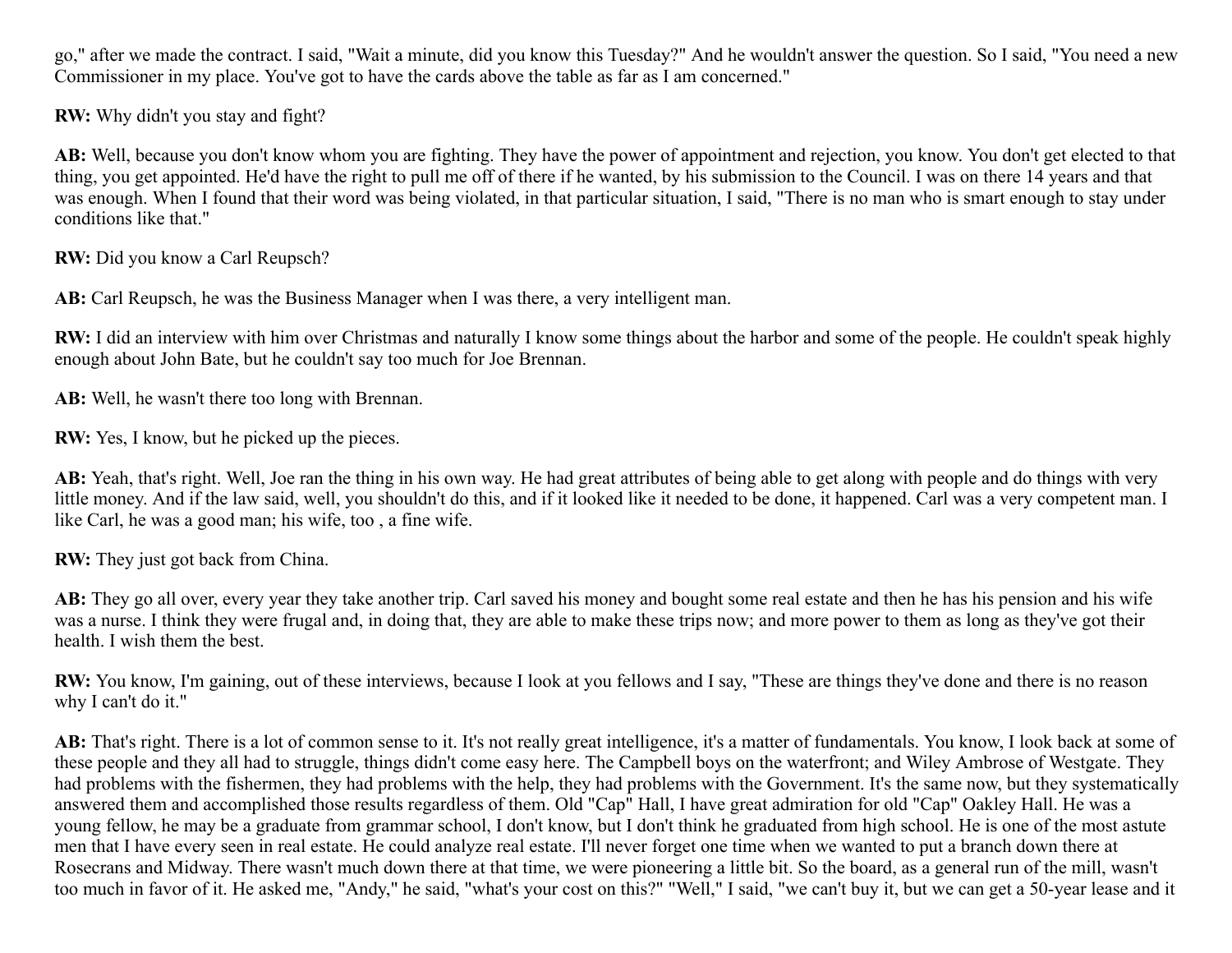go," after we made the contract. I said, "Wait a minute, did you know this Tuesday?" And he wouldn't answer the question. So I said, "You need a new Commissioner in my place. You've got to have the cards above the table as far as I am concerned."

**RW:** Why didn't you stay and fight?

**AB:** Well, because you don't know whom you are fighting. They have the power of appointment and rejection, you know. You don't get elected to that thing, you get appointed. He'd have the right to pull me off of there if he wanted, by his submission to the Council. I was on there 14 years and that was enough. When I found that their word was being violated, in that particular situation, I said, "There is no man who is smart enough to stay under conditions like that."

**RW:** Did you know a Carl Reupsch?

**AB:** Carl Reupsch, he was the Business Manager when I was there, a very intelligent man.

**RW:** I did an interview with him over Christmas and naturally I know some things about the harbor and some of the people. He couldn't speak highly enough about John Bate, but he couldn't say too much for Joe Brennan.

**AB:** Well, he wasn't there too long with Brennan.

**RW:** Yes, I know, but he picked up the pieces.

**AB:** Yeah, that's right. Well, Joe ran the thing in his own way. He had great attributes of being able to get along with people and do things with very little money. And if the law said, well, you shouldn't do this, and if it looked like it needed to be done, it happened. Carl was a very competent man. I like Carl, he was a good man; his wife, too , a fine wife.

**RW:** They just got back from China.

**AB:** They go all over, every year they take another trip. Carl saved his money and bought some real estate and then he has his pension and his wife was a nurse. I think they were frugal and, in doing that, they are able to make these trips now; and more power to them as long as they've got their health. I wish them the best.

**RW:** You know, I'm gaining, out of these interviews, because I look at you fellows and I say, "These are things they've done and there is no reason why I can't do it."

**AB:** That's right. There is a lot of common sense to it. It's not really great intelligence, it's a matter of fundamentals. You know, I look back at some of these people and they all had to struggle, things didn't come easy here. The Campbell boys on the waterfront; and Wiley Ambrose of Westgate. They had problems with the fishermen, they had problems with the help, they had problems with the Government. It's the same now, but they systematically answered them and accomplished those results regardless of them. Old "Cap" Hall, I have great admiration for old "Cap" Oakley Hall. He was a young fellow, he may be a graduate from grammar school, I don't know, but I don't think he graduated from high school. He is one of the most astute men that I have every seen in real estate. He could analyze real estate. I'll never forget one time when we wanted to put a branch down there at Rosecrans and Midway. There wasn't much down there at that time, we were pioneering a little bit. So the board, as a general run of the mill, wasn't too much in favor of it. He asked me, "Andy," he said, "what's your cost on this?" "Well," I said, "we can't buy it, but we can get a 50-year lease and it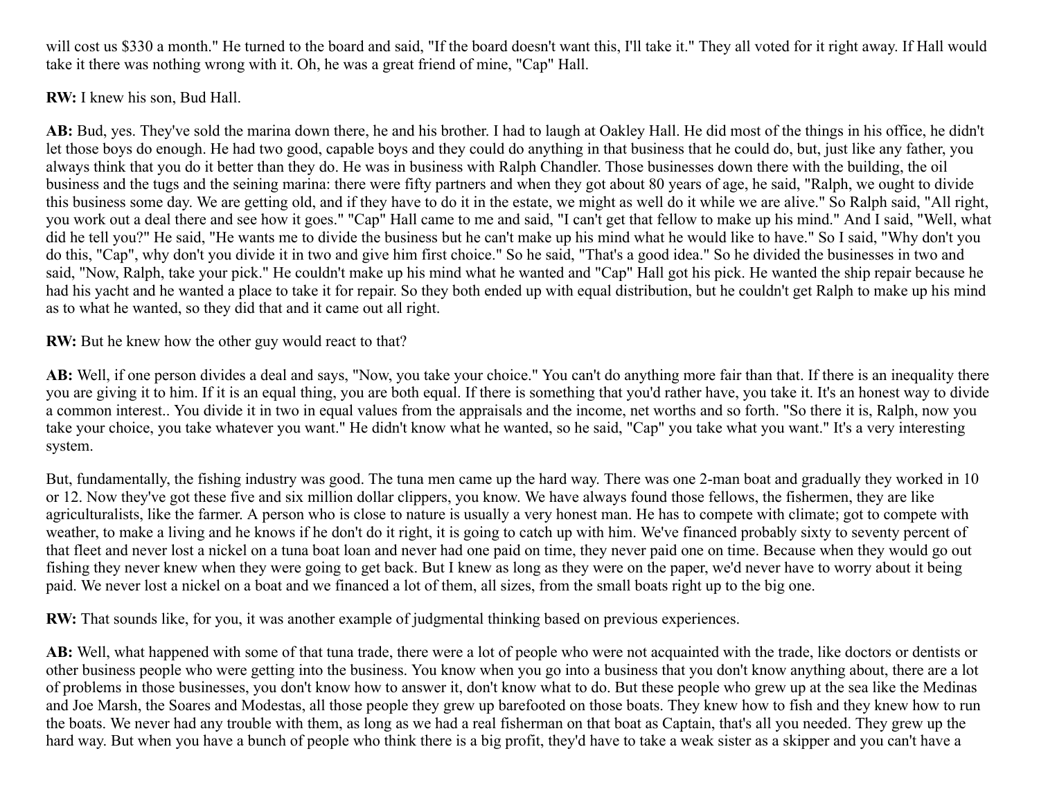will cost us $330 a month." He turned to the board and said, "If the board doesn't want this, I'll take it." They all voted for it right away. If Hall would take it there was nothing wrong with it. Oh, he was a great friend of mine, "Cap" Hall.

**RW:** I knew his son, Bud Hall.

**AB:** Bud, yes. They've sold the marina down there, he and his brother. I had to laugh at Oakley Hall. He did most of the things in his office, he didn't let those boys do enough. He had two good, capable boys and they could do anything in that business that he could do, but, just like any father, you always think that you do it better than they do. He was in business with Ralph Chandler. Those businesses down there with the building, the oil business and the tugs and the seining marina: there were fifty partners and when they got about 80 years of age, he said, "Ralph, we ought to divide this business some day. We are getting old, and if they have to do it in the estate, we might as well do it while we are alive." So Ralph said, "All right, you work out a deal there and see how it goes." "Cap" Hall came to me and said, "I can't get that fellow to make up his mind." And I said, "Well, what did he tell you?" He said, "He wants me to divide the business but he can't make up his mind what he would like to have." So I said, "Why don't you do this, "Cap", why don't you divide it in two and give him first choice." So he said, "That's a good idea." So he divided the businesses in two and said, "Now, Ralph, take your pick." He couldn't make up his mind what he wanted and "Cap" Hall got his pick. He wanted the ship repair because he had his yacht and he wanted a place to take it for repair. So they both ended up with equal distribution, but he couldn't get Ralph to make up his mind as to what he wanted, so they did that and it came out all right.

**RW:** But he knew how the other guy would react to that?

**AB:** Well, if one person divides a deal and says, "Now, you take your choice." You can't do anything more fair than that. If there is an inequality there you are giving it to him. If it is an equal thing, you are both equal. If there is something that you'd rather have, you take it. It's an honest way to divide a common interest.. You divide it in two in equal values from the appraisals and the income, net worths and so forth. "So there it is, Ralph, now you take your choice, you take whatever you want." He didn't know what he wanted, so he said, "Cap" you take what you want." It's a very interesting system.

But, fundamentally, the fishing industry was good. The tuna men came up the hard way. There was one 2-man boat and gradually they worked in 10 or 12. Now they've got these five and six million dollar clippers, you know. We have always found those fellows, the fishermen, they are like agriculturalists, like the farmer. A person who is close to nature is usually a very honest man. He has to compete with climate; got to compete with weather, to make a living and he knows if he don't do it right, it is going to catch up with him. We've financed probably sixty to seventy percent of that fleet and never lost a nickel on a tuna boat loan and never had one paid on time, they never paid one on time. Because when they would go out fishing they never knew when they were going to get back. But I knew as long as they were on the paper, we'd never have to worry about it being paid. We never lost a nickel on a boat and we financed a lot of them, all sizes, from the small boats right up to the big one.

**RW:** That sounds like, for you, it was another example of judgmental thinking based on previous experiences.

**AB:** Well, what happened with some of that tuna trade, there were a lot of people who were not acquainted with the trade, like doctors or dentists or other business people who were getting into the business. You know when you go into a business that you don't know anything about, there are a lot of problems in those businesses, you don't know how to answer it, don't know what to do. But these people who grew up at the sea like the Medinas and Joe Marsh, the Soares and Modestas, all those people they grew up barefooted on those boats. They knew how to fish and they knew how to run the boats. We never had any trouble with them, as long as we had a real fisherman on that boat as Captain, that's all you needed. They grew up the hard way. But when you have a bunch of people who think there is a big profit, they'd have to take a weak sister as a skipper and you can't have a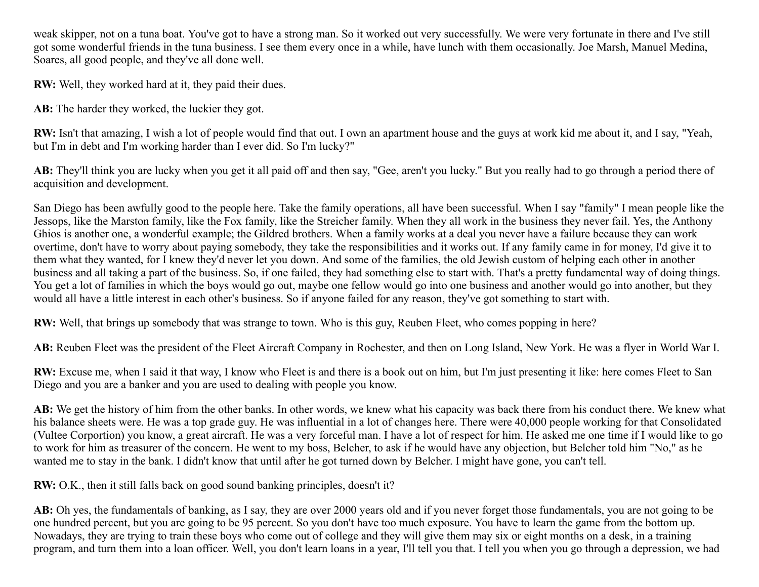weak skipper, not on a tuna boat. You've got to have a strong man. So it worked out very successfully. We were very fortunate in there and I've still got some wonderful friends in the tuna business. I see them every once in a while, have lunch with them occasionally. Joe Marsh, Manuel Medina, Soares, all good people, and they've all done well.

**RW:** Well, they worked hard at it, they paid their dues.

**AB:** The harder they worked, the luckier they got.

**RW:** Isn't that amazing, I wish a lot of people would find that out. I own an apartment house and the guys at work kid me about it, and I say, "Yeah, but I'm in debt and I'm working harder than I ever did. So I'm lucky?"

**AB:** They'll think you are lucky when you get it all paid off and then say, "Gee, aren't you lucky." But you really had to go through a period there of acquisition and development.

San Diego has been awfully good to the people here. Take the family operations, all have been successful. When I say "family" I mean people like the Jessops, like the Marston family, like the Fox family, like the Streicher family. When they all work in the business they never fail. Yes, the Anthony Ghios is another one, a wonderful example; the Gildred brothers. When a family works at a deal you never have a failure because they can work overtime, don't have to worry about paying somebody, they take the responsibilities and it works out. If any family came in for money, I'd give it to them what they wanted, for I knew they'd never let you down. And some of the families, the old Jewish custom of helping each other in another business and all taking a part of the business. So, if one failed, they had something else to start with. That's a pretty fundamental way of doing things. You get a lot of families in which the boys would go out, maybe one fellow would go into one business and another would go into another, but they would all have a little interest in each other's business. So if anyone failed for any reason, they've got something to start with.

**RW:** Well, that brings up somebody that was strange to town. Who is this guy, Reuben Fleet, who comes popping in here?

**AB:** Reuben Fleet was the president of the Fleet Aircraft Company in Rochester, and then on Long Island, New York. He was a flyer in World War I.

**RW:** Excuse me, when I said it that way, I know who Fleet is and there is a book out on him, but I'm just presenting it like: here comes Fleet to San Diego and you are a banker and you are used to dealing with people you know.

**AB:** We get the history of him from the other banks. In other words, we knew what his capacity was back there from his conduct there. We knew what his balance sheets were. He was a top grade guy. He was influential in a lot of changes here. There were 40,000 people working for that Consolidated (Vultee Corportion) you know, a great aircraft. He was a very forceful man. I have a lot of respect for him. He asked me one time if I would like to go to work for him as treasurer of the concern. He went to my boss, Belcher, to ask if he would have any objection, but Belcher told him "No," as he wanted me to stay in the bank. I didn't know that until after he got turned down by Belcher. I might have gone, you can't tell.

**RW:** O.K., then it still falls back on good sound banking principles, doesn't it?

**AB:** Oh yes, the fundamentals of banking, as I say, they are over 2000 years old and if you never forget those fundamentals, you are not going to be one hundred percent, but you are going to be 95 percent. So you don't have too much exposure. You have to learn the game from the bottom up. Nowadays, they are trying to train these boys who come out of college and they will give them may six or eight months on a desk, in a training program, and turn them into a loan officer. Well, you don't learn loans in a year, I'll tell you that. I tell you when you go through a depression, we had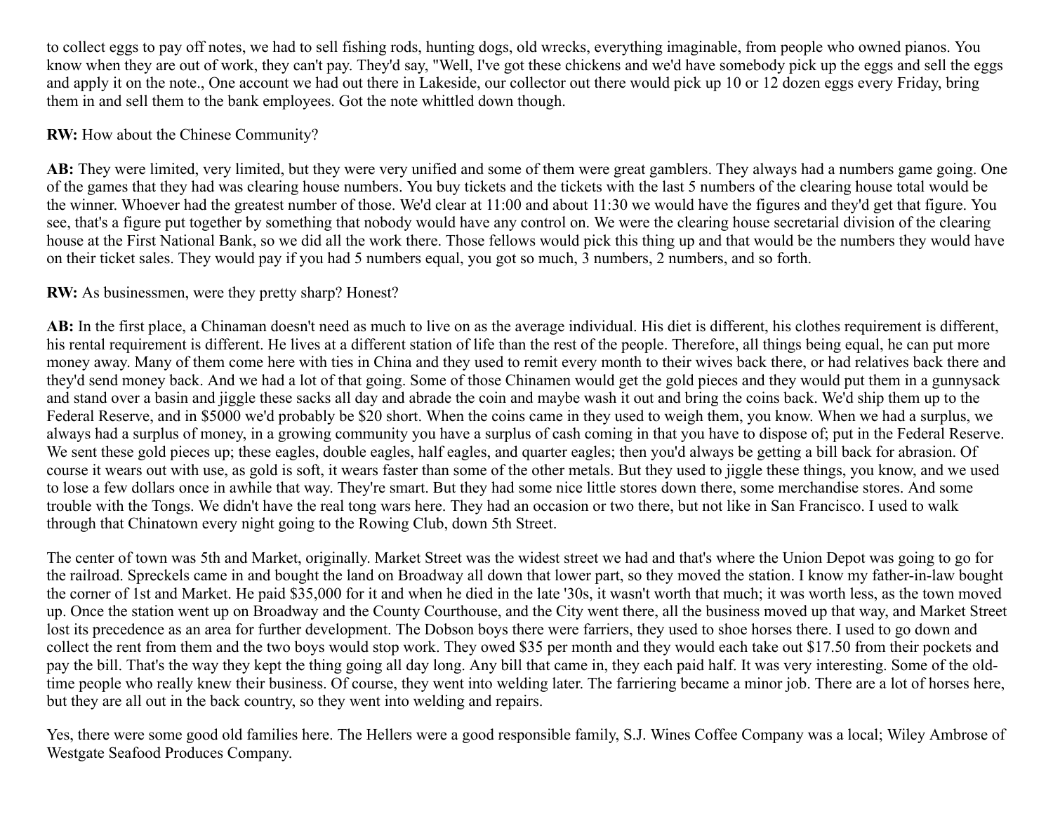to collect eggs to pay off notes, we had to sell fishing rods, hunting dogs, old wrecks, everything imaginable, from people who owned pianos. You know when they are out of work, they can't pay. They'd say, "Well, I've got these chickens and we'd have somebody pick up the eggs and sell the eggs and apply it on the note., One account we had out there in Lakeside, our collector out there would pick up 10 or 12 dozen eggs every Friday, bring them in and sell them to the bank employees. Got the note whittled down though.

**RW:** How about the Chinese Community?

**AB:** They were limited, very limited, but they were very unified and some of them were great gamblers. They always had a numbers game going. One of the games that they had was clearing house numbers. You buy tickets and the tickets with the last 5 numbers of the clearing house total would be the winner. Whoever had the greatest number of those. We'd clear at 11:00 and about 11:30 we would have the figures and they'd get that figure. You see, that's a figure put together by something that nobody would have any control on. We were the clearing house secretarial division of the clearing house at the First National Bank, so we did all the work there. Those fellows would pick this thing up and that would be the numbers they would have on their ticket sales. They would pay if you had 5 numbers equal, you got so much, 3 numbers, 2 numbers, and so forth.

**RW:** As businessmen, were they pretty sharp? Honest?

**AB:** In the first place, a Chinaman doesn't need as much to live on as the average individual. His diet is different, his clothes requirement is different, his rental requirement is different. He lives at a different station of life than the rest of the people. Therefore, all things being equal, he can put more money away. Many of them come here with ties in China and they used to remit every month to their wives back there, or had relatives back there and they'd send money back. And we had a lot of that going. Some of those Chinamen would get the gold pieces and they would put them in a gunnysack and stand over a basin and jiggle these sacks all day and abrade the coin and maybe wash it out and bring the coins back. We'd ship them up to the Federal Reserve, and in $5000 we'd probably be $20 short. When the coins came in they used to weigh them, you know. When we had a surplus, we always had a surplus of money, in a growing community you have a surplus of cash coming in that you have to dispose of; put in the Federal Reserve. We sent these gold pieces up; these eagles, double eagles, half eagles, and quarter eagles; then you'd always be getting a bill back for abrasion. Of course it wears out with use, as gold is soft, it wears faster than some of the other metals. But they used to jiggle these things, you know, and we used to lose a few dollars once in awhile that way. They're smart. But they had some nice little stores down there, some merchandise stores. And some trouble with the Tongs. We didn't have the real tong wars here. They had an occasion or two there, but not like in San Francisco. I used to walk through that Chinatown every night going to the Rowing Club, down 5th Street.

The center of town was 5th and Market, originally. Market Street was the widest street we had and that's where the Union Depot was going to go for the railroad. Spreckels came in and bought the land on Broadway all down that lower part, so they moved the station. I know my father-in-law bought the corner of 1st and Market. He paid $35,000 for it and when he died in the late '30s, it wasn't worth that much; it was worth less, as the town moved up. Once the station went up on Broadway and the County Courthouse, and the City went there, all the business moved up that way, and Market Street lost its precedence as an area for further development. The Dobson boys there were farriers, they used to shoe horses there. I used to go down and collect the rent from them and the two boys would stop work. They owed $35 per month and they would each take out $17.50 from their pockets and pay the bill. That's the way they kept the thing going all day long. Any bill that came in, they each paid half. It was very interesting. Some of the old-time people who really knew their business. Of course, they went into welding later. The farriering became a minor job. There are a lot of horses here, but they are all out in the back country, so they went into welding and repairs.

Yes, there were some good old families here. The Hellers were a good responsible family, S.J. Wines Coffee Company was a local; Wiley Ambrose of Westgate Seafood Produces Company.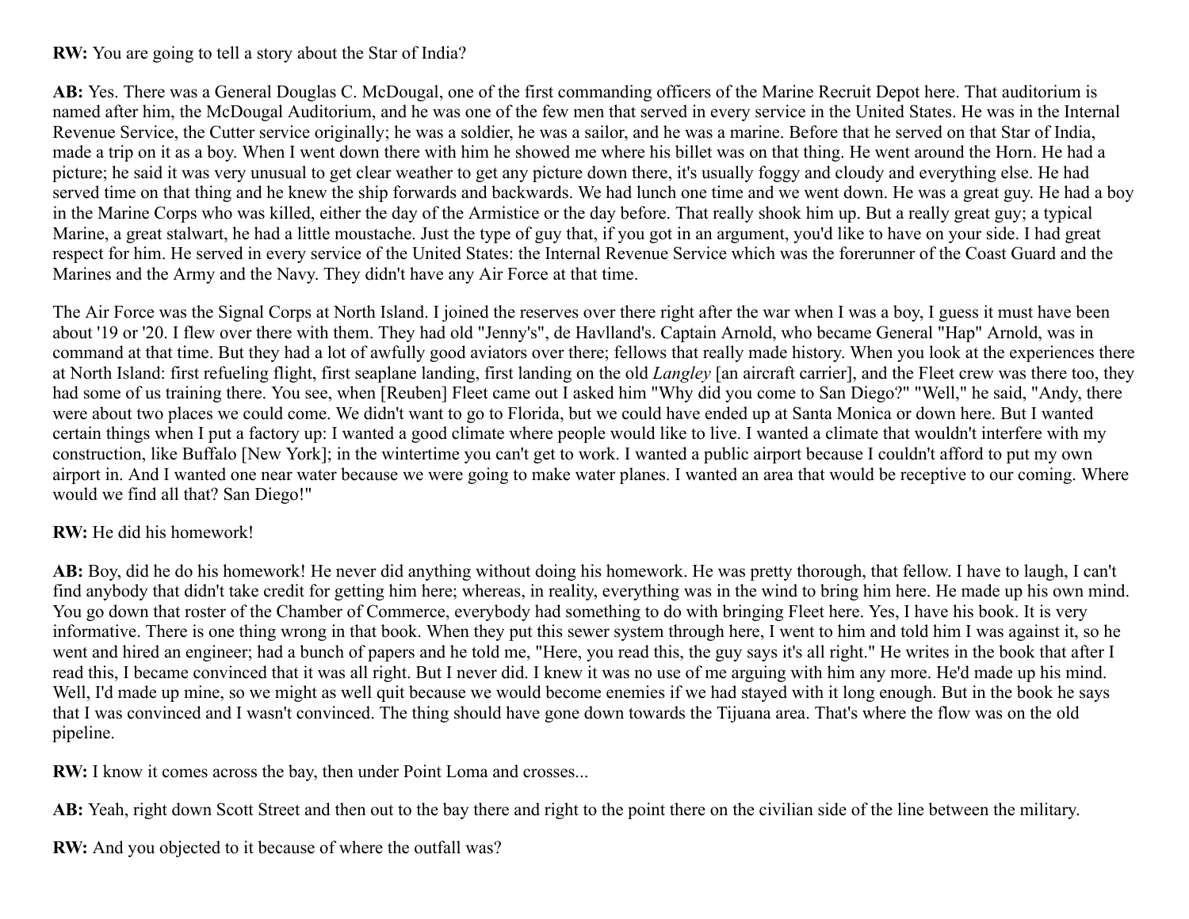**RW:** You are going to tell a story about the Star of India?

**AB:** Yes. There was a General Douglas C. McDougal, one of the first commanding officers of the Marine Recruit Depot here. That auditorium is named after him, the McDougal Auditorium, and he was one of the few men that served in every service in the United States. He was in the Internal Revenue Service, the Cutter service originally; he was a soldier, he was a sailor, and he was a marine. Before that he served on that Star of India, made a trip on it as a boy. When I went down there with him he showed me where his billet was on that thing. He went around the Horn. He had a picture; he said it was very unusual to get clear weather to get any picture down there, it's usually foggy and cloudy and everything else. He had served time on that thing and he knew the ship forwards and backwards. We had lunch one time and we went down. He was a great guy. He had a boy in the Marine Corps who was killed, either the day of the Armistice or the day before. That really shook him up. But a really great guy; a typical Marine, a great stalwart, he had a little moustache. Just the type of guy that, if you got in an argument, you'd like to have on your side. I had great respect for him. He served in every service of the United States: the Internal Revenue Service which was the forerunner of the Coast Guard and the Marines and the Army and the Navy. They didn't have any Air Force at that time.

The Air Force was the Signal Corps at North Island. I joined the reserves over there right after the war when I was a boy, I guess it must have been about '19 or '20. I flew over there with them. They had old "Jenny's", de Havlland's. Captain Arnold, who became General "Hap" Arnold, was in command at that time. But they had a lot of awfully good aviators over there; fellows that really made history. When you look at the experiences there at North Island: first refueling flight, first seaplane landing, first landing on the old *Langley* [an aircraft carrier], and the Fleet crew was there too, they had some of us training there. You see, when [Reuben] Fleet came out I asked him "Why did you come to San Diego?" "Well," he said, "Andy, there were about two places we could come. We didn't want to go to Florida, but we could have ended up at Santa Monica or down here. But I wanted certain things when I put a factory up: I wanted a good climate where people would like to live. I wanted a climate that wouldn't interfere with my construction, like Buffalo [New York]; in the wintertime you can't get to work. I wanted a public airport because I couldn't afford to put my own airport in. And I wanted one near water because we were going to make water planes. I wanted an area that would be receptive to our coming. Where would we find all that? San Diego!"

**RW:** He did his homework!

**AB:** Boy, did he do his homework! He never did anything without doing his homework. He was pretty thorough, that fellow. I have to laugh, I can't find anybody that didn't take credit for getting him here; whereas, in reality, everything was in the wind to bring him here. He made up his own mind. You go down that roster of the Chamber of Commerce, everybody had something to do with bringing Fleet here. Yes, I have his book. It is very informative. There is one thing wrong in that book. When they put this sewer system through here, I went to him and told him I was against it, so he went and hired an engineer; had a bunch of papers and he told me, "Here, you read this, the guy says it's all right." He writes in the book that after I read this, I became convinced that it was all right. But I never did. I knew it was no use of me arguing with him any more. He'd made up his mind. Well, I'd made up mine, so we might as well quit because we would become enemies if we had stayed with it long enough. But in the book he says that I was convinced and I wasn't convinced. The thing should have gone down towards the Tijuana area. That's where the flow was on the old pipeline.

**RW:** I know it comes across the bay, then under Point Loma and crosses...

**AB:** Yeah, right down Scott Street and then out to the bay there and right to the point there on the civilian side of the line between the military.

**RW:** And you objected to it because of where the outfall was?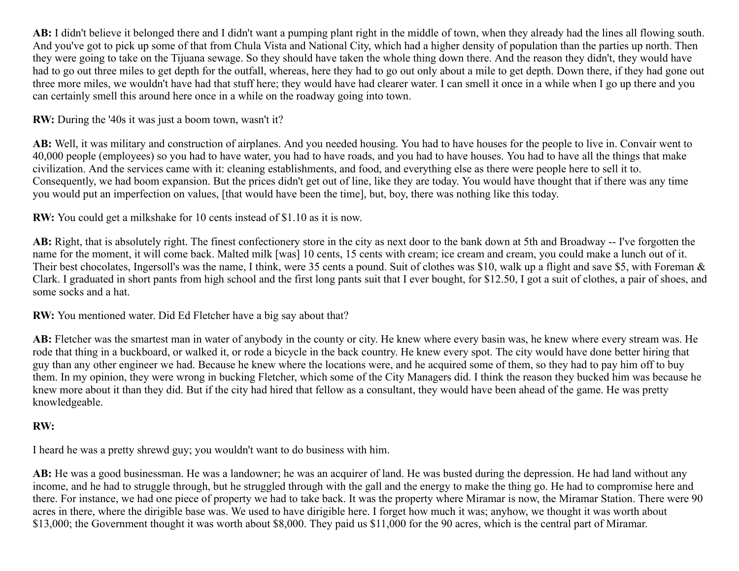**AB:** I didn't believe it belonged there and I didn't want a pumping plant right in the middle of town, when they already had the lines all flowing south. And you've got to pick up some of that from Chula Vista and National City, which had a higher density of population than the parties up north. Then they were going to take on the Tijuana sewage. So they should have taken the whole thing down there. And the reason they didn't, they would have had to go out three miles to get depth for the outfall, whereas, here they had to go out only about a mile to get depth. Down there, if they had gone out three more miles, we wouldn't have had that stuff here; they would have had clearer water. I can smell it once in a while when I go up there and you can certainly smell this around here once in a while on the roadway going into town.

**RW:** During the '40s it was just a boom town, wasn't it?

**AB:** Well, it was military and construction of airplanes. And you needed housing. You had to have houses for the people to live in. Convair went to 40,000 people (employees) so you had to have water, you had to have roads, and you had to have houses. You had to have all the things that make civilization. And the services came with it: cleaning establishments, and food, and everything else as there were people here to sell it to. Consequently, we had boom expansion. But the prices didn't get out of line, like they are today. You would have thought that if there was any time you would put an imperfection on values, [that would have been the time], but, boy, there was nothing like this today.

**RW:** You could get a milkshake for 10 cents instead of $1.10 as it is now.

**AB:** Right, that is absolutely right. The finest confectionery store in the city as next door to the bank down at 5th and Broadway -- I've forgotten the name for the moment, it will come back. Malted milk [was] 10 cents, 15 cents with cream; ice cream and cream, you could make a lunch out of it. Their best chocolates, Ingersoll's was the name, I think, were 35 cents a pound. Suit of clothes was $10, walk up a flight and save $5, with Foreman & Clark. I graduated in short pants from high school and the first long pants suit that I ever bought, for $12.50, I got a suit of clothes, a pair of shoes, and some socks and a hat.

**RW:** You mentioned water. Did Ed Fletcher have a big say about that?

**AB:** Fletcher was the smartest man in water of anybody in the county or city. He knew where every basin was, he knew where every stream was. He rode that thing in a buckboard, or walked it, or rode a bicycle in the back country. He knew every spot. The city would have done better hiring that guy than any other engineer we had. Because he knew where the locations were, and he acquired some of them, so they had to pay him off to buy them. In my opinion, they were wrong in bucking Fletcher, which some of the City Managers did. I think the reason they bucked him was because he knew more about it than they did. But if the city had hired that fellow as a consultant, they would have been ahead of the game. He was pretty knowledgeable.

**RW:**

I heard he was a pretty shrewd guy; you wouldn't want to do business with him.

**AB:** He was a good businessman. He was a landowner; he was an acquirer of land. He was busted during the depression. He had land without any income, and he had to struggle through, but he struggled through with the gall and the energy to make the thing go. He had to compromise here and there. For instance, we had one piece of property we had to take back. It was the property where Miramar is now, the Miramar Station. There were 90 acres in there, where the dirigible base was. We used to have dirigible here. I forget how much it was; anyhow, we thought it was worth about $13,000; the Government thought it was worth about $8,000. They paid us $11,000 for the 90 acres, which is the central part of Miramar.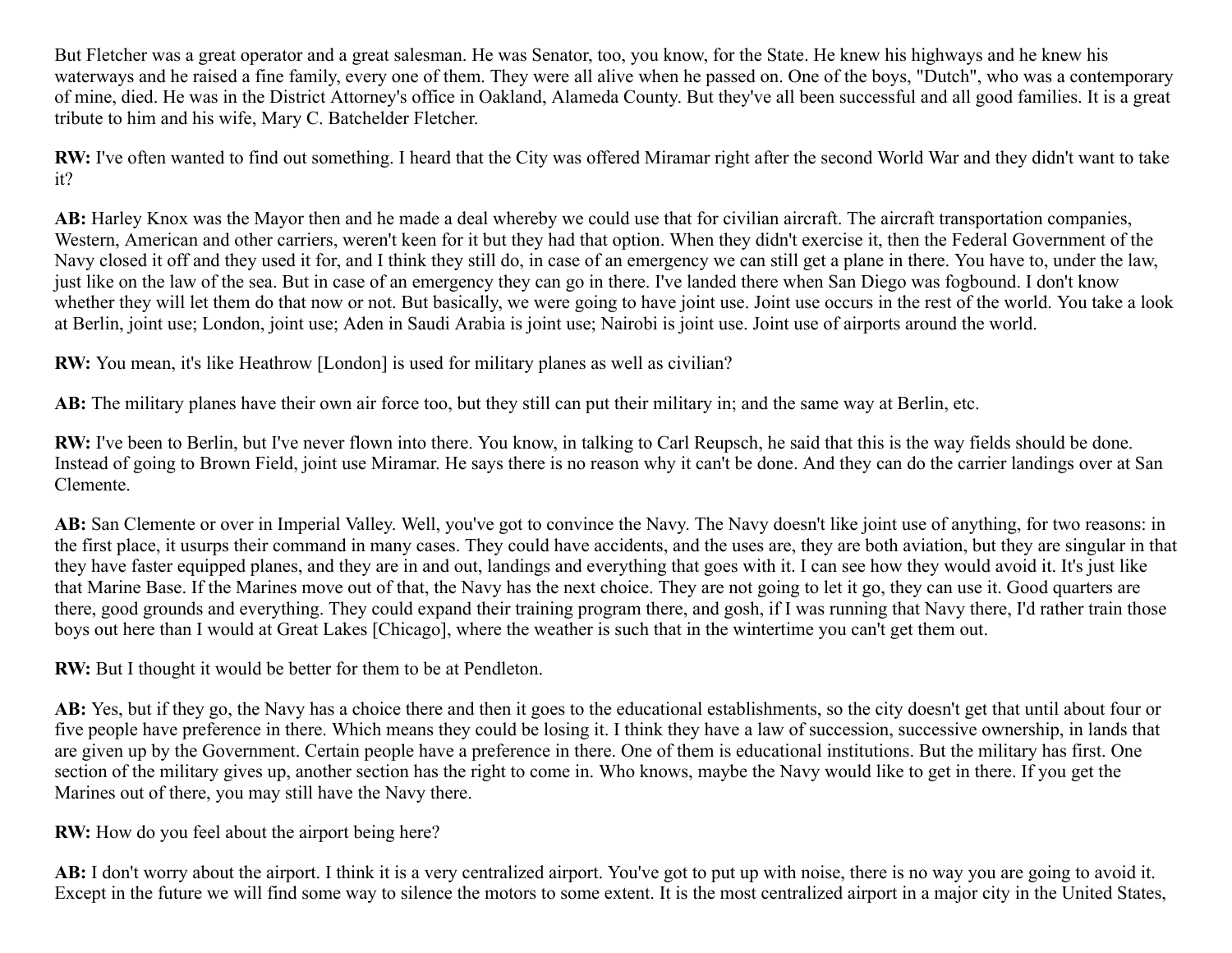But Fletcher was a great operator and a great salesman. He was Senator, too, you know, for the State. He knew his highways and he knew his waterways and he raised a fine family, every one of them. They were all alive when he passed on. One of the boys, "Dutch", who was a contemporary of mine, died. He was in the District Attorney's office in Oakland, Alameda County. But they've all been successful and all good families. It is a great tribute to him and his wife, Mary C. Batchelder Fletcher.

**RW:** I've often wanted to find out something. I heard that the City was offered Miramar right after the second World War and they didn't want to take it?

**AB:** Harley Knox was the Mayor then and he made a deal whereby we could use that for civilian aircraft. The aircraft transportation companies, Western, American and other carriers, weren't keen for it but they had that option. When they didn't exercise it, then the Federal Government of the Navy closed it off and they used it for, and I think they still do, in case of an emergency we can still get a plane in there. You have to, under the law, just like on the law of the sea. But in case of an emergency they can go in there. I've landed there when San Diego was fogbound. I don't know whether they will let them do that now or not. But basically, we were going to have joint use. Joint use occurs in the rest of the world. You take a look at Berlin, joint use; London, joint use; Aden in Saudi Arabia is joint use; Nairobi is joint use. Joint use of airports around the world.

**RW:** You mean, it's like Heathrow [London] is used for military planes as well as civilian?

**AB:** The military planes have their own air force too, but they still can put their military in; and the same way at Berlin, etc.

**RW:** I've been to Berlin, but I've never flown into there. You know, in talking to Carl Reupsch, he said that this is the way fields should be done. Instead of going to Brown Field, joint use Miramar. He says there is no reason why it can't be done. And they can do the carrier landings over at San Clemente.

**AB:** San Clemente or over in Imperial Valley. Well, you've got to convince the Navy. The Navy doesn't like joint use of anything, for two reasons: in the first place, it usurps their command in many cases. They could have accidents, and the uses are, they are both aviation, but they are singular in that they have faster equipped planes, and they are in and out, landings and everything that goes with it. I can see how they would avoid it. It's just like that Marine Base. If the Marines move out of that, the Navy has the next choice. They are not going to let it go, they can use it. Good quarters are there, good grounds and everything. They could expand their training program there, and gosh, if I was running that Navy there, I'd rather train those boys out here than I would at Great Lakes [Chicago], where the weather is such that in the wintertime you can't get them out.

**RW:** But I thought it would be better for them to be at Pendleton.

**AB:** Yes, but if they go, the Navy has a choice there and then it goes to the educational establishments, so the city doesn't get that until about four or five people have preference in there. Which means they could be losing it. I think they have a law of succession, successive ownership, in lands that are given up by the Government. Certain people have a preference in there. One of them is educational institutions. But the military has first. One section of the military gives up, another section has the right to come in. Who knows, maybe the Navy would like to get in there. If you get the Marines out of there, you may still have the Navy there.

**RW:** How do you feel about the airport being here?

**AB:** I don't worry about the airport. I think it is a very centralized airport. You've got to put up with noise, there is no way you are going to avoid it. Except in the future we will find some way to silence the motors to some extent. It is the most centralized airport in a major city in the United States,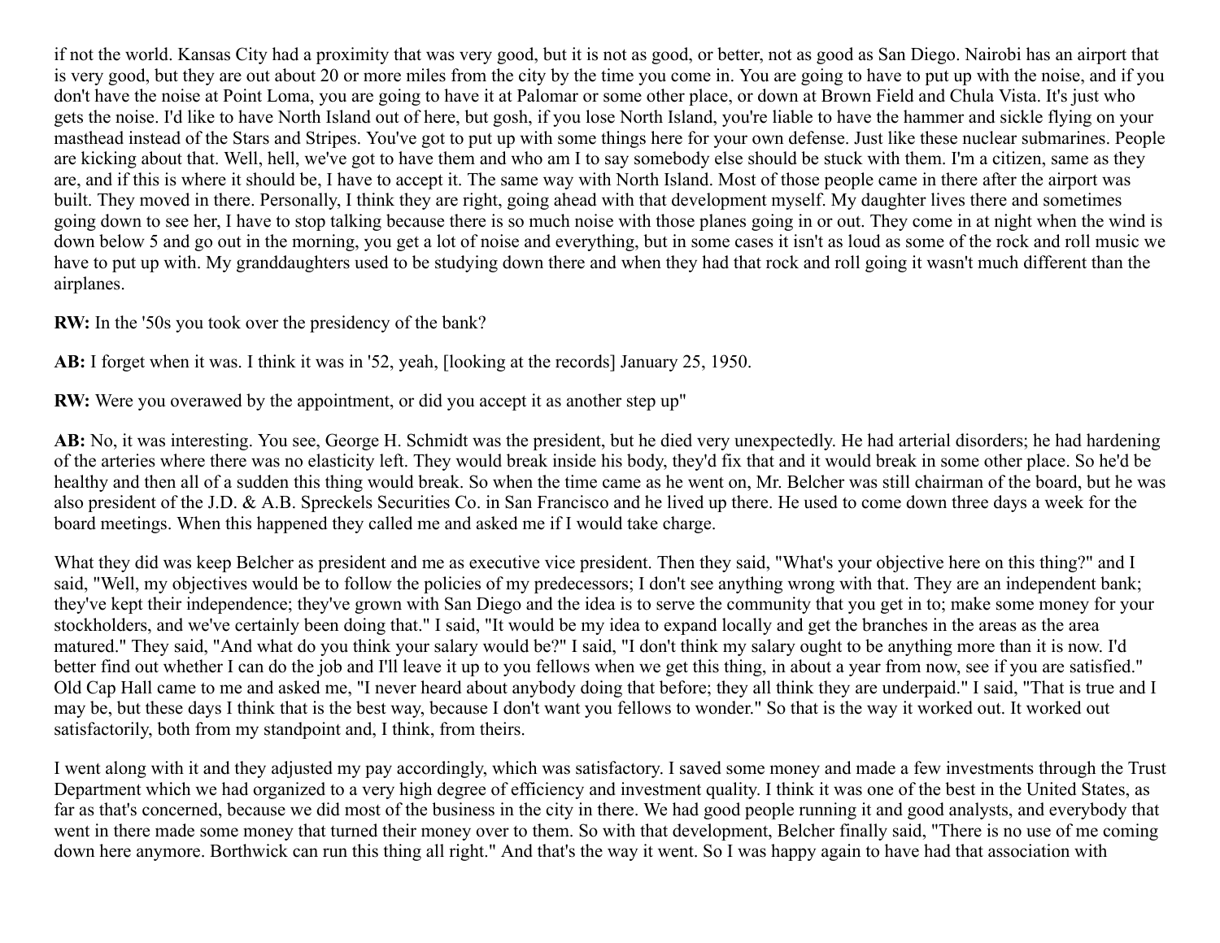if not the world. Kansas City had a proximity that was very good, but it is not as good, or better, not as good as San Diego. Nairobi has an airport that is very good, but they are out about 20 or more miles from the city by the time you come in. You are going to have to put up with the noise, and if you don't have the noise at Point Loma, you are going to have it at Palomar or some other place, or down at Brown Field and Chula Vista. It's just who gets the noise. I'd like to have North Island out of here, but gosh, if you lose North Island, you're liable to have the hammer and sickle flying on your masthead instead of the Stars and Stripes. You've got to put up with some things here for your own defense. Just like these nuclear submarines. People are kicking about that. Well, hell, we've got to have them and who am I to say somebody else should be stuck with them. I'm a citizen, same as they are, and if this is where it should be, I have to accept it. The same way with North Island. Most of those people came in there after the airport was built. They moved in there. Personally, I think they are right, going ahead with that development myself. My daughter lives there and sometimes going down to see her, I have to stop talking because there is so much noise with those planes going in or out. They come in at night when the wind is down below 5 and go out in the morning, you get a lot of noise and everything, but in some cases it isn't as loud as some of the rock and roll music we have to put up with. My granddaughters used to be studying down there and when they had that rock and roll going it wasn't much different than the airplanes.

**RW:** In the '50s you took over the presidency of the bank?

**AB:** I forget when it was. I think it was in '52, yeah, [looking at the records] January 25, 1950.

**RW:** Were you overawed by the appointment, or did you accept it as another step up"

**AB:** No, it was interesting. You see, George H. Schmidt was the president, but he died very unexpectedly. He had arterial disorders; he had hardening of the arteries where there was no elasticity left. They would break inside his body, they'd fix that and it would break in some other place. So he'd be healthy and then all of a sudden this thing would break. So when the time came as he went on, Mr. Belcher was still chairman of the board, but he was also president of the J.D. & A.B. Spreckels Securities Co. in San Francisco and he lived up there. He used to come down three days a week for the board meetings. When this happened they called me and asked me if I would take charge.

What they did was keep Belcher as president and me as executive vice president. Then they said, "What's your objective here on this thing?" and I said, "Well, my objectives would be to follow the policies of my predecessors; I don't see anything wrong with that. They are an independent bank; they've kept their independence; they've grown with San Diego and the idea is to serve the community that you get in to; make some money for your stockholders, and we've certainly been doing that." I said, "It would be my idea to expand locally and get the branches in the areas as the area matured." They said, "And what do you think your salary would be?" I said, "I don't think my salary ought to be anything more than it is now. I'd better find out whether I can do the job and I'll leave it up to you fellows when we get this thing, in about a year from now, see if you are satisfied." Old Cap Hall came to me and asked me, "I never heard about anybody doing that before; they all think they are underpaid." I said, "That is true and I may be, but these days I think that is the best way, because I don't want you fellows to wonder." So that is the way it worked out. It worked out satisfactorily, both from my standpoint and, I think, from theirs.

I went along with it and they adjusted my pay accordingly, which was satisfactory. I saved some money and made a few investments through the Trust Department which we had organized to a very high degree of efficiency and investment quality. I think it was one of the best in the United States, as far as that's concerned, because we did most of the business in the city in there. We had good people running it and good analysts, and everybody that went in there made some money that turned their money over to them. So with that development, Belcher finally said, "There is no use of me coming down here anymore. Borthwick can run this thing all right." And that's the way it went. So I was happy again to have had that association with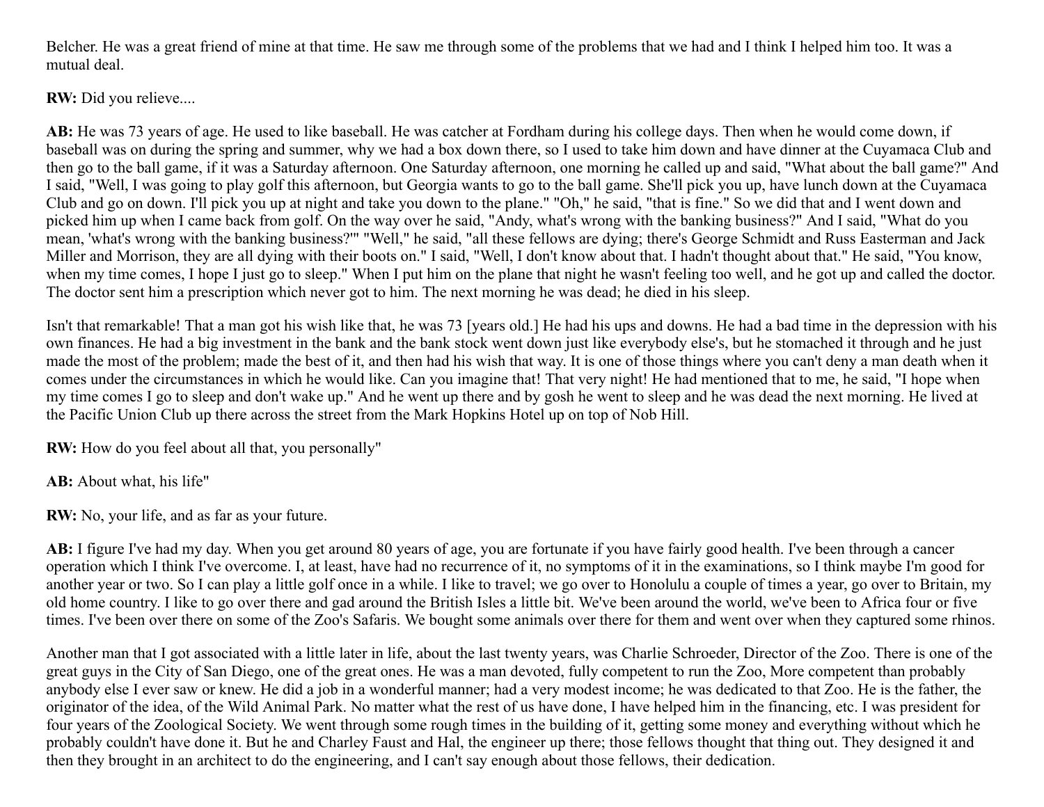Belcher. He was a great friend of mine at that time. He saw me through some of the problems that we had and I think I helped him too. It was a mutual deal.

**RW:** Did you relieve....

**AB:** He was 73 years of age. He used to like baseball. He was catcher at Fordham during his college days. Then when he would come down, if baseball was on during the spring and summer, why we had a box down there, so I used to take him down and have dinner at the Cuyamaca Club and then go to the ball game, if it was a Saturday afternoon. One Saturday afternoon, one morning he called up and said, "What about the ball game?" And I said, "Well, I was going to play golf this afternoon, but Georgia wants to go to the ball game. She'll pick you up, have lunch down at the Cuyamaca Club and go on down. I'll pick you up at night and take you down to the plane." "Oh," he said, "that is fine." So we did that and I went down and picked him up when I came back from golf. On the way over he said, "Andy, what's wrong with the banking business?" And I said, "What do you mean, 'what's wrong with the banking business?'" "Well," he said, "all these fellows are dying; there's George Schmidt and Russ Easterman and Jack Miller and Morrison, they are all dying with their boots on." I said, "Well, I don't know about that. I hadn't thought about that." He said, "You know, when my time comes, I hope I just go to sleep." When I put him on the plane that night he wasn't feeling too well, and he got up and called the doctor. The doctor sent him a prescription which never got to him. The next morning he was dead; he died in his sleep.

Isn't that remarkable! That a man got his wish like that, he was 73 [years old.] He had his ups and downs. He had a bad time in the depression with his own finances. He had a big investment in the bank and the bank stock went down just like everybody else's, but he stomached it through and he just made the most of the problem; made the best of it, and then had his wish that way. It is one of those things where you can't deny a man death when it comes under the circumstances in which he would like. Can you imagine that! That very night! He had mentioned that to me, he said, "I hope when my time comes I go to sleep and don't wake up." And he went up there and by gosh he went to sleep and he was dead the next morning. He lived at the Pacific Union Club up there across the street from the Mark Hopkins Hotel up on top of Nob Hill.

**RW:** How do you feel about all that, you personally"

**AB:** About what, his life"

**RW:** No, your life, and as far as your future.

**AB:** I figure I've had my day. When you get around 80 years of age, you are fortunate if you have fairly good health. I've been through a cancer operation which I think I've overcome. I, at least, have had no recurrence of it, no symptoms of it in the examinations, so I think maybe I'm good for another year or two. So I can play a little golf once in a while. I like to travel; we go over to Honolulu a couple of times a year, go over to Britain, my old home country. I like to go over there and gad around the British Isles a little bit. We've been around the world, we've been to Africa four or five times. I've been over there on some of the Zoo's Safaris. We bought some animals over there for them and went over when they captured some rhinos.

Another man that I got associated with a little later in life, about the last twenty years, was Charlie Schroeder, Director of the Zoo. There is one of the great guys in the City of San Diego, one of the great ones. He was a man devoted, fully competent to run the Zoo, More competent than probably anybody else I ever saw or knew. He did a job in a wonderful manner; had a very modest income; he was dedicated to that Zoo. He is the father, the originator of the idea, of the Wild Animal Park. No matter what the rest of us have done, I have helped him in the financing, etc. I was president for four years of the Zoological Society. We went through some rough times in the building of it, getting some money and everything without which he probably couldn't have done it. But he and Charley Faust and Hal, the engineer up there; those fellows thought that thing out. They designed it and then they brought in an architect to do the engineering, and I can't say enough about those fellows, their dedication.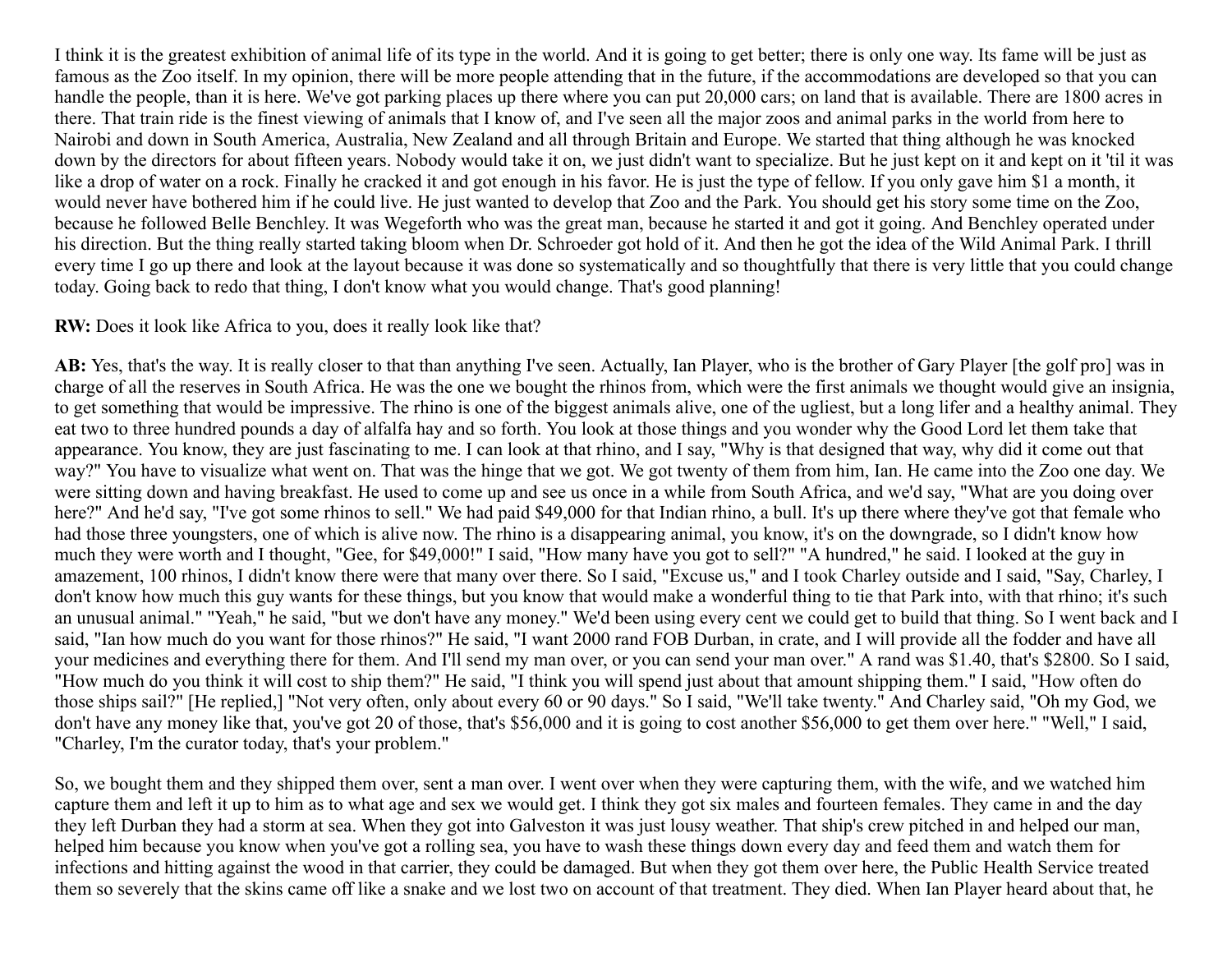I think it is the greatest exhibition of animal life of its type in the world. And it is going to get better; there is only one way. Its fame will be just as famous as the Zoo itself. In my opinion, there will be more people attending that in the future, if the accommodations are developed so that you can handle the people, than it is here. We've got parking places up there where you can put 20,000 cars; on land that is available. There are 1800 acres in there. That train ride is the finest viewing of animals that I know of, and I've seen all the major zoos and animal parks in the world from here to Nairobi and down in South America, Australia, New Zealand and all through Britain and Europe. We started that thing although he was knocked down by the directors for about fifteen years. Nobody would take it on, we just didn't want to specialize. But he just kept on it and kept on it 'til it was like a drop of water on a rock. Finally he cracked it and got enough in his favor. He is just the type of fellow. If you only gave him $1 a month, it would never have bothered him if he could live. He just wanted to develop that Zoo and the Park. You should get his story some time on the Zoo, because he followed Belle Benchley. It was Wegeforth who was the great man, because he started it and got it going. And Benchley operated under his direction. But the thing really started taking bloom when Dr. Schroeder got hold of it. And then he got the idea of the Wild Animal Park. I thrill every time I go up there and look at the layout because it was done so systematically and so thoughtfully that there is very little that you could change today. Going back to redo that thing, I don't know what you would change. That's good planning!

**RW:** Does it look like Africa to you, does it really look like that?

**AB:** Yes, that's the way. It is really closer to that than anything I've seen. Actually, Ian Player, who is the brother of Gary Player [the golf pro] was in charge of all the reserves in South Africa. He was the one we bought the rhinos from, which were the first animals we thought would give an insignia, to get something that would be impressive. The rhino is one of the biggest animals alive, one of the ugliest, but a long lifer and a healthy animal. They eat two to three hundred pounds a day of alfalfa hay and so forth. You look at those things and you wonder why the Good Lord let them take that appearance. You know, they are just fascinating to me. I can look at that rhino, and I say, "Why is that designed that way, why did it come out that way?" You have to visualize what went on. That was the hinge that we got. We got twenty of them from him, Ian. He came into the Zoo one day. We were sitting down and having breakfast. He used to come up and see us once in a while from South Africa, and we'd say, "What are you doing over here?" And he'd say, "I've got some rhinos to sell." We had paid $49,000 for that Indian rhino, a bull. It's up there where they've got that female who had those three youngsters, one of which is alive now. The rhino is a disappearing animal, you know, it's on the downgrade, so I didn't know how much they were worth and I thought, "Gee, for $49,000!" I said, "How many have you got to sell?" "A hundred," he said. I looked at the guy in amazement, 100 rhinos, I didn't know there were that many over there. So I said, "Excuse us," and I took Charley outside and I said, "Say, Charley, I don't know how much this guy wants for these things, but you know that would make a wonderful thing to tie that Park into, with that rhino; it's such an unusual animal." "Yeah," he said, "but we don't have any money." We'd been using every cent we could get to build that thing. So I went back and I said, "Ian how much do you want for those rhinos?" He said, "I want 2000 rand FOB Durban, in crate, and I will provide all the fodder and have all your medicines and everything there for them. And I'll send my man over, or you can send your man over." A rand was $1.40, that's $2800. So I said, "How much do you think it will cost to ship them?" He said, "I think you will spend just about that amount shipping them." I said, "How often do those ships sail?" [He replied,] "Not very often, only about every 60 or 90 days." So I said, "We'll take twenty." And Charley said, "Oh my God, we don't have any money like that, you've got 20 of those, that's $56,000 and it is going to cost another $56,000 to get them over here." "Well," I said, "Charley, I'm the curator today, that's your problem."

So, we bought them and they shipped them over, sent a man over. I went over when they were capturing them, with the wife, and we watched him capture them and left it up to him as to what age and sex we would get. I think they got six males and fourteen females. They came in and the day they left Durban they had a storm at sea. When they got into Galveston it was just lousy weather. That ship's crew pitched in and helped our man, helped him because you know when you've got a rolling sea, you have to wash these things down every day and feed them and watch them for infections and hitting against the wood in that carrier, they could be damaged. But when they got them over here, the Public Health Service treated them so severely that the skins came off like a snake and we lost two on account of that treatment. They died. When Ian Player heard about that, he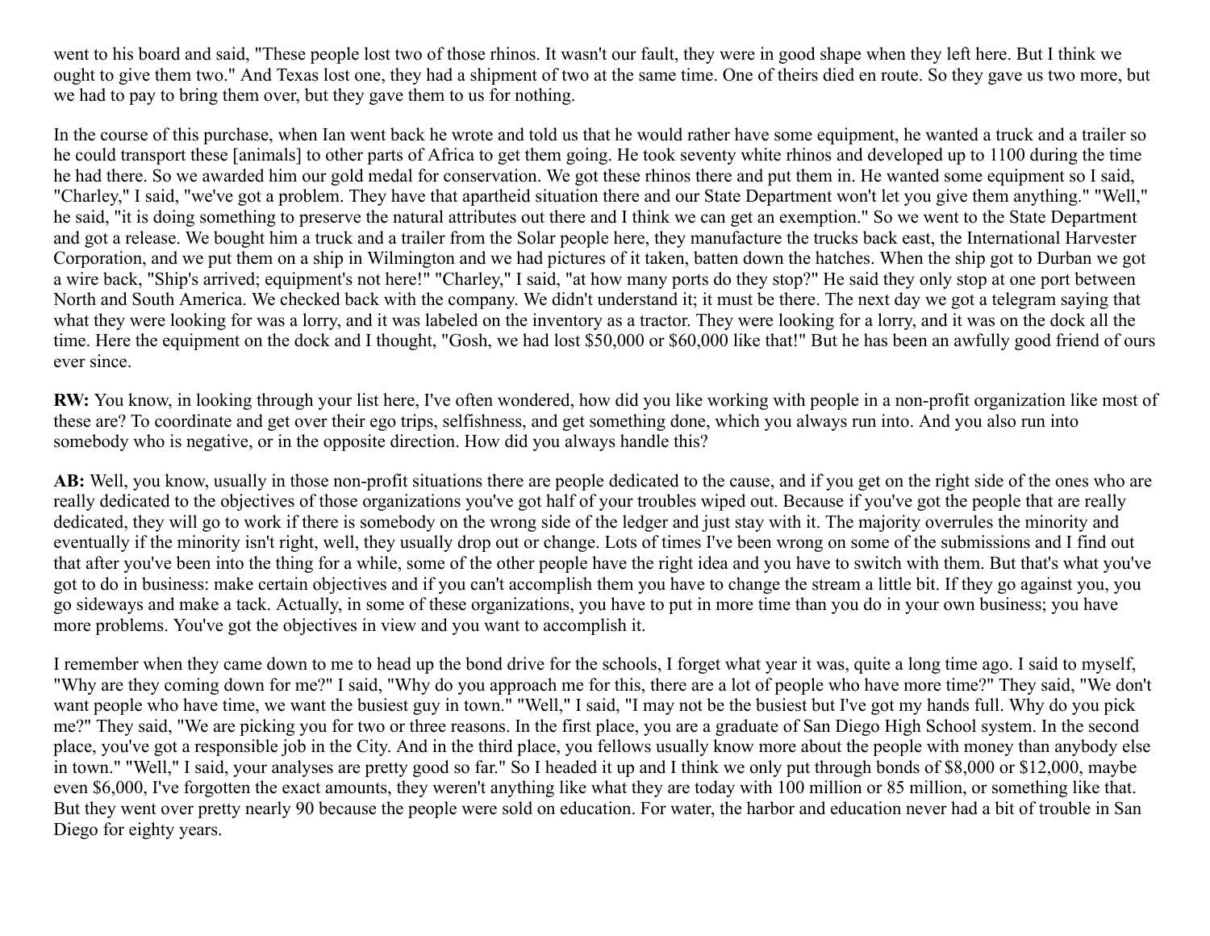went to his board and said, "These people lost two of those rhinos. It wasn't our fault, they were in good shape when they left here. But I think we ought to give them two." And Texas lost one, they had a shipment of two at the same time. One of theirs died en route. So they gave us two more, but we had to pay to bring them over, but they gave them to us for nothing.

In the course of this purchase, when Ian went back he wrote and told us that he would rather have some equipment, he wanted a truck and a trailer so he could transport these [animals] to other parts of Africa to get them going. He took seventy white rhinos and developed up to 1100 during the time he had there. So we awarded him our gold medal for conservation. We got these rhinos there and put them in. He wanted some equipment so I said, "Charley," I said, "we've got a problem. They have that apartheid situation there and our State Department won't let you give them anything." "Well," he said, "it is doing something to preserve the natural attributes out there and I think we can get an exemption." So we went to the State Department and got a release. We bought him a truck and a trailer from the Solar people here, they manufacture the trucks back east, the International Harvester Corporation, and we put them on a ship in Wilmington and we had pictures of it taken, batten down the hatches. When the ship got to Durban we got a wire back, "Ship's arrived; equipment's not here!" "Charley," I said, "at how many ports do they stop?" He said they only stop at one port between North and South America. We checked back with the company. We didn't understand it; it must be there. The next day we got a telegram saying that what they were looking for was a lorry, and it was labeled on the inventory as a tractor. They were looking for a lorry, and it was on the dock all the time. Here the equipment on the dock and I thought, "Gosh, we had lost $50,000 or $60,000 like that!" But he has been an awfully good friend of ours ever since.

**RW:** You know, in looking through your list here, I've often wondered, how did you like working with people in a non-profit organization like most of these are? To coordinate and get over their ego trips, selfishness, and get something done, which you always run into. And you also run into somebody who is negative, or in the opposite direction. How did you always handle this?

**AB:** Well, you know, usually in those non-profit situations there are people dedicated to the cause, and if you get on the right side of the ones who are really dedicated to the objectives of those organizations you've got half of your troubles wiped out. Because if you've got the people that are really dedicated, they will go to work if there is somebody on the wrong side of the ledger and just stay with it. The majority overrules the minority and eventually if the minority isn't right, well, they usually drop out or change. Lots of times I've been wrong on some of the submissions and I find out that after you've been into the thing for a while, some of the other people have the right idea and you have to switch with them. But that's what you've got to do in business: make certain objectives and if you can't accomplish them you have to change the stream a little bit. If they go against you, you go sideways and make a tack. Actually, in some of these organizations, you have to put in more time than you do in your own business; you have more problems. You've got the objectives in view and you want to accomplish it.

I remember when they came down to me to head up the bond drive for the schools, I forget what year it was, quite a long time ago. I said to myself, "Why are they coming down for me?" I said, "Why do you approach me for this, there are a lot of people who have more time?" They said, "We don't want people who have time, we want the busiest guy in town." "Well," I said, "I may not be the busiest but I've got my hands full. Why do you pick me?" They said, "We are picking you for two or three reasons. In the first place, you are a graduate of San Diego High School system. In the second place, you've got a responsible job in the City. And in the third place, you fellows usually know more about the people with money than anybody else in town." "Well," I said, your analyses are pretty good so far." So I headed it up and I think we only put through bonds of $8,000 or $12,000, maybe even $6,000, I've forgotten the exact amounts, they weren't anything like what they are today with 100 million or 85 million, or something like that. But they went over pretty nearly 90 because the people were sold on education. For water, the harbor and education never had a bit of trouble in San Diego for eighty years.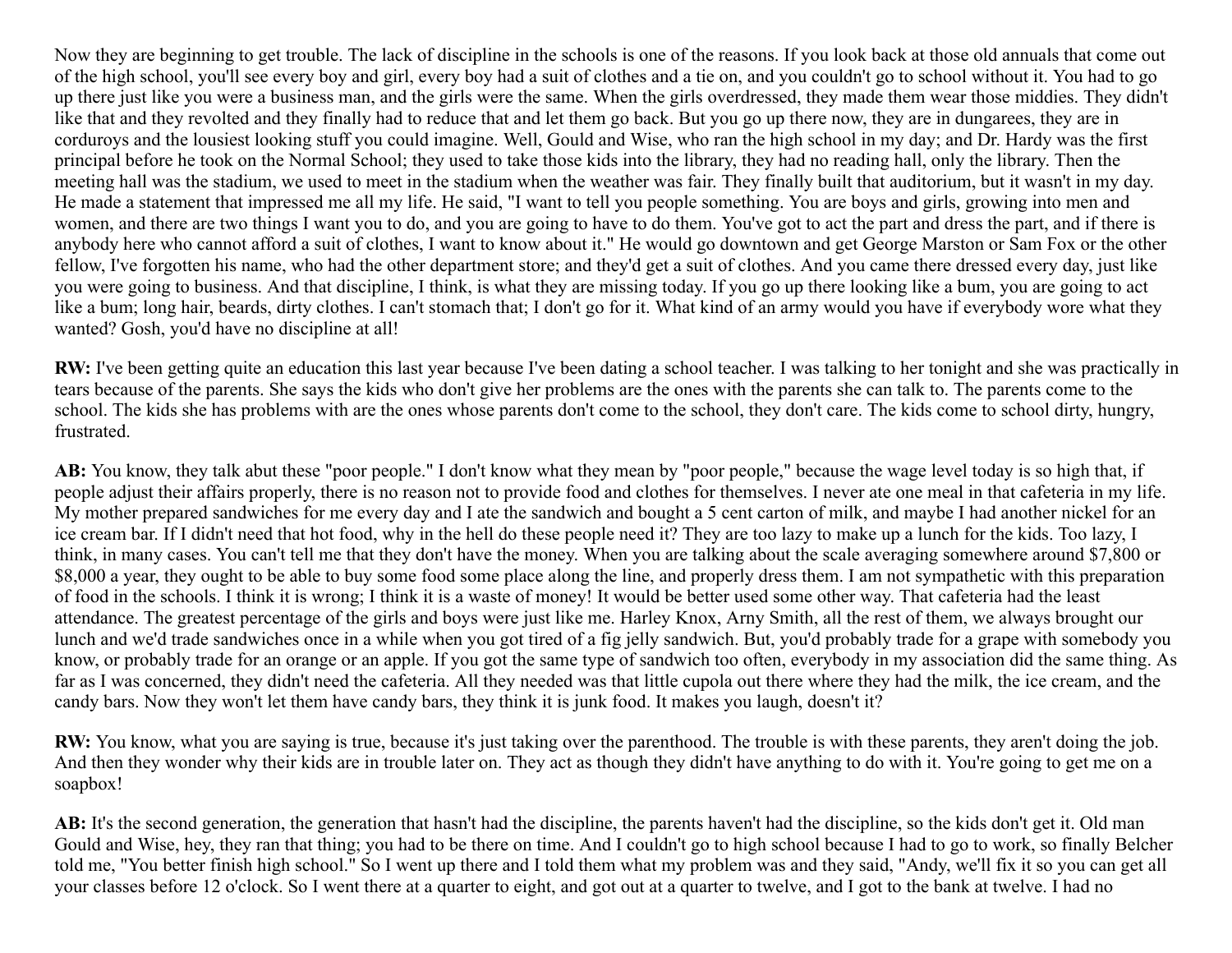Now they are beginning to get trouble. The lack of discipline in the schools is one of the reasons. If you look back at those old annuals that come out of the high school, you'll see every boy and girl, every boy had a suit of clothes and a tie on, and you couldn't go to school without it. You had to go up there just like you were a business man, and the girls were the same. When the girls overdressed, they made them wear those middies. They didn't like that and they revolted and they finally had to reduce that and let them go back. But you go up there now, they are in dungarees, they are in corduroys and the lousiest looking stuff you could imagine. Well, Gould and Wise, who ran the high school in my day; and Dr. Hardy was the first principal before he took on the Normal School; they used to take those kids into the library, they had no reading hall, only the library. Then the meeting hall was the stadium, we used to meet in the stadium when the weather was fair. They finally built that auditorium, but it wasn't in my day. He made a statement that impressed me all my life. He said, "I want to tell you people something. You are boys and girls, growing into men and women, and there are two things I want you to do, and you are going to have to do them. You've got to act the part and dress the part, and if there is anybody here who cannot afford a suit of clothes, I want to know about it." He would go downtown and get George Marston or Sam Fox or the other fellow, I've forgotten his name, who had the other department store; and they'd get a suit of clothes. And you came there dressed every day, just like you were going to business. And that discipline, I think, is what they are missing today. If you go up there looking like a bum, you are going to act like a bum; long hair, beards, dirty clothes. I can't stomach that; I don't go for it. What kind of an army would you have if everybody wore what they wanted? Gosh, you'd have no discipline at all!

**RW:** I've been getting quite an education this last year because I've been dating a school teacher. I was talking to her tonight and she was practically in tears because of the parents. She says the kids who don't give her problems are the ones with the parents she can talk to. The parents come to the school. The kids she has problems with are the ones whose parents don't come to the school, they don't care. The kids come to school dirty, hungry, frustrated.

**AB:** You know, they talk abut these "poor people." I don't know what they mean by "poor people," because the wage level today is so high that, if people adjust their affairs properly, there is no reason not to provide food and clothes for themselves. I never ate one meal in that cafeteria in my life. My mother prepared sandwiches for me every day and I ate the sandwich and bought a 5 cent carton of milk, and maybe I had another nickel for an ice cream bar. If I didn't need that hot food, why in the hell do these people need it? They are too lazy to make up a lunch for the kids. Too lazy, I think, in many cases. You can't tell me that they don't have the money. When you are talking about the scale averaging somewhere around $7,800 or $8,000 a year, they ought to be able to buy some food some place along the line, and properly dress them. I am not sympathetic with this preparation of food in the schools. I think it is wrong; I think it is a waste of money! It would be better used some other way. That cafeteria had the least attendance. The greatest percentage of the girls and boys were just like me. Harley Knox, Arny Smith, all the rest of them, we always brought our lunch and we'd trade sandwiches once in a while when you got tired of a fig jelly sandwich. But, you'd probably trade for a grape with somebody you know, or probably trade for an orange or an apple. If you got the same type of sandwich too often, everybody in my association did the same thing. As far as I was concerned, they didn't need the cafeteria. All they needed was that little cupola out there where they had the milk, the ice cream, and the candy bars. Now they won't let them have candy bars, they think it is junk food. It makes you laugh, doesn't it?

**RW:** You know, what you are saying is true, because it's just taking over the parenthood. The trouble is with these parents, they aren't doing the job. And then they wonder why their kids are in trouble later on. They act as though they didn't have anything to do with it. You're going to get me on a soapbox!

**AB:** It's the second generation, the generation that hasn't had the discipline, the parents haven't had the discipline, so the kids don't get it. Old man Gould and Wise, hey, they ran that thing; you had to be there on time. And I couldn't go to high school because I had to go to work, so finally Belcher told me, "You better finish high school." So I went up there and I told them what my problem was and they said, "Andy, we'll fix it so you can get all your classes before 12 o'clock. So I went there at a quarter to eight, and got out at a quarter to twelve, and I got to the bank at twelve. I had no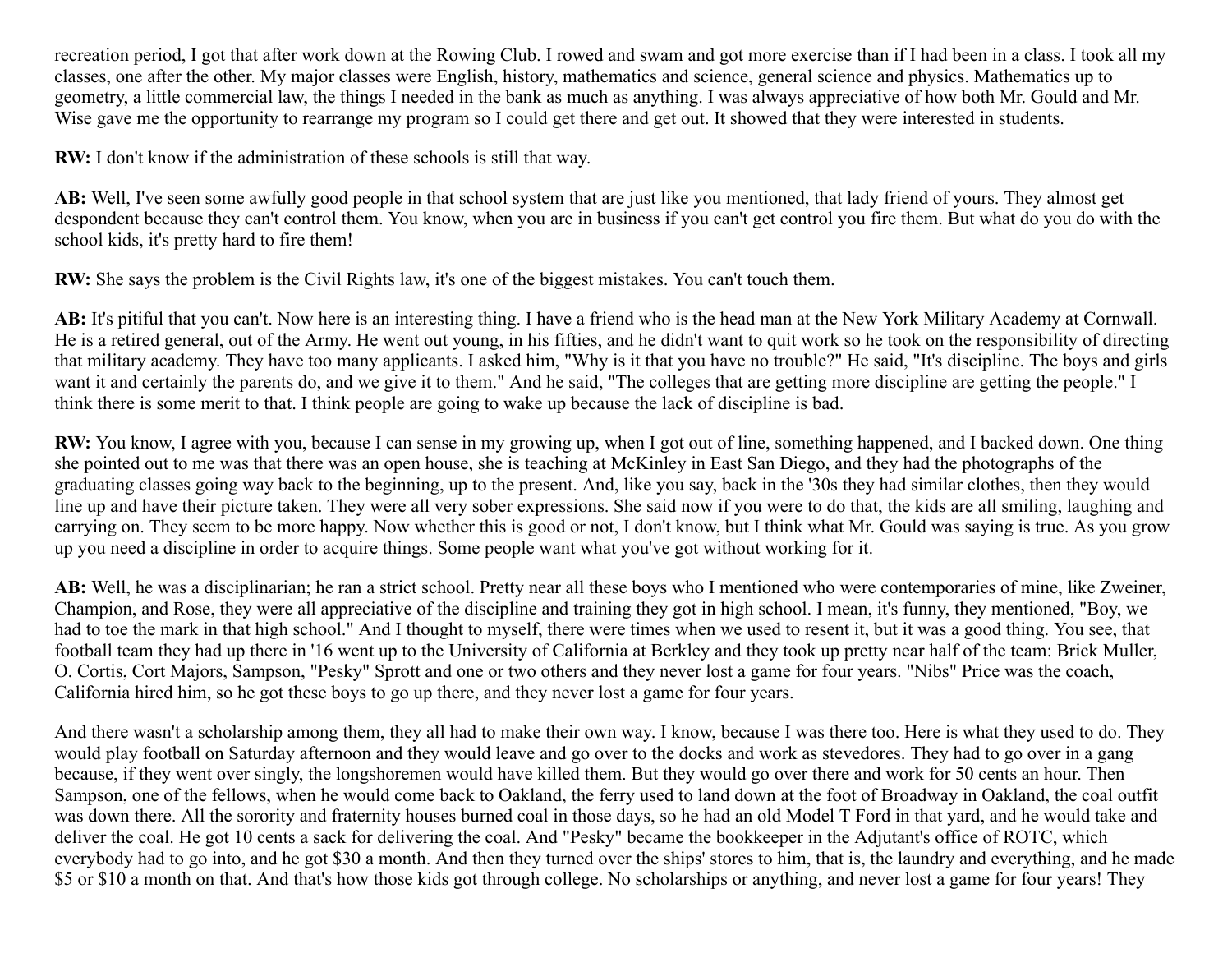recreation period, I got that after work down at the Rowing Club. I rowed and swam and got more exercise than if I had been in a class. I took all my classes, one after the other. My major classes were English, history, mathematics and science, general science and physics. Mathematics up to geometry, a little commercial law, the things I needed in the bank as much as anything. I was always appreciative of how both Mr. Gould and Mr. Wise gave me the opportunity to rearrange my program so I could get there and get out. It showed that they were interested in students.

**RW:** I don't know if the administration of these schools is still that way.

**AB:** Well, I've seen some awfully good people in that school system that are just like you mentioned, that lady friend of yours. They almost get despondent because they can't control them. You know, when you are in business if you can't get control you fire them. But what do you do with the school kids, it's pretty hard to fire them!

**RW:** She says the problem is the Civil Rights law, it's one of the biggest mistakes. You can't touch them.

**AB:** It's pitiful that you can't. Now here is an interesting thing. I have a friend who is the head man at the New York Military Academy at Cornwall. He is a retired general, out of the Army. He went out young, in his fifties, and he didn't want to quit work so he took on the responsibility of directing that military academy. They have too many applicants. I asked him, "Why is it that you have no trouble?" He said, "It's discipline. The boys and girls want it and certainly the parents do, and we give it to them." And he said, "The colleges that are getting more discipline are getting the people." I think there is some merit to that. I think people are going to wake up because the lack of discipline is bad.

**RW:** You know, I agree with you, because I can sense in my growing up, when I got out of line, something happened, and I backed down. One thing she pointed out to me was that there was an open house, she is teaching at McKinley in East San Diego, and they had the photographs of the graduating classes going way back to the beginning, up to the present. And, like you say, back in the '30s they had similar clothes, then they would line up and have their picture taken. They were all very sober expressions. She said now if you were to do that, the kids are all smiling, laughing and carrying on. They seem to be more happy. Now whether this is good or not, I don't know, but I think what Mr. Gould was saying is true. As you grow up you need a discipline in order to acquire things. Some people want what you've got without working for it.

**AB:** Well, he was a disciplinarian; he ran a strict school. Pretty near all these boys who I mentioned who were contemporaries of mine, like Zweiner, Champion, and Rose, they were all appreciative of the discipline and training they got in high school. I mean, it's funny, they mentioned, "Boy, we had to toe the mark in that high school." And I thought to myself, there were times when we used to resent it, but it was a good thing. You see, that football team they had up there in '16 went up to the University of California at Berkley and they took up pretty near half of the team: Brick Muller, O. Cortis, Cort Majors, Sampson, "Pesky" Sprott and one or two others and they never lost a game for four years. "Nibs" Price was the coach, California hired him, so he got these boys to go up there, and they never lost a game for four years.

And there wasn't a scholarship among them, they all had to make their own way. I know, because I was there too. Here is what they used to do. They would play football on Saturday afternoon and they would leave and go over to the docks and work as stevedores. They had to go over in a gang because, if they went over singly, the longshoremen would have killed them. But they would go over there and work for 50 cents an hour. Then Sampson, one of the fellows, when he would come back to Oakland, the ferry used to land down at the foot of Broadway in Oakland, the coal outfit was down there. All the sorority and fraternity houses burned coal in those days, so he had an old Model T Ford in that yard, and he would take and deliver the coal. He got 10 cents a sack for delivering the coal. And "Pesky" became the bookkeeper in the Adjutant's office of ROTC, which everybody had to go into, and he got $30 a month. And then they turned over the ships' stores to him, that is, the laundry and everything, and he made $5 or $10 a month on that. And that's how those kids got through college. No scholarships or anything, and never lost a game for four years! They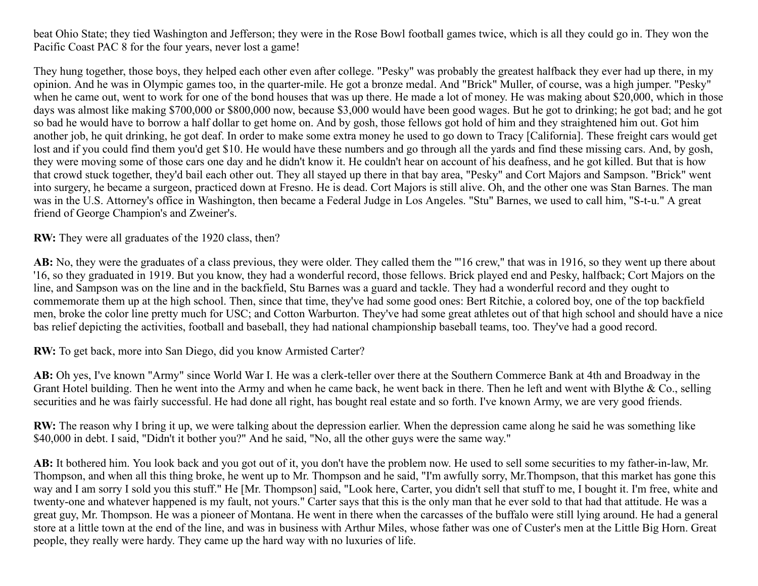beat Ohio State; they tied Washington and Jefferson; they were in the Rose Bowl football games twice, which is all they could go in. They won the Pacific Coast PAC 8 for the four years, never lost a game!

They hung together, those boys, they helped each other even after college. "Pesky" was probably the greatest halfback they ever had up there, in my opinion. And he was in Olympic games too, in the quarter-mile. He got a bronze medal. And "Brick" Muller, of course, was a high jumper. "Pesky" when he came out, went to work for one of the bond houses that was up there. He made a lot of money. He was making about $20,000, which in those days was almost like making $700,000 or $800,000 now, because $3,000 would have been good wages. But he got to drinking; he got bad; and he got so bad he would have to borrow a half dollar to get home on. And by gosh, those fellows got hold of him and they straightened him out. Got him another job, he quit drinking, he got deaf. In order to make some extra money he used to go down to Tracy [California]. These freight cars would get lost and if you could find them you'd get $10. He would have these numbers and go through all the yards and find these missing cars. And, by gosh, they were moving some of those cars one day and he didn't know it. He couldn't hear on account of his deafness, and he got killed. But that is how that crowd stuck together, they'd bail each other out. They all stayed up there in that bay area, "Pesky" and Cort Majors and Sampson. "Brick" went into surgery, he became a surgeon, practiced down at Fresno. He is dead. Cort Majors is still alive. Oh, and the other one was Stan Barnes. The man was in the U.S. Attorney's office in Washington, then became a Federal Judge in Los Angeles. "Stu" Barnes, we used to call him, "S-t-u." A great friend of George Champion's and Zweiner's.

**RW:** They were all graduates of the 1920 class, then?

**AB:** No, they were the graduates of a class previous, they were older. They called them the "'16 crew," that was in 1916, so they went up there about '16, so they graduated in 1919. But you know, they had a wonderful record, those fellows. Brick played end and Pesky, halfback; Cort Majors on the line, and Sampson was on the line and in the backfield, Stu Barnes was a guard and tackle. They had a wonderful record and they ought to commemorate them up at the high school. Then, since that time, they've had some good ones: Bert Ritchie, a colored boy, one of the top backfield men, broke the color line pretty much for USC; and Cotton Warburton. They've had some great athletes out of that high school and should have a nice bas relief depicting the activities, football and baseball, they had national championship baseball teams, too. They've had a good record.

**RW:** To get back, more into San Diego, did you know Armisted Carter?

**AB:** Oh yes, I've known "Army" since World War I. He was a clerk-teller over there at the Southern Commerce Bank at 4th and Broadway in the Grant Hotel building. Then he went into the Army and when he came back, he went back in there. Then he left and went with Blythe & Co., selling securities and he was fairly successful. He had done all right, has bought real estate and so forth. I've known Army, we are very good friends.

**RW:** The reason why I bring it up, we were talking about the depression earlier. When the depression came along he said he was something like $40,000 in debt. I said, "Didn't it bother you?" And he said, "No, all the other guys were the same way."

**AB:** It bothered him. You look back and you got out of it, you don't have the problem now. He used to sell some securities to my father-in-law, Mr. Thompson, and when all this thing broke, he went up to Mr. Thompson and he said, "I'm awfully sorry, Mr.Thompson, that this market has gone this way and I am sorry I sold you this stuff." He [Mr. Thompson] said, "Look here, Carter, you didn't sell that stuff to me, I bought it. I'm free, white and twenty-one and whatever happened is my fault, not yours." Carter says that this is the only man that he ever sold to that had that attitude. He was a great guy, Mr. Thompson. He was a pioneer of Montana. He went in there when the carcasses of the buffalo were still lying around. He had a general store at a little town at the end of the line, and was in business with Arthur Miles, whose father was one of Custer's men at the Little Big Horn. Great people, they really were hardy. They came up the hard way with no luxuries of life.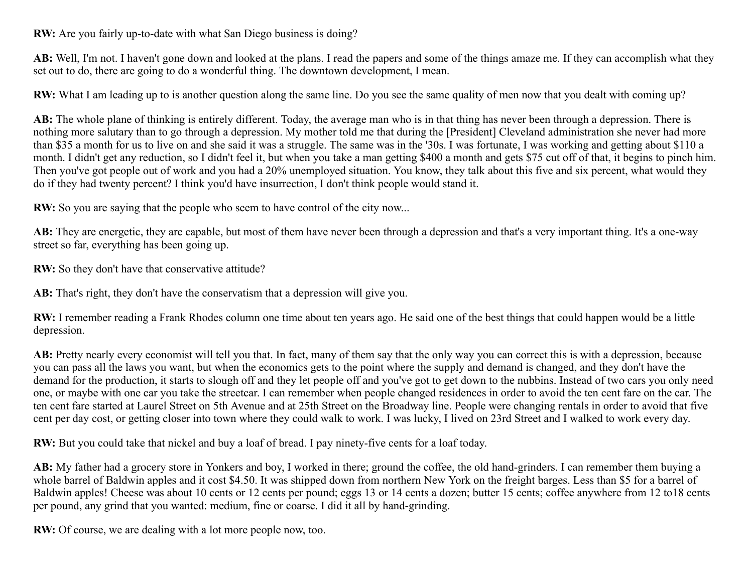**RW:** Are you fairly up-to-date with what San Diego business is doing?

**AB:** Well, I'm not. I haven't gone down and looked at the plans. I read the papers and some of the things amaze me. If they can accomplish what they set out to do, there are going to do a wonderful thing. The downtown development, I mean.

**RW:** What I am leading up to is another question along the same line. Do you see the same quality of men now that you dealt with coming up?

**AB:** The whole plane of thinking is entirely different. Today, the average man who is in that thing has never been through a depression. There is nothing more salutary than to go through a depression. My mother told me that during the [President] Cleveland administration she never had more than $35 a month for us to live on and she said it was a struggle. The same was in the '30s. I was fortunate, I was working and getting about $110 a month. I didn't get any reduction, so I didn't feel it, but when you take a man getting $400 a month and gets $75 cut off of that, it begins to pinch him. Then you've got people out of work and you had a 20% unemployed situation. You know, they talk about this five and six percent, what would they do if they had twenty percent? I think you'd have insurrection, I don't think people would stand it.

**RW:** So you are saying that the people who seem to have control of the city now...

**AB:** They are energetic, they are capable, but most of them have never been through a depression and that's a very important thing. It's a one-way street so far, everything has been going up.

**RW:** So they don't have that conservative attitude?

**AB:** That's right, they don't have the conservatism that a depression will give you.

**RW:** I remember reading a Frank Rhodes column one time about ten years ago. He said one of the best things that could happen would be a little depression.

**AB:** Pretty nearly every economist will tell you that. In fact, many of them say that the only way you can correct this is with a depression, because you can pass all the laws you want, but when the economics gets to the point where the supply and demand is changed, and they don't have the demand for the production, it starts to slough off and they let people off and you've got to get down to the nubbins. Instead of two cars you only need one, or maybe with one car you take the streetcar. I can remember when people changed residences in order to avoid the ten cent fare on the car. The ten cent fare started at Laurel Street on 5th Avenue and at 25th Street on the Broadway line. People were changing rentals in order to avoid that five cent per day cost, or getting closer into town where they could walk to work. I was lucky, I lived on 23rd Street and I walked to work every day.

**RW:** But you could take that nickel and buy a loaf of bread. I pay ninety-five cents for a loaf today.

**AB:** My father had a grocery store in Yonkers and boy, I worked in there; ground the coffee, the old hand-grinders. I can remember them buying a whole barrel of Baldwin apples and it cost $4.50. It was shipped down from northern New York on the freight barges. Less than $5 for a barrel of Baldwin apples! Cheese was about 10 cents or 12 cents per pound; eggs 13 or 14 cents a dozen; butter 15 cents; coffee anywhere from 12 to18 cents per pound, any grind that you wanted: medium, fine or coarse. I did it all by hand-grinding.

**RW:** Of course, we are dealing with a lot more people now, too.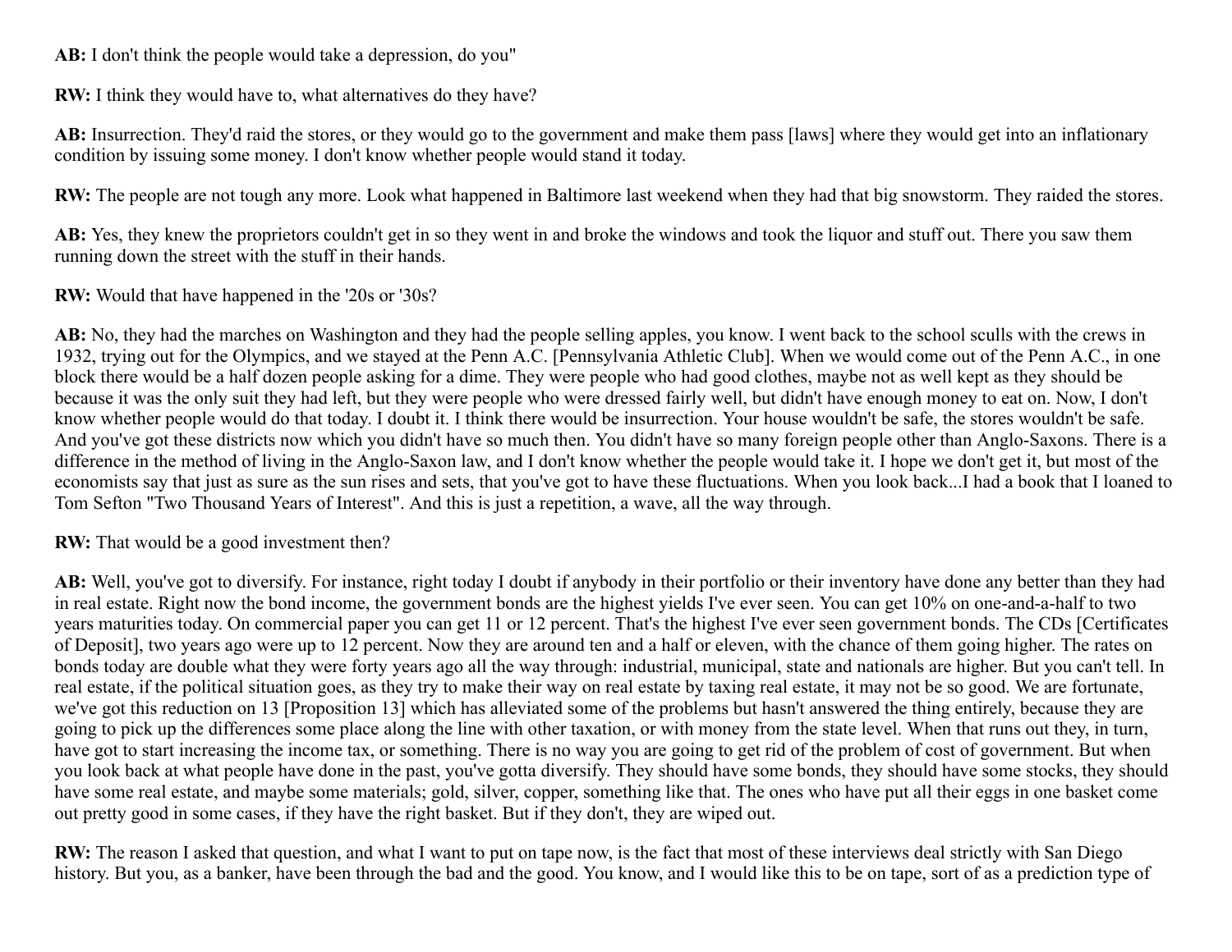**AB:** I don't think the people would take a depression, do you"

**RW:** I think they would have to, what alternatives do they have?

**AB:** Insurrection. They'd raid the stores, or they would go to the government and make them pass [laws] where they would get into an inflationary condition by issuing some money. I don't know whether people would stand it today.

**RW:** The people are not tough any more. Look what happened in Baltimore last weekend when they had that big snowstorm. They raided the stores.

**AB:** Yes, they knew the proprietors couldn't get in so they went in and broke the windows and took the liquor and stuff out. There you saw them running down the street with the stuff in their hands.

**RW:** Would that have happened in the '20s or '30s?

**AB:** No, they had the marches on Washington and they had the people selling apples, you know. I went back to the school sculls with the crews in 1932, trying out for the Olympics, and we stayed at the Penn A.C. [Pennsylvania Athletic Club]. When we would come out of the Penn A.C., in one block there would be a half dozen people asking for a dime. They were people who had good clothes, maybe not as well kept as they should be because it was the only suit they had left, but they were people who were dressed fairly well, but didn't have enough money to eat on. Now, I don't know whether people would do that today. I doubt it. I think there would be insurrection. Your house wouldn't be safe, the stores wouldn't be safe. And you've got these districts now which you didn't have so much then. You didn't have so many foreign people other than Anglo-Saxons. There is a difference in the method of living in the Anglo-Saxon law, and I don't know whether the people would take it. I hope we don't get it, but most of the economists say that just as sure as the sun rises and sets, that you've got to have these fluctuations. When you look back...I had a book that I loaned to Tom Sefton "Two Thousand Years of Interest". And this is just a repetition, a wave, all the way through.

**RW:** That would be a good investment then?

**AB:** Well, you've got to diversify. For instance, right today I doubt if anybody in their portfolio or their inventory have done any better than they had in real estate. Right now the bond income, the government bonds are the highest yields I've ever seen. You can get 10% on one-and-a-half to two years maturities today. On commercial paper you can get 11 or 12 percent. That's the highest I've ever seen government bonds. The CDs [Certificates of Deposit], two years ago were up to 12 percent. Now they are around ten and a half or eleven, with the chance of them going higher. The rates on bonds today are double what they were forty years ago all the way through: industrial, municipal, state and nationals are higher. But you can't tell. In real estate, if the political situation goes, as they try to make their way on real estate by taxing real estate, it may not be so good. We are fortunate, we've got this reduction on 13 [Proposition 13] which has alleviated some of the problems but hasn't answered the thing entirely, because they are going to pick up the differences some place along the line with other taxation, or with money from the state level. When that runs out they, in turn, have got to start increasing the income tax, or something. There is no way you are going to get rid of the problem of cost of government. But when you look back at what people have done in the past, you've gotta diversify. They should have some bonds, they should have some stocks, they should have some real estate, and maybe some materials; gold, silver, copper, something like that. The ones who have put all their eggs in one basket come out pretty good in some cases, if they have the right basket. But if they don't, they are wiped out.

**RW:** The reason I asked that question, and what I want to put on tape now, is the fact that most of these interviews deal strictly with San Diego history. But you, as a banker, have been through the bad and the good. You know, and I would like this to be on tape, sort of as a prediction type of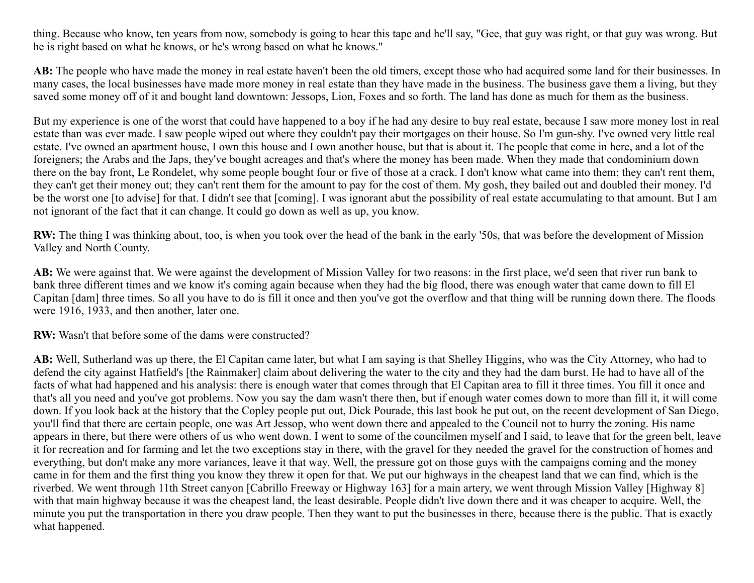thing. Because who know, ten years from now, somebody is going to hear this tape and he'll say, "Gee, that guy was right, or that guy was wrong. But he is right based on what he knows, or he's wrong based on what he knows."

**AB:** The people who have made the money in real estate haven't been the old timers, except those who had acquired some land for their businesses. In many cases, the local businesses have made more money in real estate than they have made in the business. The business gave them a living, but they saved some money off of it and bought land downtown: Jessops, Lion, Foxes and so forth. The land has done as much for them as the business.

But my experience is one of the worst that could have happened to a boy if he had any desire to buy real estate, because I saw more money lost in real estate than was ever made. I saw people wiped out where they couldn't pay their mortgages on their house. So I'm gun-shy. I've owned very little real estate. I've owned an apartment house, I own this house and I own another house, but that is about it. The people that come in here, and a lot of the foreigners; the Arabs and the Japs, they've bought acreages and that's where the money has been made. When they made that condominium down there on the bay front, Le Rondelet, why some people bought four or five of those at a crack. I don't know what came into them; they can't rent them, they can't get their money out; they can't rent them for the amount to pay for the cost of them. My gosh, they bailed out and doubled their money. I'd be the worst one [to advise] for that. I didn't see that [coming]. I was ignorant abut the possibility of real estate accumulating to that amount. But I am not ignorant of the fact that it can change. It could go down as well as up, you know.

**RW:** The thing I was thinking about, too, is when you took over the head of the bank in the early '50s, that was before the development of Mission Valley and North County.

**AB:** We were against that. We were against the development of Mission Valley for two reasons: in the first place, we'd seen that river run bank to bank three different times and we know it's coming again because when they had the big flood, there was enough water that came down to fill El Capitan [dam] three times. So all you have to do is fill it once and then you've got the overflow and that thing will be running down there. The floods were 1916, 1933, and then another, later one.

**RW:** Wasn't that before some of the dams were constructed?

**AB:** Well, Sutherland was up there, the El Capitan came later, but what I am saying is that Shelley Higgins, who was the City Attorney, who had to defend the city against Hatfield's [the Rainmaker] claim about delivering the water to the city and they had the dam burst. He had to have all of the facts of what had happened and his analysis: there is enough water that comes through that El Capitan area to fill it three times. You fill it once and that's all you need and you've got problems. Now you say the dam wasn't there then, but if enough water comes down to more than fill it, it will come down. If you look back at the history that the Copley people put out, Dick Pourade, this last book he put out, on the recent development of San Diego, you'll find that there are certain people, one was Art Jessop, who went down there and appealed to the Council not to hurry the zoning. His name appears in there, but there were others of us who went down. I went to some of the councilmen myself and I said, to leave that for the green belt, leave it for recreation and for farming and let the two exceptions stay in there, with the gravel for they needed the gravel for the construction of homes and everything, but don't make any more variances, leave it that way. Well, the pressure got on those guys with the campaigns coming and the money came in for them and the first thing you know they threw it open for that. We put our highways in the cheapest land that we can find, which is the riverbed. We went through 11th Street canyon [Cabrillo Freeway or Highway 163] for a main artery, we went through Mission Valley [Highway 8] with that main highway because it was the cheapest land, the least desirable. People didn't live down there and it was cheaper to acquire. Well, the minute you put the transportation in there you draw people. Then they want to put the businesses in there, because there is the public. That is exactly what happened.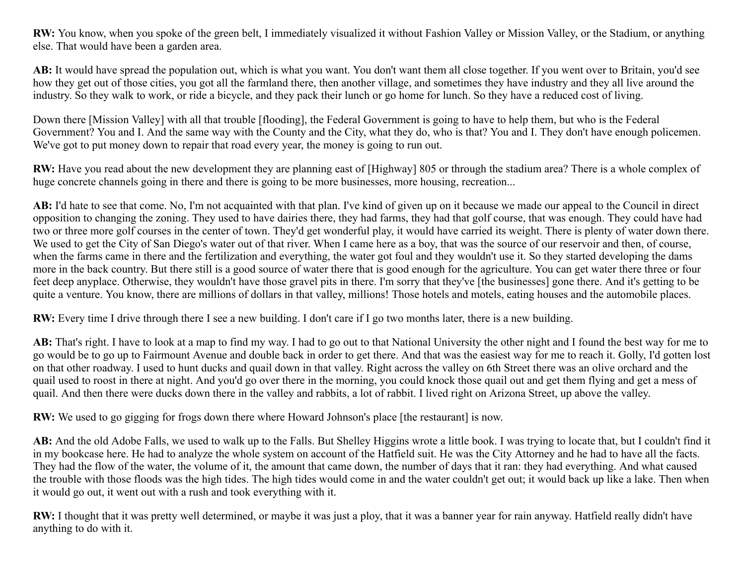**RW:** You know, when you spoke of the green belt, I immediately visualized it without Fashion Valley or Mission Valley, or the Stadium, or anything else. That would have been a garden area.

**AB:** It would have spread the population out, which is what you want. You don't want them all close together. If you went over to Britain, you'd see how they get out of those cities, you got all the farmland there, then another village, and sometimes they have industry and they all live around the industry. So they walk to work, or ride a bicycle, and they pack their lunch or go home for lunch. So they have a reduced cost of living.

Down there [Mission Valley] with all that trouble [flooding], the Federal Government is going to have to help them, but who is the Federal Government? You and I. And the same way with the County and the City, what they do, who is that? You and I. They don't have enough policemen. We've got to put money down to repair that road every year, the money is going to run out.

**RW:** Have you read about the new development they are planning east of [Highway] 805 or through the stadium area? There is a whole complex of huge concrete channels going in there and there is going to be more businesses, more housing, recreation...

**AB:** I'd hate to see that come. No, I'm not acquainted with that plan. I've kind of given up on it because we made our appeal to the Council in direct opposition to changing the zoning. They used to have dairies there, they had farms, they had that golf course, that was enough. They could have had two or three more golf courses in the center of town. They'd get wonderful play, it would have carried its weight. There is plenty of water down there. We used to get the City of San Diego's water out of that river. When I came here as a boy, that was the source of our reservoir and then, of course, when the farms came in there and the fertilization and everything, the water got foul and they wouldn't use it. So they started developing the dams more in the back country. But there still is a good source of water there that is good enough for the agriculture. You can get water there three or four feet deep anyplace. Otherwise, they wouldn't have those gravel pits in there. I'm sorry that they've [the businesses] gone there. And it's getting to be quite a venture. You know, there are millions of dollars in that valley, millions! Those hotels and motels, eating houses and the automobile places.

**RW:** Every time I drive through there I see a new building. I don't care if I go two months later, there is a new building.

**AB:** That's right. I have to look at a map to find my way. I had to go out to that National University the other night and I found the best way for me to go would be to go up to Fairmount Avenue and double back in order to get there. And that was the easiest way for me to reach it. Golly, I'd gotten lost on that other roadway. I used to hunt ducks and quail down in that valley. Right across the valley on 6th Street there was an olive orchard and the quail used to roost in there at night. And you'd go over there in the morning, you could knock those quail out and get them flying and get a mess of quail. And then there were ducks down there in the valley and rabbits, a lot of rabbit. I lived right on Arizona Street, up above the valley.

**RW:** We used to go gigging for frogs down there where Howard Johnson's place [the restaurant] is now.

**AB:** And the old Adobe Falls, we used to walk up to the Falls. But Shelley Higgins wrote a little book. I was trying to locate that, but I couldn't find it in my bookcase here. He had to analyze the whole system on account of the Hatfield suit. He was the City Attorney and he had to have all the facts. They had the flow of the water, the volume of it, the amount that came down, the number of days that it ran: they had everything. And what caused the trouble with those floods was the high tides. The high tides would come in and the water couldn't get out; it would back up like a lake. Then when it would go out, it went out with a rush and took everything with it.

**RW:** I thought that it was pretty well determined, or maybe it was just a ploy, that it was a banner year for rain anyway. Hatfield really didn't have anything to do with it.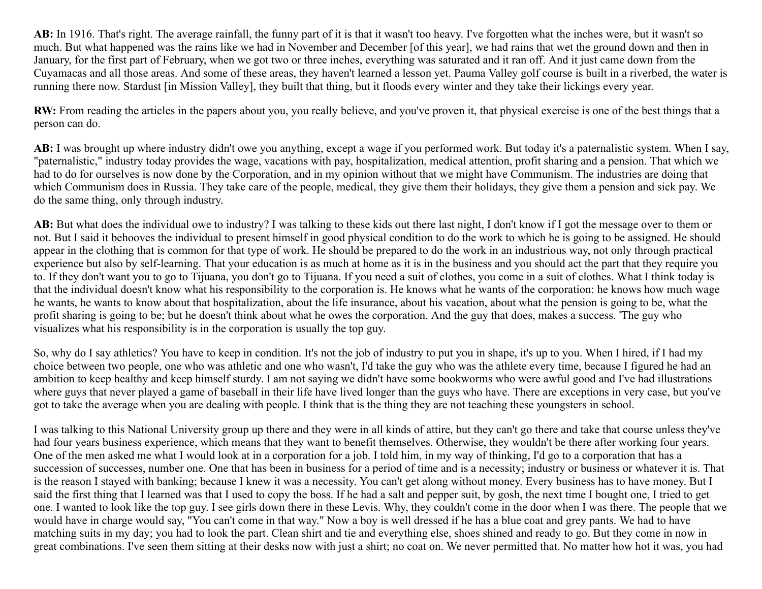**AB:** In 1916. That's right. The average rainfall, the funny part of it is that it wasn't too heavy. I've forgotten what the inches were, but it wasn't so much. But what happened was the rains like we had in November and December [of this year], we had rains that wet the ground down and then in January, for the first part of February, when we got two or three inches, everything was saturated and it ran off. And it just came down from the Cuyamacas and all those areas. And some of these areas, they haven't learned a lesson yet. Pauma Valley golf course is built in a riverbed, the water is running there now. Stardust [in Mission Valley], they built that thing, but it floods every winter and they take their lickings every year.

**RW:** From reading the articles in the papers about you, you really believe, and you've proven it, that physical exercise is one of the best things that a person can do.

**AB:** I was brought up where industry didn't owe you anything, except a wage if you performed work. But today it's a paternalistic system. When I say, "paternalistic," industry today provides the wage, vacations with pay, hospitalization, medical attention, profit sharing and a pension. That which we had to do for ourselves is now done by the Corporation, and in my opinion without that we might have Communism. The industries are doing that which Communism does in Russia. They take care of the people, medical, they give them their holidays, they give them a pension and sick pay. We do the same thing, only through industry.

**AB:** But what does the individual owe to industry? I was talking to these kids out there last night, I don't know if I got the message over to them or not. But I said it behooves the individual to present himself in good physical condition to do the work to which he is going to be assigned. He should appear in the clothing that is common for that type of work. He should be prepared to do the work in an industrious way, not only through practical experience but also by self-learning. That your education is as much at home as it is in the business and you should act the part that they require you to. If they don't want you to go to Tijuana, you don't go to Tijuana. If you need a suit of clothes, you come in a suit of clothes. What I think today is that the individual doesn't know what his responsibility to the corporation is. He knows what he wants of the corporation: he knows how much wage he wants, he wants to know about that hospitalization, about the life insurance, about his vacation, about what the pension is going to be, what the profit sharing is going to be; but he doesn't think about what he owes the corporation. And the guy that does, makes a success. 'The guy who visualizes what his responsibility is in the corporation is usually the top guy.

So, why do I say athletics? You have to keep in condition. It's not the job of industry to put you in shape, it's up to you. When I hired, if I had my choice between two people, one who was athletic and one who wasn't, I'd take the guy who was the athlete every time, because I figured he had an ambition to keep healthy and keep himself sturdy. I am not saying we didn't have some bookworms who were awful good and I've had illustrations where guys that never played a game of baseball in their life have lived longer than the guys who have. There are exceptions in very case, but you've got to take the average when you are dealing with people. I think that is the thing they are not teaching these youngsters in school.

I was talking to this National University group up there and they were in all kinds of attire, but they can't go there and take that course unless they've had four years business experience, which means that they want to benefit themselves. Otherwise, they wouldn't be there after working four years. One of the men asked me what I would look at in a corporation for a job. I told him, in my way of thinking, I'd go to a corporation that has a succession of successes, number one. One that has been in business for a period of time and is a necessity; industry or business or whatever it is. That is the reason I stayed with banking; because I knew it was a necessity. You can't get along without money. Every business has to have money. But I said the first thing that I learned was that I used to copy the boss. If he had a salt and pepper suit, by gosh, the next time I bought one, I tried to get one. I wanted to look like the top guy. I see girls down there in these Levis. Why, they couldn't come in the door when I was there. The people that we would have in charge would say, "You can't come in that way." Now a boy is well dressed if he has a blue coat and grey pants. We had to have matching suits in my day; you had to look the part. Clean shirt and tie and everything else, shoes shined and ready to go. But they come in now in great combinations. I've seen them sitting at their desks now with just a shirt; no coat on. We never permitted that. No matter how hot it was, you had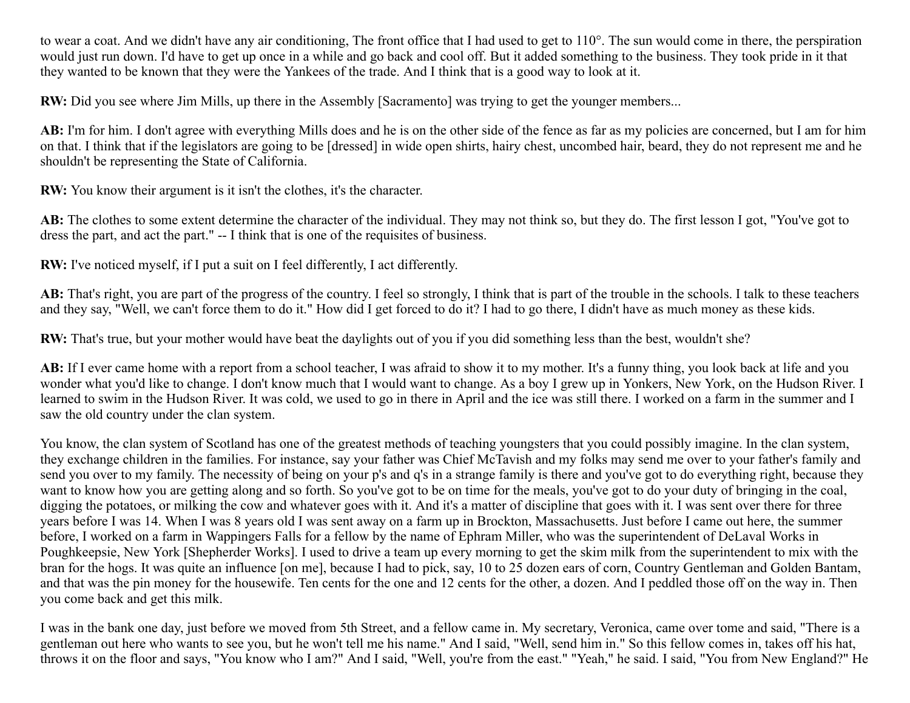to wear a coat. And we didn't have any air conditioning, The front office that I had used to get to 110°. The sun would come in there, the perspiration would just run down. I'd have to get up once in a while and go back and cool off. But it added something to the business. They took pride in it that they wanted to be known that they were the Yankees of the trade. And I think that is a good way to look at it.

**RW:** Did you see where Jim Mills, up there in the Assembly [Sacramento] was trying to get the younger members...

**AB:** I'm for him. I don't agree with everything Mills does and he is on the other side of the fence as far as my policies are concerned, but I am for him on that. I think that if the legislators are going to be [dressed] in wide open shirts, hairy chest, uncombed hair, beard, they do not represent me and he shouldn't be representing the State of California.

**RW:** You know their argument is it isn't the clothes, it's the character.

**AB:** The clothes to some extent determine the character of the individual. They may not think so, but they do. The first lesson I got, "You've got to dress the part, and act the part." -- I think that is one of the requisites of business.

**RW:** I've noticed myself, if I put a suit on I feel differently, I act differently.

**AB:** That's right, you are part of the progress of the country. I feel so strongly, I think that is part of the trouble in the schools. I talk to these teachers and they say, "Well, we can't force them to do it." How did I get forced to do it? I had to go there, I didn't have as much money as these kids.

**RW:** That's true, but your mother would have beat the daylights out of you if you did something less than the best, wouldn't she?

**AB:** If I ever came home with a report from a school teacher, I was afraid to show it to my mother. It's a funny thing, you look back at life and you wonder what you'd like to change. I don't know much that I would want to change. As a boy I grew up in Yonkers, New York, on the Hudson River. I learned to swim in the Hudson River. It was cold, we used to go in there in April and the ice was still there. I worked on a farm in the summer and I saw the old country under the clan system.

You know, the clan system of Scotland has one of the greatest methods of teaching youngsters that you could possibly imagine. In the clan system, they exchange children in the families. For instance, say your father was Chief McTavish and my folks may send me over to your father's family and send you over to my family. The necessity of being on your p's and q's in a strange family is there and you've got to do everything right, because they want to know how you are getting along and so forth. So you've got to be on time for the meals, you've got to do your duty of bringing in the coal, digging the potatoes, or milking the cow and whatever goes with it. And it's a matter of discipline that goes with it. I was sent over there for three years before I was 14. When I was 8 years old I was sent away on a farm up in Brockton, Massachusetts. Just before I came out here, the summer before, I worked on a farm in Wappingers Falls for a fellow by the name of Ephram Miller, who was the superintendent of DeLaval Works in Poughkeepsie, New York [Shepherder Works]. I used to drive a team up every morning to get the skim milk from the superintendent to mix with the bran for the hogs. It was quite an influence [on me], because I had to pick, say, 10 to 25 dozen ears of corn, Country Gentleman and Golden Bantam, and that was the pin money for the housewife. Ten cents for the one and 12 cents for the other, a dozen. And I peddled those off on the way in. Then you come back and get this milk.

I was in the bank one day, just before we moved from 5th Street, and a fellow came in. My secretary, Veronica, came over tome and said, "There is a gentleman out here who wants to see you, but he won't tell me his name." And I said, "Well, send him in." So this fellow comes in, takes off his hat, throws it on the floor and says, "You know who I am?" And I said, "Well, you're from the east." "Yeah," he said. I said, "You from New England?" He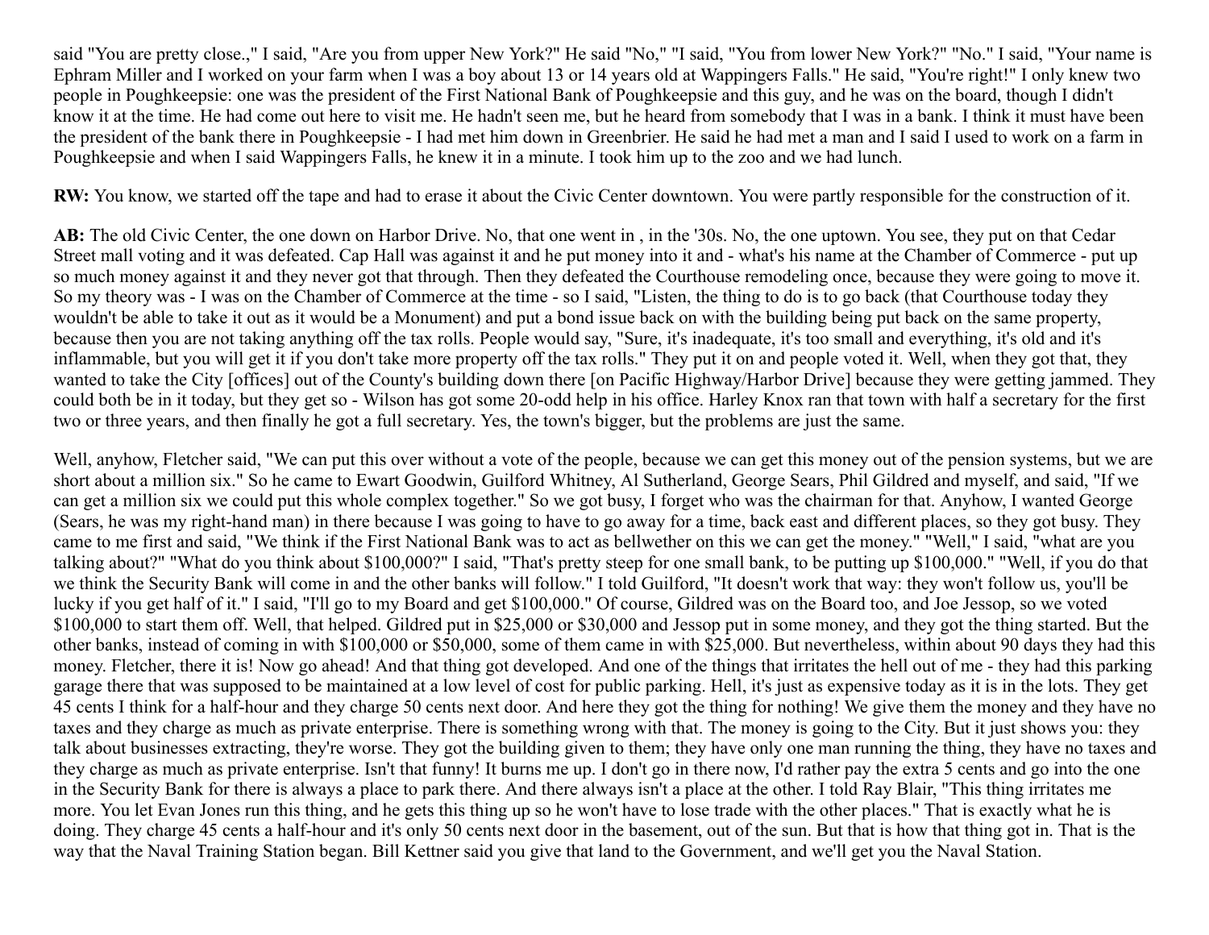said "You are pretty close.," I said, "Are you from upper New York?" He said "No," "I said, "You from lower New York?" "No." I said, "Your name is Ephram Miller and I worked on your farm when I was a boy about 13 or 14 years old at Wappingers Falls." He said, "You're right!" I only knew two people in Poughkeepsie: one was the president of the First National Bank of Poughkeepsie and this guy, and he was on the board, though I didn't know it at the time. He had come out here to visit me. He hadn't seen me, but he heard from somebody that I was in a bank. I think it must have been the president of the bank there in Poughkeepsie - I had met him down in Greenbrier. He said he had met a man and I said I used to work on a farm in Poughkeepsie and when I said Wappingers Falls, he knew it in a minute. I took him up to the zoo and we had lunch.

**RW:** You know, we started off the tape and had to erase it about the Civic Center downtown. You were partly responsible for the construction of it.

**AB:** The old Civic Center, the one down on Harbor Drive. No, that one went in , in the '30s. No, the one uptown. You see, they put on that Cedar Street mall voting and it was defeated. Cap Hall was against it and he put money into it and - what's his name at the Chamber of Commerce - put up so much money against it and they never got that through. Then they defeated the Courthouse remodeling once, because they were going to move it. So my theory was - I was on the Chamber of Commerce at the time - so I said, "Listen, the thing to do is to go back (that Courthouse today they wouldn't be able to take it out as it would be a Monument) and put a bond issue back on with the building being put back on the same property, because then you are not taking anything off the tax rolls. People would say, "Sure, it's inadequate, it's too small and everything, it's old and it's inflammable, but you will get it if you don't take more property off the tax rolls." They put it on and people voted it. Well, when they got that, they wanted to take the City [offices] out of the County's building down there [on Pacific Highway/Harbor Drive] because they were getting jammed. They could both be in it today, but they get so - Wilson has got some 20-odd help in his office. Harley Knox ran that town with half a secretary for the first two or three years, and then finally he got a full secretary. Yes, the town's bigger, but the problems are just the same.

Well, anyhow, Fletcher said, "We can put this over without a vote of the people, because we can get this money out of the pension systems, but we are short about a million six." So he came to Ewart Goodwin, Guilford Whitney, Al Sutherland, George Sears, Phil Gildred and myself, and said, "If we can get a million six we could put this whole complex together." So we got busy, I forget who was the chairman for that. Anyhow, I wanted George (Sears, he was my right-hand man) in there because I was going to have to go away for a time, back east and different places, so they got busy. They came to me first and said, "We think if the First National Bank was to act as bellwether on this we can get the money." "Well," I said, "what are you talking about?" "What do you think about $100,000?" I said, "That's pretty steep for one small bank, to be putting up $100,000." "Well, if you do that we think the Security Bank will come in and the other banks will follow." I told Guilford, "It doesn't work that way: they won't follow us, you'll be lucky if you get half of it." I said, "I'll go to my Board and get $100,000." Of course, Gildred was on the Board too, and Joe Jessop, so we voted $100,000 to start them off. Well, that helped. Gildred put in $25,000 or $30,000 and Jessop put in some money, and they got the thing started. But the other banks, instead of coming in with $100,000 or $50,000, some of them came in with $25,000. But nevertheless, within about 90 days they had this money. Fletcher, there it is! Now go ahead! And that thing got developed. And one of the things that irritates the hell out of me - they had this parking garage there that was supposed to be maintained at a low level of cost for public parking. Hell, it's just as expensive today as it is in the lots. They get 45 cents I think for a half-hour and they charge 50 cents next door. And here they got the thing for nothing! We give them the money and they have no taxes and they charge as much as private enterprise. There is something wrong with that. The money is going to the City. But it just shows you: they talk about businesses extracting, they're worse. They got the building given to them; they have only one man running the thing, they have no taxes and they charge as much as private enterprise. Isn't that funny! It burns me up. I don't go in there now, I'd rather pay the extra 5 cents and go into the one in the Security Bank for there is always a place to park there. And there always isn't a place at the other. I told Ray Blair, "This thing irritates me more. You let Evan Jones run this thing, and he gets this thing up so he won't have to lose trade with the other places." That is exactly what he is doing. They charge 45 cents a half-hour and it's only 50 cents next door in the basement, out of the sun. But that is how that thing got in. That is the way that the Naval Training Station began. Bill Kettner said you give that land to the Government, and we'll get you the Naval Station.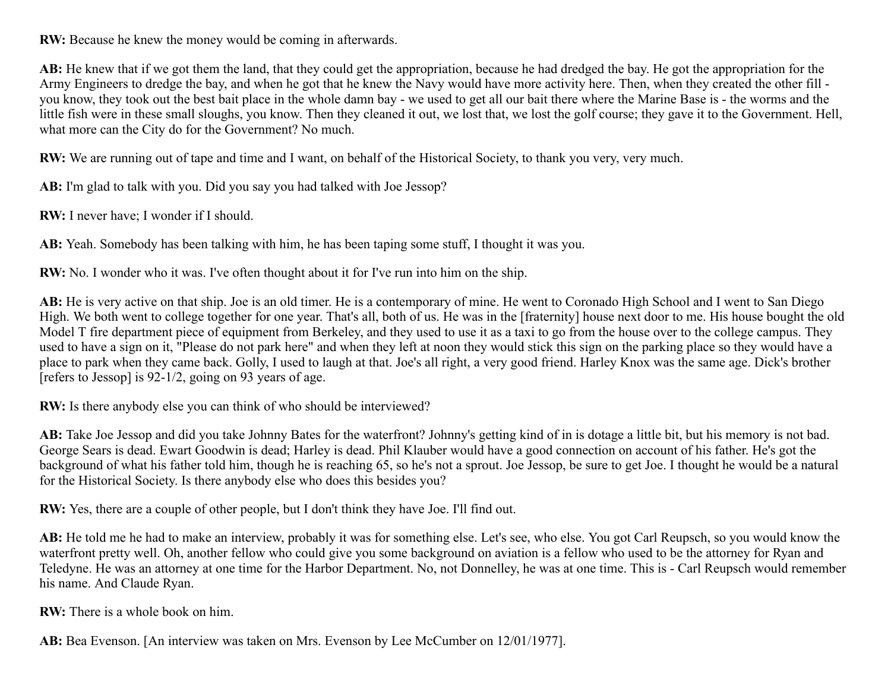**RW:** Because he knew the money would be coming in afterwards.

**AB:** He knew that if we got them the land, that they could get the appropriation, because he had dredged the bay. He got the appropriation for the Army Engineers to dredge the bay, and when he got that he knew the Navy would have more activity here. Then, when they created the other fill - you know, they took out the best bait place in the whole damn bay - we used to get all our bait there where the Marine Base is - the worms and the little fish were in these small sloughs, you know. Then they cleaned it out, we lost that, we lost the golf course; they gave it to the Government. Hell, what more can the City do for the Government? No much.

**RW:** We are running out of tape and time and I want, on behalf of the Historical Society, to thank you very, very much.

**AB:** I'm glad to talk with you. Did you say you had talked with Joe Jessop?

**RW:** I never have; I wonder if I should.

**AB:** Yeah. Somebody has been talking with him, he has been taping some stuff, I thought it was you.

**RW:** No. I wonder who it was. I've often thought about it for I've run into him on the ship.

**AB:** He is very active on that ship. Joe is an old timer. He is a contemporary of mine. He went to Coronado High School and I went to San Diego High. We both went to college together for one year. That's all, both of us. He was in the [fraternity] house next door to me. His house bought the old Model T fire department piece of equipment from Berkeley, and they used to use it as a taxi to go from the house over to the college campus. They used to have a sign on it, "Please do not park here" and when they left at noon they would stick this sign on the parking place so they would have a place to park when they came back. Golly, I used to laugh at that. Joe's all right, a very good friend. Harley Knox was the same age. Dick's brother [refers to Jessop] is 92-1/2, going on 93 years of age.

**RW:** Is there anybody else you can think of who should be interviewed?

**AB:** Take Joe Jessop and did you take Johnny Bates for the waterfront? Johnny's getting kind of in is dotage a little bit, but his memory is not bad. George Sears is dead. Ewart Goodwin is dead; Harley is dead. Phil Klauber would have a good connection on account of his father. He's got the background of what his father told him, though he is reaching 65, so he's not a sprout. Joe Jessop, be sure to get Joe. I thought he would be a natural for the Historical Society. Is there anybody else who does this besides you?

**RW:** Yes, there are a couple of other people, but I don't think they have Joe. I'll find out.

**AB:** He told me he had to make an interview, probably it was for something else. Let's see, who else. You got Carl Reupsch, so you would know the waterfront pretty well. Oh, another fellow who could give you some background on aviation is a fellow who used to be the attorney for Ryan and Teledyne. He was an attorney at one time for the Harbor Department. No, not Donnelley, he was at one time. This is - Carl Reupsch would remember his name. And Claude Ryan.

**RW:** There is a whole book on him.

**AB:** Bea Evenson. [An interview was taken on Mrs. Evenson by Lee McCumber on 12/01/1977].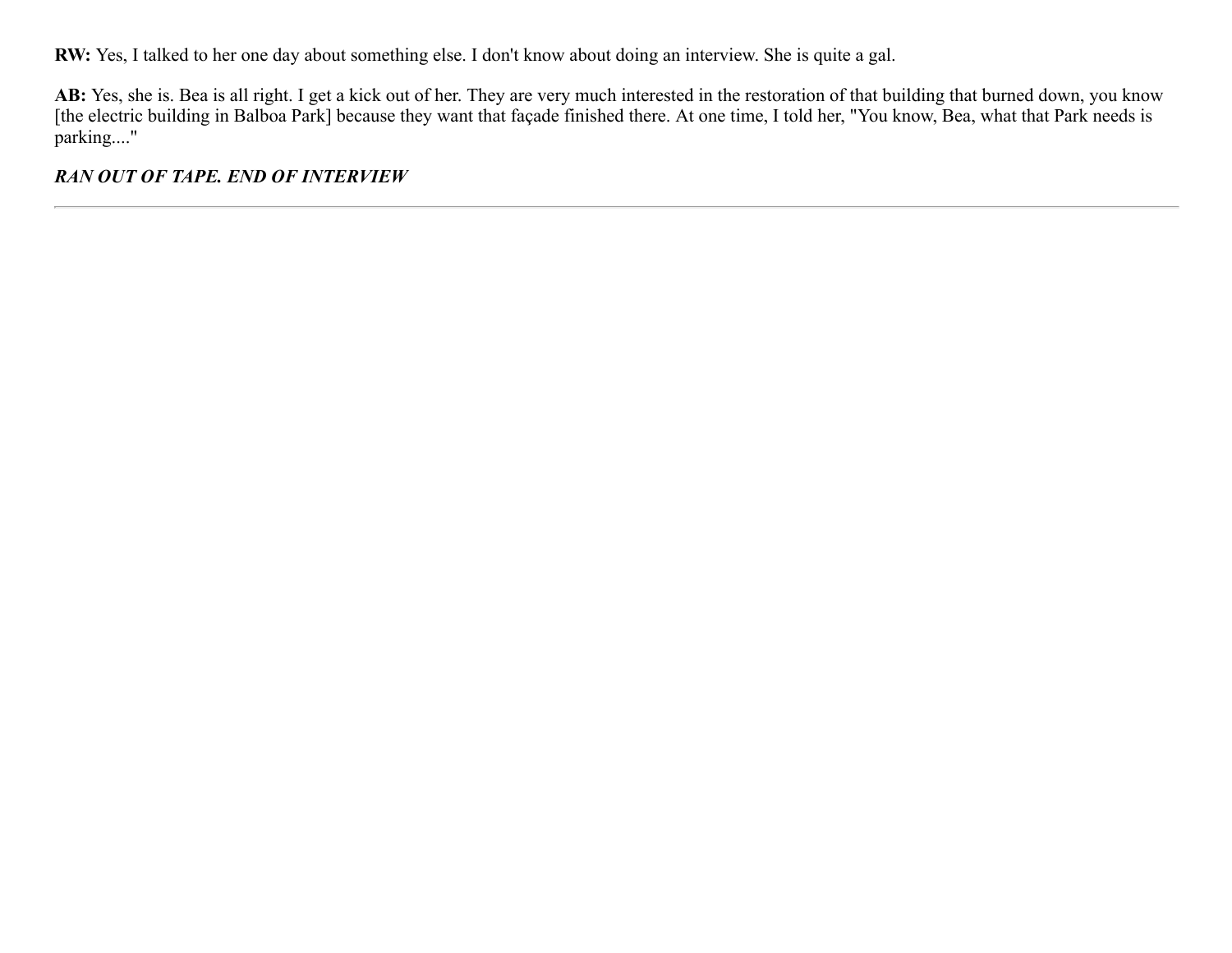**RW:** Yes, I talked to her one day about something else. I don't know about doing an interview. She is quite a gal.

**AB:** Yes, she is. Bea is all right. I get a kick out of her. They are very much interested in the restoration of that building that burned down, you know [the electric building in Balboa Park] because they want that façade finished there. At one time, I told her, "You know, Bea, what that Park needs is parking...."

***RAN OUT OF TAPE. END OF INTERVIEW***

---